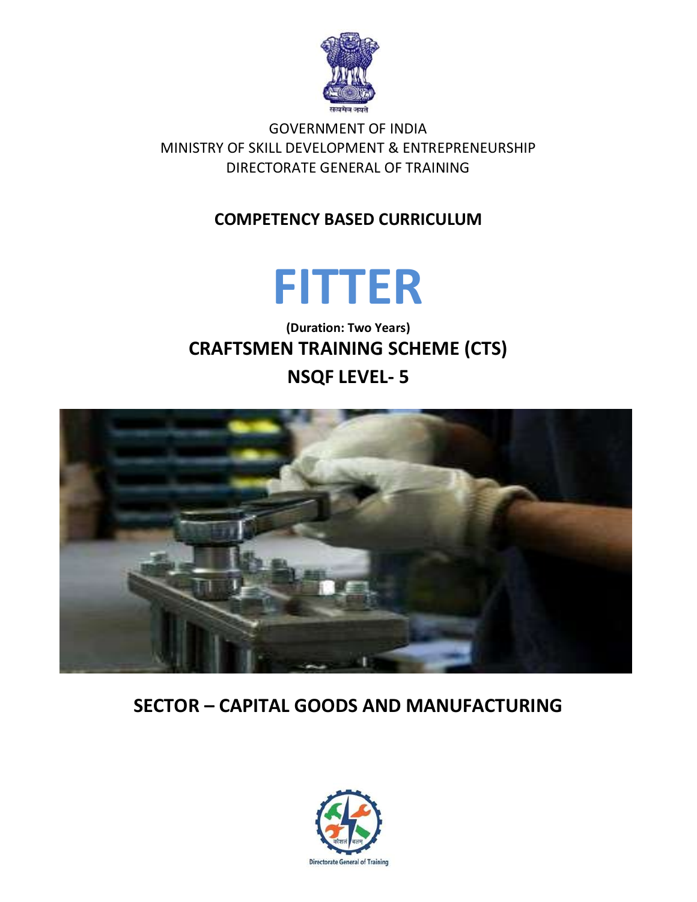सत्यमेव जयते

GOVERNMENT OF INDIA
MINISTRY OF SKILL DEVELOPMENT & ENTREPRENEURSHIP
DIRECTORATE GENERAL OF TRAINING

**COMPETENCY BASED CURRICULUM**

# FITTER

**(Duration: Two Years)**

**CRAFTSMEN TRAINING SCHEME (CTS)**

**NSQF LEVEL- 5**

**SECTOR – CAPITAL GOODS AND MANUFACTURING**

कौशल भारत

Directorate General of Training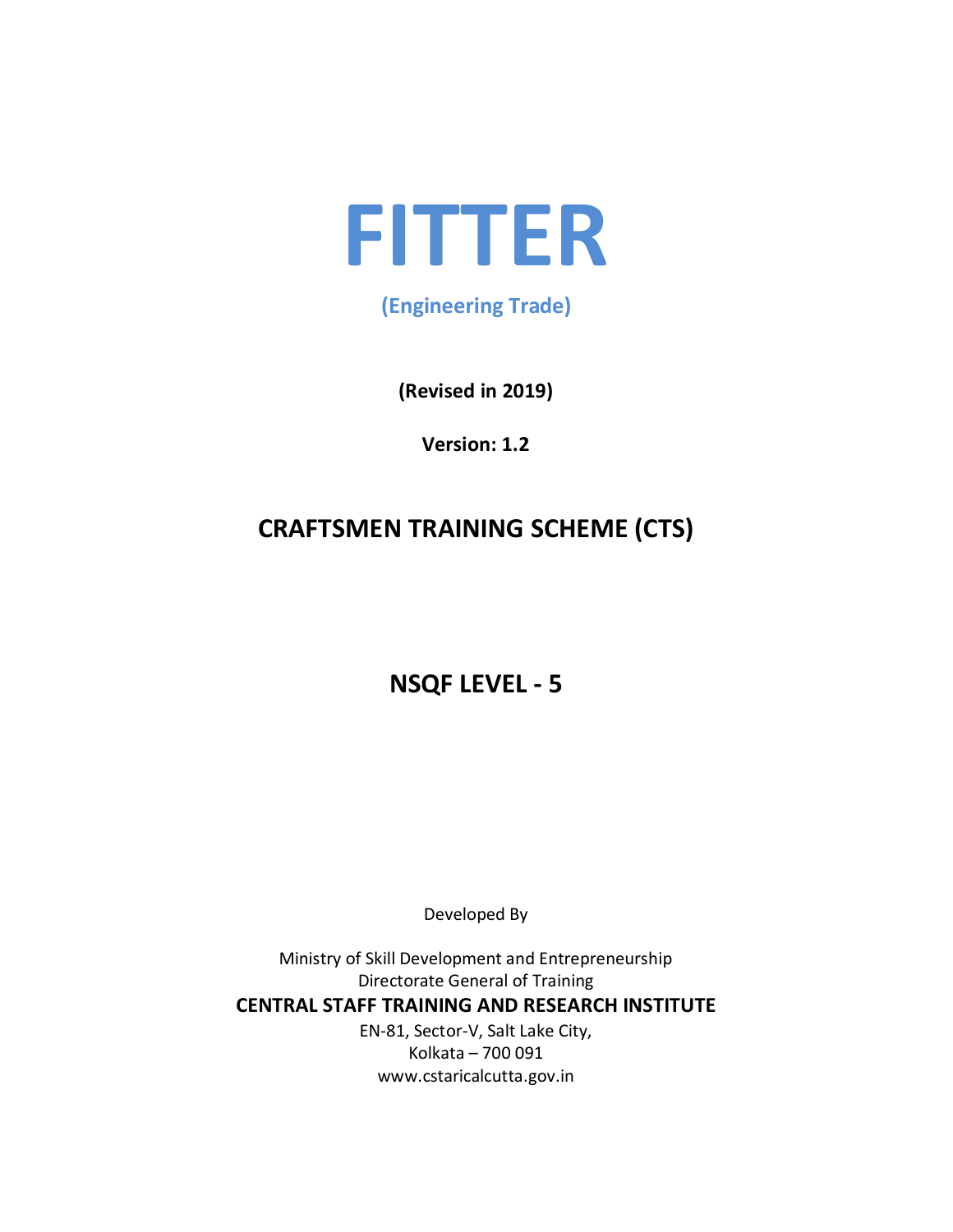# FITTER

**(Engineering Trade)**

**(Revised in 2019)**

**Version: 1.2**

## CRAFTSMEN TRAINING SCHEME (CTS)

## NSQF LEVEL - 5

Developed By

Ministry of Skill Development and Entrepreneurship
Directorate General of Training

**CENTRAL STAFF TRAINING AND RESEARCH INSTITUTE**

EN-81, Sector-V, Salt Lake City,
Kolkata – 700 091
www.cstaricalcutta.gov.in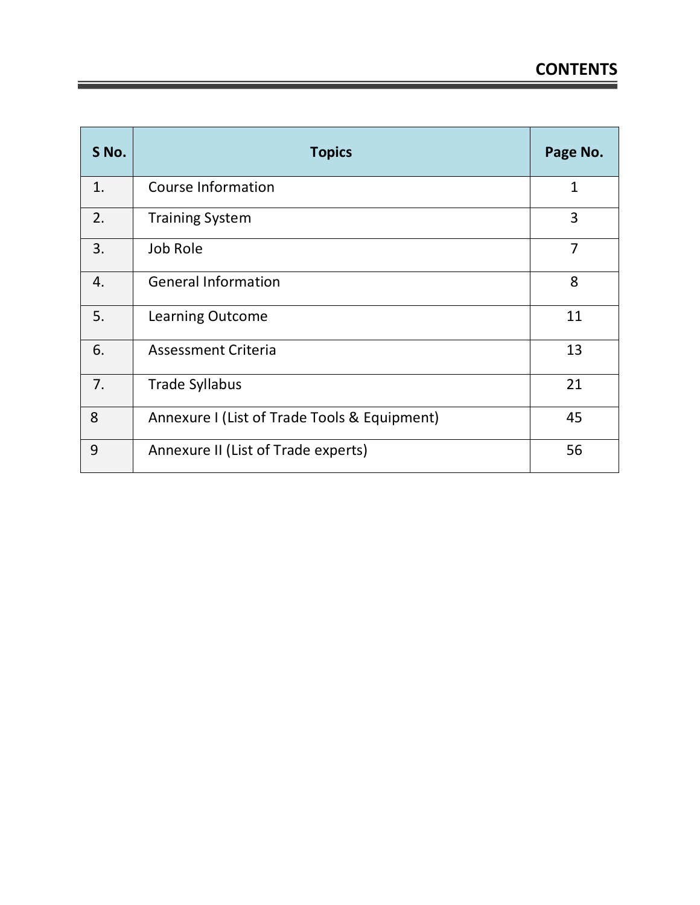# CONTENTS

| S No. | Topics | Page No. |
|---|---|---|
| 1. | Course Information | 1 |
| 2. | Training System | 3 |
| 3. | Job Role | 7 |
| 4. | General Information | 8 |
| 5. | Learning Outcome | 11 |
| 6. | Assessment Criteria | 13 |
| 7. | Trade Syllabus | 21 |
| 8 | Annexure I (List of Trade Tools & Equipment) | 45 |
| 9 | Annexure II (List of Trade experts) | 56 |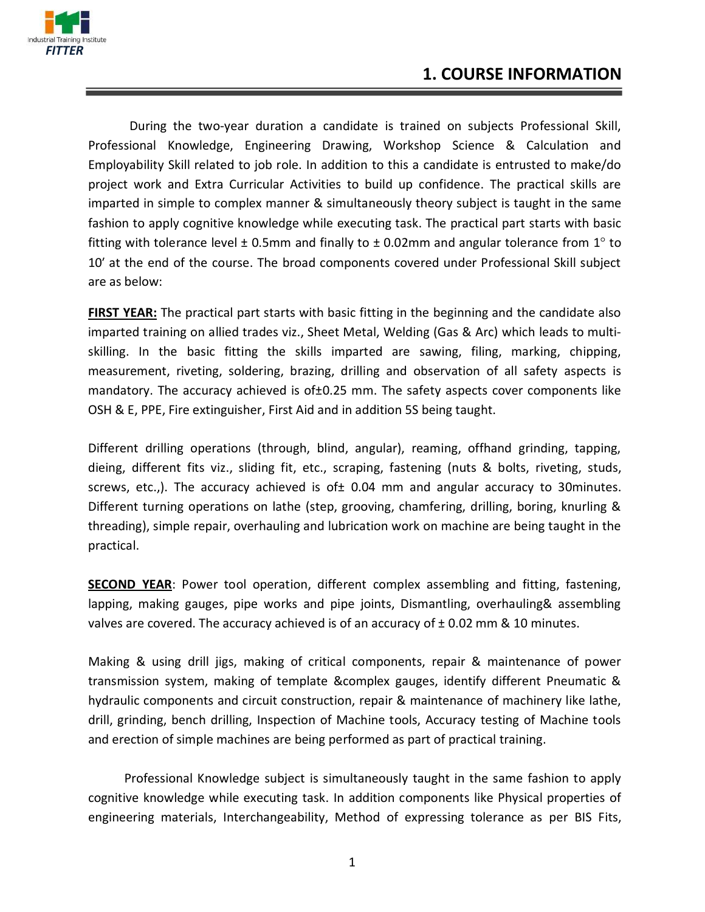# 1. COURSE INFORMATION

During the two-year duration a candidate is trained on subjects Professional Skill, Professional Knowledge, Engineering Drawing, Workshop Science & Calculation and Employability Skill related to job role. In addition to this a candidate is entrusted to make/do project work and Extra Curricular Activities to build up confidence. The practical skills are imparted in simple to complex manner & simultaneously theory subject is taught in the same fashion to apply cognitive knowledge while executing task. The practical part starts with basic fitting with tolerance level ± 0.5mm and finally to ± 0.02mm and angular tolerance from 1° to 10' at the end of the course. The broad components covered under Professional Skill subject are as below:

**<u>FIRST YEAR:</u>** The practical part starts with basic fitting in the beginning and the candidate also imparted training on allied trades viz., Sheet Metal, Welding (Gas & Arc) which leads to multi-skilling. In the basic fitting the skills imparted are sawing, filing, marking, chipping, measurement, riveting, soldering, brazing, drilling and observation of all safety aspects is mandatory. The accuracy achieved is of±0.25 mm. The safety aspects cover components like OSH & E, PPE, Fire extinguisher, First Aid and in addition 5S being taught.

Different drilling operations (through, blind, angular), reaming, offhand grinding, tapping, dieing, different fits viz., sliding fit, etc., scraping, fastening (nuts & bolts, riveting, studs, screws, etc.,). The accuracy achieved is of± 0.04 mm and angular accuracy to 30minutes. Different turning operations on lathe (step, grooving, chamfering, drilling, boring, knurling & threading), simple repair, overhauling and lubrication work on machine are being taught in the practical.

**<u>SECOND YEAR</u>**: Power tool operation, different complex assembling and fitting, fastening, lapping, making gauges, pipe works and pipe joints, Dismantling, overhauling& assembling valves are covered. The accuracy achieved is of an accuracy of ± 0.02 mm & 10 minutes.

Making & using drill jigs, making of critical components, repair & maintenance of power transmission system, making of template &complex gauges, identify different Pneumatic & hydraulic components and circuit construction, repair & maintenance of machinery like lathe, drill, grinding, bench drilling, Inspection of Machine tools, Accuracy testing of Machine tools and erection of simple machines are being performed as part of practical training.

Professional Knowledge subject is simultaneously taught in the same fashion to apply cognitive knowledge while executing task. In addition components like Physical properties of engineering materials, Interchangeability, Method of expressing tolerance as per BIS Fits,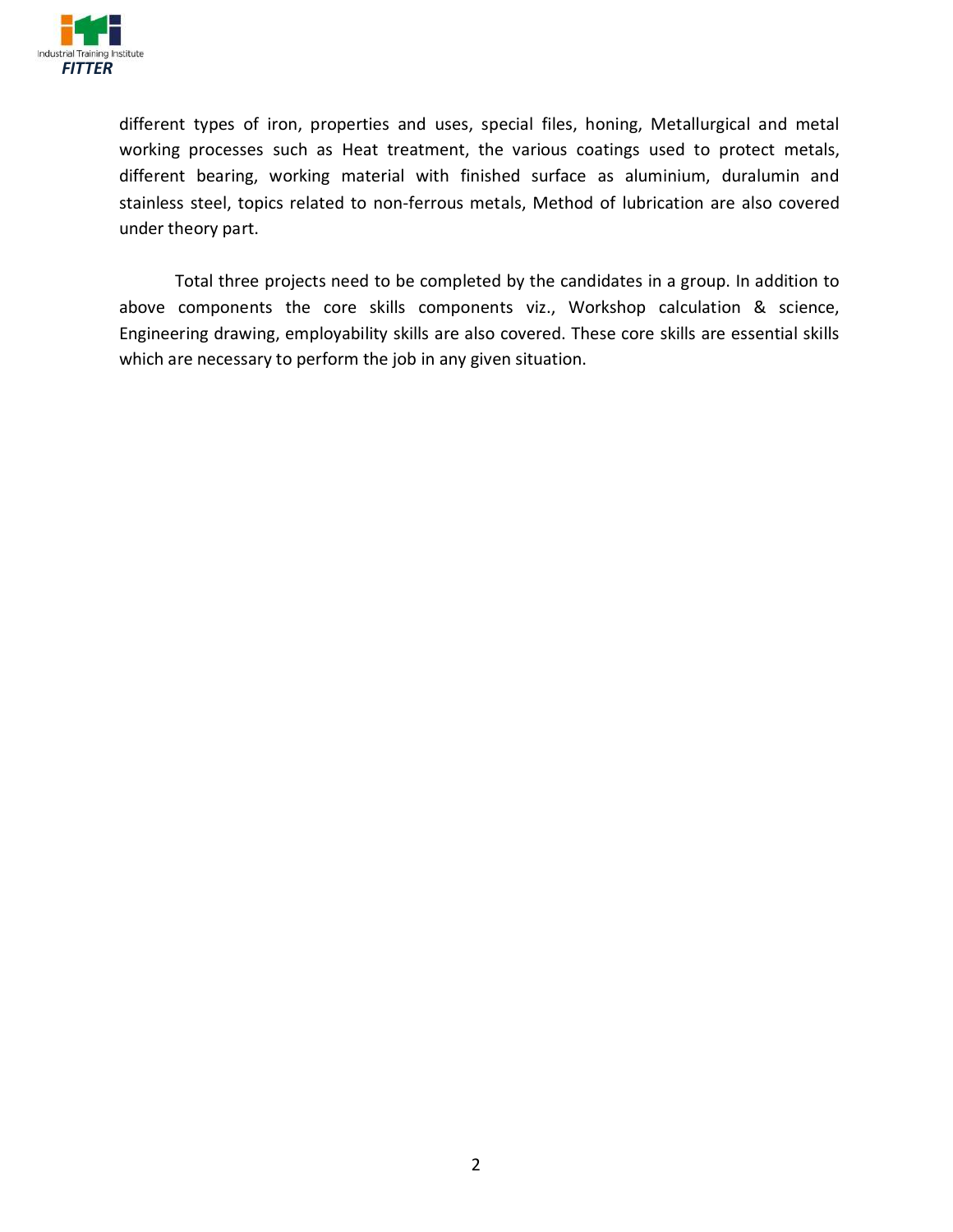different types of iron, properties and uses, special files, honing, Metallurgical and metal working processes such as Heat treatment, the various coatings used to protect metals, different bearing, working material with finished surface as aluminium, duralumin and stainless steel, topics related to non-ferrous metals, Method of lubrication are also covered under theory part.

Total three projects need to be completed by the candidates in a group. In addition to above components the core skills components viz., Workshop calculation & science, Engineering drawing, employability skills are also covered. These core skills are essential skills which are necessary to perform the job in any given situation.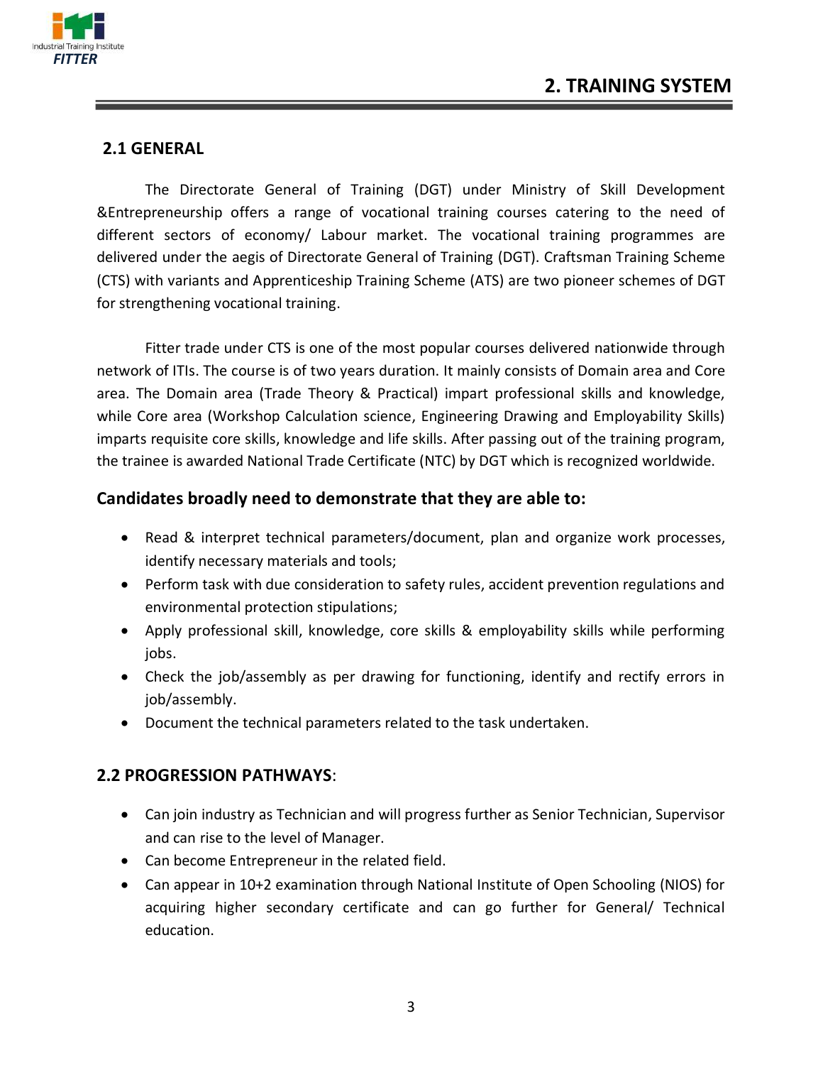# 2. TRAINING SYSTEM

## 2.1 GENERAL

The Directorate General of Training (DGT) under Ministry of Skill Development &Entrepreneurship offers a range of vocational training courses catering to the need of different sectors of economy/ Labour market. The vocational training programmes are delivered under the aegis of Directorate General of Training (DGT). Craftsman Training Scheme (CTS) with variants and Apprenticeship Training Scheme (ATS) are two pioneer schemes of DGT for strengthening vocational training.

Fitter trade under CTS is one of the most popular courses delivered nationwide through network of ITIs. The course is of two years duration. It mainly consists of Domain area and Core area. The Domain area (Trade Theory & Practical) impart professional skills and knowledge, while Core area (Workshop Calculation science, Engineering Drawing and Employability Skills) imparts requisite core skills, knowledge and life skills. After passing out of the training program, the trainee is awarded National Trade Certificate (NTC) by DGT which is recognized worldwide.

### Candidates broadly need to demonstrate that they are able to:

- Read & interpret technical parameters/document, plan and organize work processes, identify necessary materials and tools;
- Perform task with due consideration to safety rules, accident prevention regulations and environmental protection stipulations;
- Apply professional skill, knowledge, core skills & employability skills while performing jobs.
- Check the job/assembly as per drawing for functioning, identify and rectify errors in job/assembly.
- Document the technical parameters related to the task undertaken.

## 2.2 PROGRESSION PATHWAYS:

- Can join industry as Technician and will progress further as Senior Technician, Supervisor and can rise to the level of Manager.
- Can become Entrepreneur in the related field.
- Can appear in 10+2 examination through National Institute of Open Schooling (NIOS) for acquiring higher secondary certificate and can go further for General/ Technical education.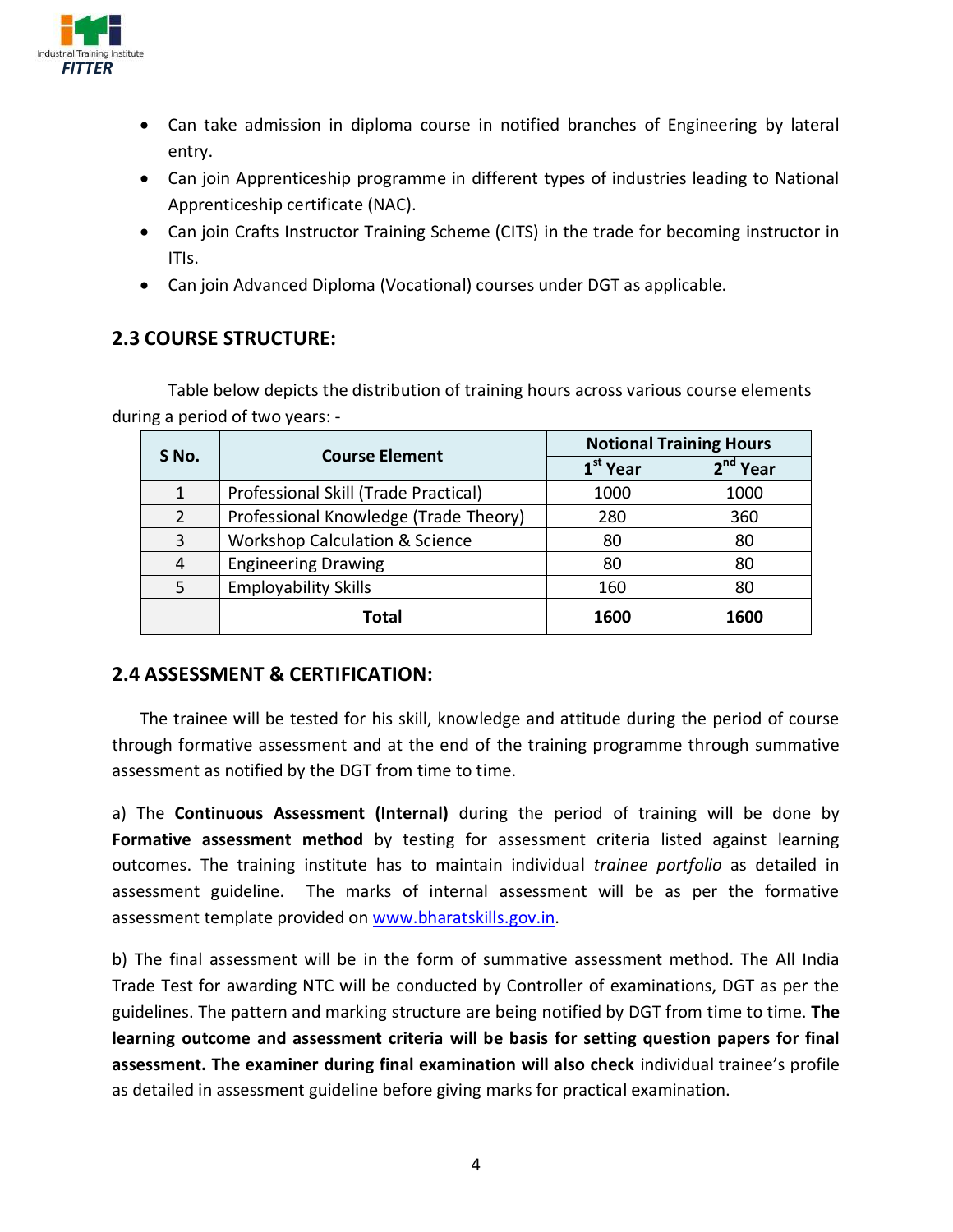- Can take admission in diploma course in notified branches of Engineering by lateral entry.
- Can join Apprenticeship programme in different types of industries leading to National Apprenticeship certificate (NAC).
- Can join Crafts Instructor Training Scheme (CITS) in the trade for becoming instructor in ITIs.
- Can join Advanced Diploma (Vocational) courses under DGT as applicable.

## 2.3 COURSE STRUCTURE:

Table below depicts the distribution of training hours across various course elements during a period of two years: -

| S No. | Course Element | Notional Training Hours | |
|---|---|---|---|
| | | 1st Year | 2nd Year |
| 1 | Professional Skill (Trade Practical) | 1000 | 1000 |
| 2 | Professional Knowledge (Trade Theory) | 280 | 360 |
| 3 | Workshop Calculation & Science | 80 | 80 |
| 4 | Engineering Drawing | 80 | 80 |
| 5 | Employability Skills | 160 | 80 |
| | **Total** | **1600** | **1600** |

## 2.4 ASSESSMENT & CERTIFICATION:

The trainee will be tested for his skill, knowledge and attitude during the period of course through formative assessment and at the end of the training programme through summative assessment as notified by the DGT from time to time.

a) The **Continuous Assessment (Internal)** during the period of training will be done by **Formative assessment method** by testing for assessment criteria listed against learning outcomes. The training institute has to maintain individual *trainee portfolio* as detailed in assessment guideline. The marks of internal assessment will be as per the formative assessment template provided on www.bharatskills.gov.in.

b) The final assessment will be in the form of summative assessment method. The All India Trade Test for awarding NTC will be conducted by Controller of examinations, DGT as per the guidelines. The pattern and marking structure are being notified by DGT from time to time. **The learning outcome and assessment criteria will be basis for setting question papers for final assessment. The examiner during final examination will also check** individual trainee's profile as detailed in assessment guideline before giving marks for practical examination.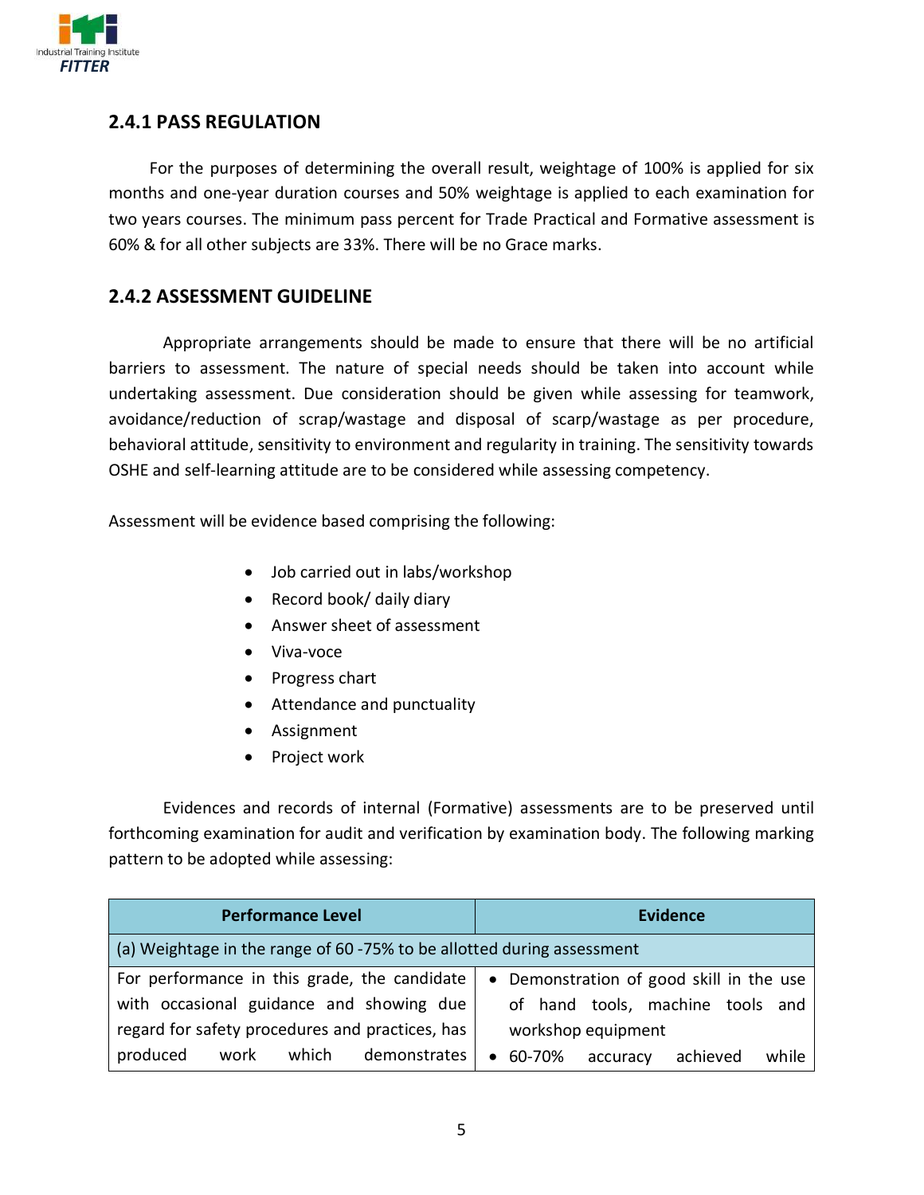### 2.4.1 PASS REGULATION

For the purposes of determining the overall result, weightage of 100% is applied for six months and one-year duration courses and 50% weightage is applied to each examination for two years courses. The minimum pass percent for Trade Practical and Formative assessment is 60% & for all other subjects are 33%. There will be no Grace marks.

### 2.4.2 ASSESSMENT GUIDELINE

Appropriate arrangements should be made to ensure that there will be no artificial barriers to assessment. The nature of special needs should be taken into account while undertaking assessment. Due consideration should be given while assessing for teamwork, avoidance/reduction of scrap/wastage and disposal of scarp/wastage as per procedure, behavioral attitude, sensitivity to environment and regularity in training. The sensitivity towards OSHE and self-learning attitude are to be considered while assessing competency.

Assessment will be evidence based comprising the following:

- Job carried out in labs/workshop
- Record book/ daily diary
- Answer sheet of assessment
- Viva-voce
- Progress chart
- Attendance and punctuality
- Assignment
- Project work

Evidences and records of internal (Formative) assessments are to be preserved until forthcoming examination for audit and verification by examination body. The following marking pattern to be adopted while assessing:

| Performance Level | Evidence |
|---|---|
| (a) Weightage in the range of 60 -75% to be allotted during assessment | |
| For performance in this grade, the candidate with occasional guidance and showing due regard for safety procedures and practices, has produced work which demonstrates | • Demonstration of good skill in the use of hand tools, machine tools and workshop equipment<br>• 60-70% accuracy achieved while |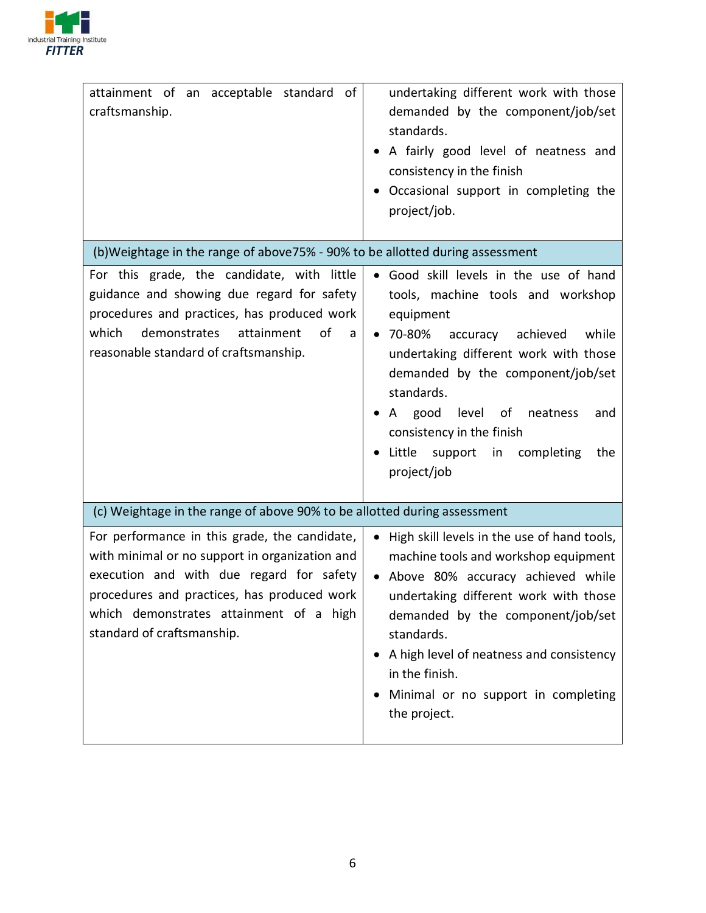| | |
|---|---|
| attainment of an acceptable standard of craftsmanship. | undertaking different work with those demanded by the component/job/set standards.<br>• A fairly good level of neatness and consistency in the finish<br>• Occasional support in completing the project/job. |
| (b)Weightage in the range of above75% - 90% to be allotted during assessment | |
| For this grade, the candidate, with little guidance and showing due regard for safety procedures and practices, has produced work which demonstrates attainment of a reasonable standard of craftsmanship. | • Good skill levels in the use of hand tools, machine tools and workshop equipment<br>• 70-80% accuracy achieved while undertaking different work with those demanded by the component/job/set standards.<br>• A good level of neatness and consistency in the finish<br>• Little support in completing the project/job |
| (c) Weightage in the range of above 90% to be allotted during assessment | |
| For performance in this grade, the candidate, with minimal or no support in organization and execution and with due regard for safety procedures and practices, has produced work which demonstrates attainment of a high standard of craftsmanship. | • High skill levels in the use of hand tools, machine tools and workshop equipment<br>• Above 80% accuracy achieved while undertaking different work with those demanded by the component/job/set standards.<br>• A high level of neatness and consistency in the finish.<br>• Minimal or no support in completing the project. |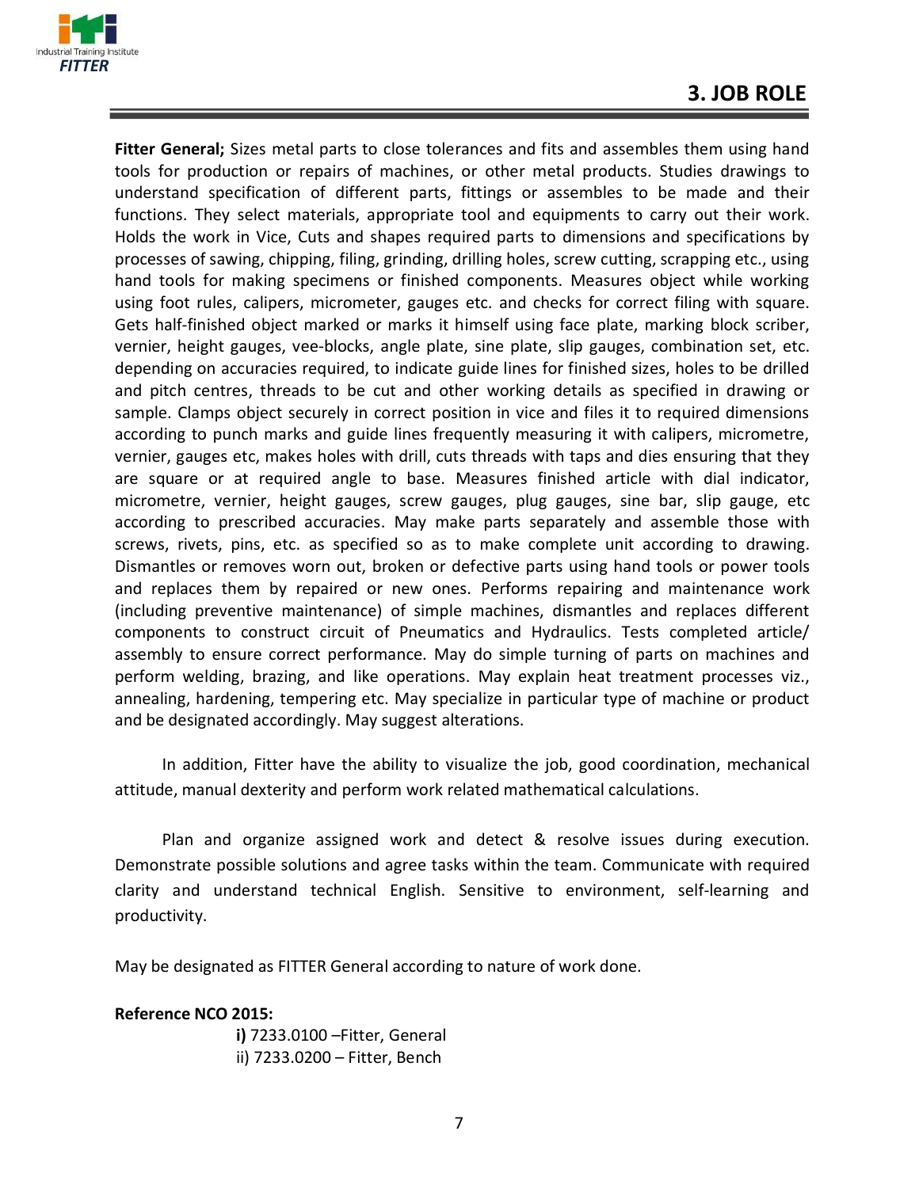## 3. JOB ROLE

**Fitter General;** Sizes metal parts to close tolerances and fits and assembles them using hand tools for production or repairs of machines, or other metal products. Studies drawings to understand specification of different parts, fittings or assembles to be made and their functions. They select materials, appropriate tool and equipments to carry out their work. Holds the work in Vice, Cuts and shapes required parts to dimensions and specifications by processes of sawing, chipping, filing, grinding, drilling holes, screw cutting, scrapping etc., using hand tools for making specimens or finished components. Measures object while working using foot rules, calipers, micrometer, gauges etc. and checks for correct filing with square. Gets half-finished object marked or marks it himself using face plate, marking block scriber, vernier, height gauges, vee-blocks, angle plate, sine plate, slip gauges, combination set, etc. depending on accuracies required, to indicate guide lines for finished sizes, holes to be drilled and pitch centres, threads to be cut and other working details as specified in drawing or sample. Clamps object securely in correct position in vice and files it to required dimensions according to punch marks and guide lines frequently measuring it with calipers, micrometre, vernier, gauges etc, makes holes with drill, cuts threads with taps and dies ensuring that they are square or at required angle to base. Measures finished article with dial indicator, micrometre, vernier, height gauges, screw gauges, plug gauges, sine bar, slip gauge, etc according to prescribed accuracies. May make parts separately and assemble those with screws, rivets, pins, etc. as specified so as to make complete unit according to drawing. Dismantles or removes worn out, broken or defective parts using hand tools or power tools and replaces them by repaired or new ones. Performs repairing and maintenance work (including preventive maintenance) of simple machines, dismantles and replaces different components to construct circuit of Pneumatics and Hydraulics. Tests completed article/ assembly to ensure correct performance. May do simple turning of parts on machines and perform welding, brazing, and like operations. May explain heat treatment processes viz., annealing, hardening, tempering etc. May specialize in particular type of machine or product and be designated accordingly. May suggest alterations.

In addition, Fitter have the ability to visualize the job, good coordination, mechanical attitude, manual dexterity and perform work related mathematical calculations.

Plan and organize assigned work and detect & resolve issues during execution. Demonstrate possible solutions and agree tasks within the team. Communicate with required clarity and understand technical English. Sensitive to environment, self-learning and productivity.

May be designated as FITTER General according to nature of work done.

**Reference NCO 2015:**

**i)** 7233.0100 –Fitter, General
ii) 7233.0200 – Fitter, Bench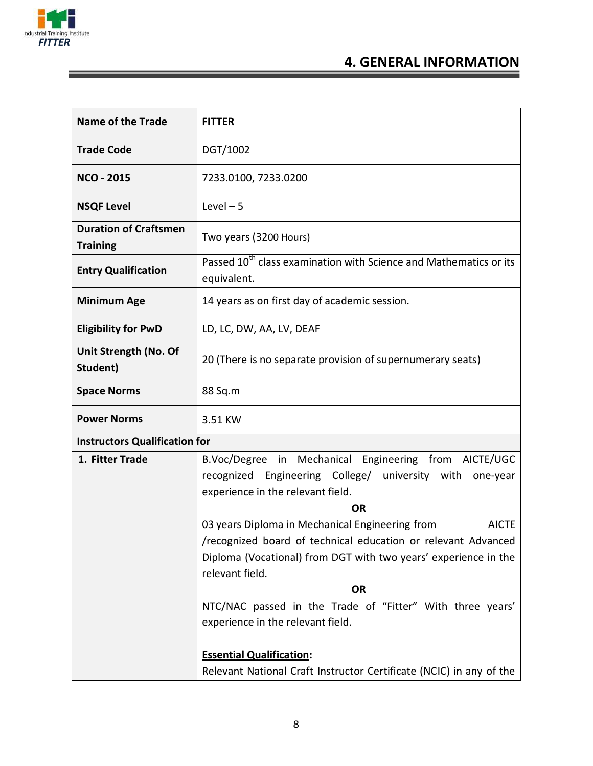# 4. GENERAL INFORMATION

| Name of the Trade | FITTER |
|---|---|
| Trade Code | DGT/1002 |
| NCO - 2015 | 7233.0100, 7233.0200 |
| NSQF Level | Level – 5 |
| Duration of Craftsmen Training | Two years (3200 Hours) |
| Entry Qualification | Passed 10th class examination with Science and Mathematics or its equivalent. |
| Minimum Age | 14 years as on first day of academic session. |
| Eligibility for PwD | LD, LC, DW, AA, LV, DEAF |
| Unit Strength (No. Of Student) | 20 (There is no separate provision of supernumerary seats) |
| Space Norms | 88 Sq.m |
| Power Norms | 3.51 KW |
| **Instructors Qualification for** | |
| 1. Fitter Trade | B.Voc/Degree in Mechanical Engineering from AICTE/UGC recognized Engineering College/ university with one-year experience in the relevant field.<br>**OR**<br>03 years Diploma in Mechanical Engineering from AICTE /recognized board of technical education or relevant Advanced Diploma (Vocational) from DGT with two years' experience in the relevant field.<br>**OR**<br>NTC/NAC passed in the Trade of "Fitter" With three years' experience in the relevant field.<br><br>**Essential Qualification:**<br>Relevant National Craft Instructor Certificate (NCIC) in any of the |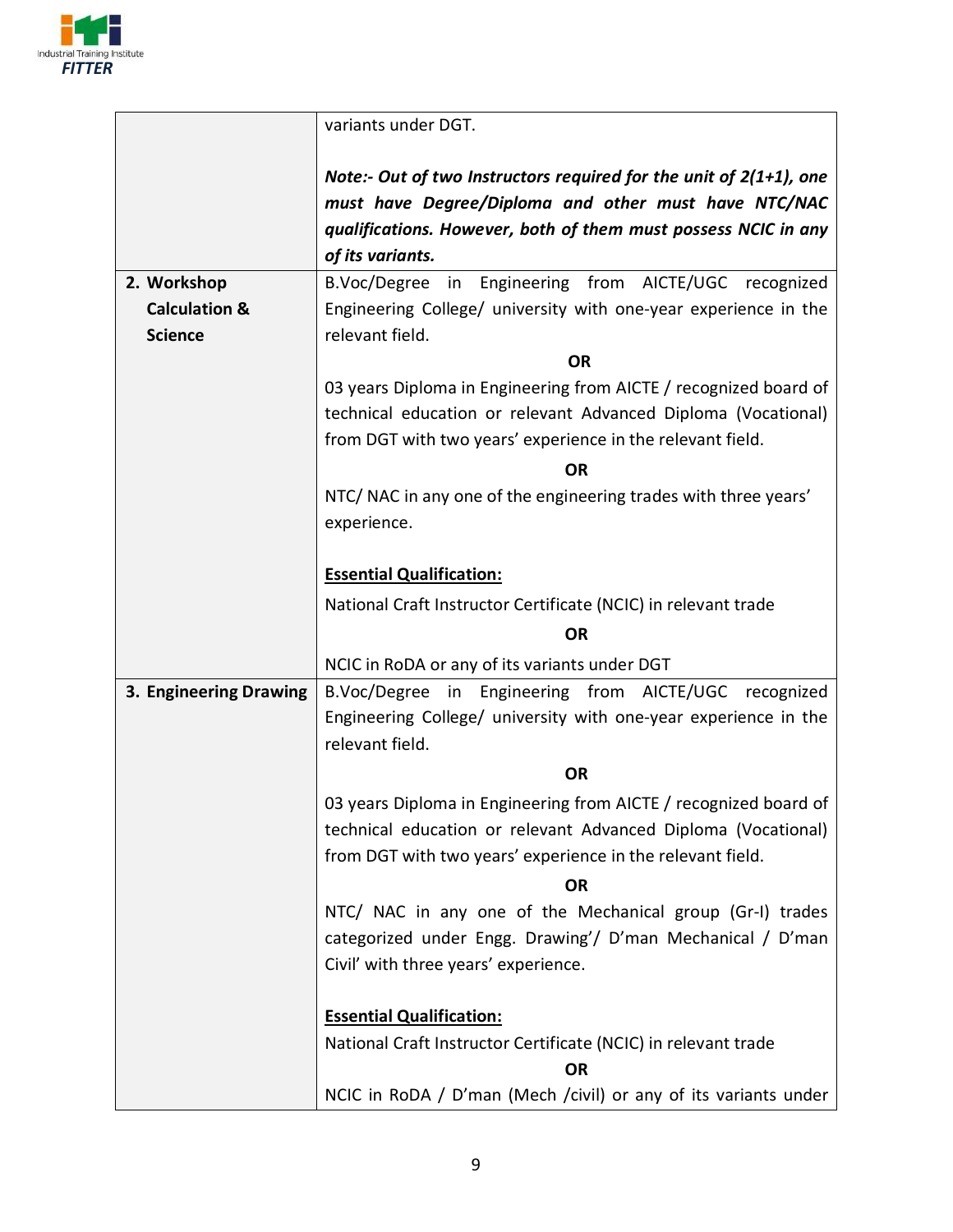| | |
|---|---|
| | variants under DGT.<br><br>***Note:- Out of two Instructors required for the unit of 2(1+1), one must have Degree/Diploma and other must have NTC/NAC qualifications. However, both of them must possess NCIC in any of its variants.*** |
| **2. Workshop Calculation & Science** | B.Voc/Degree in Engineering from AICTE/UGC recognized Engineering College/ university with one-year experience in the relevant field.<br>**OR**<br>03 years Diploma in Engineering from AICTE / recognized board of technical education or relevant Advanced Diploma (Vocational) from DGT with two years' experience in the relevant field.<br>**OR**<br>NTC/ NAC in any one of the engineering trades with three years' experience.<br><br>**<u>Essential Qualification:</u>**<br>National Craft Instructor Certificate (NCIC) in relevant trade<br>**OR**<br>NCIC in RoDA or any of its variants under DGT |
| **3. Engineering Drawing** | B.Voc/Degree in Engineering from AICTE/UGC recognized Engineering College/ university with one-year experience in the relevant field.<br>**OR**<br>03 years Diploma in Engineering from AICTE / recognized board of technical education or relevant Advanced Diploma (Vocational) from DGT with two years' experience in the relevant field.<br>**OR**<br>NTC/ NAC in any one of the Mechanical group (Gr-I) trades categorized under Engg. Drawing'/ D'man Mechanical / D'man Civil' with three years' experience.<br><br>**<u>Essential Qualification:</u>**<br>National Craft Instructor Certificate (NCIC) in relevant trade<br>**OR**<br>NCIC in RoDA / D'man (Mech /civil) or any of its variants under |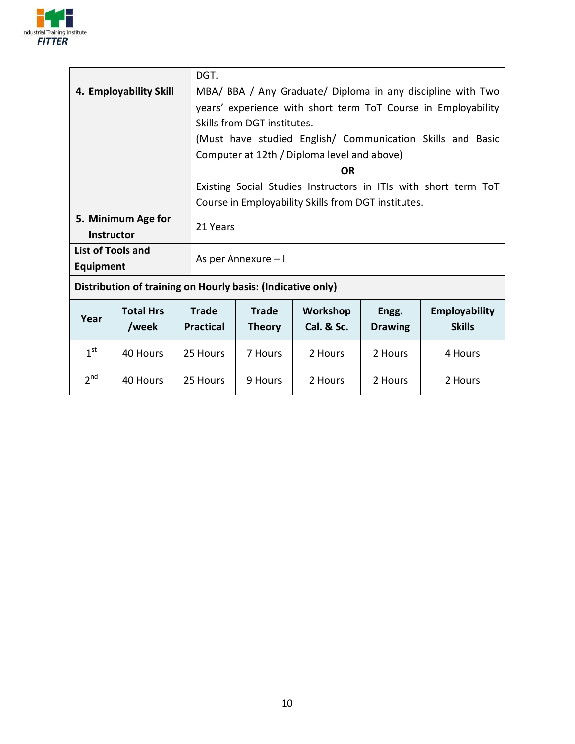| | |
|---|---|
| | DGT. |
| **4. Employability Skill** | MBA/ BBA / Any Graduate/ Diploma in any discipline with Two years' experience with short term ToT Course in Employability Skills from DGT institutes.<br>(Must have studied English/ Communication Skills and Basic Computer at 12th / Diploma level and above)<br>**OR**<br>Existing Social Studies Instructors in ITIs with short term ToT Course in Employability Skills from DGT institutes. |
| **5. Minimum Age for Instructor** | 21 Years |
| **List of Tools and Equipment** | As per Annexure – I |

**Distribution of training on Hourly basis: (Indicative only)**

| Year | Total Hrs /week | Trade Practical | Trade Theory | Workshop Cal. & Sc. | Engg. Drawing | Employability Skills |
|---|---|---|---|---|---|---|
| 1st | 40 Hours | 25 Hours | 7 Hours | 2 Hours | 2 Hours | 4 Hours |
| 2nd | 40 Hours | 25 Hours | 9 Hours | 2 Hours | 2 Hours | 2 Hours |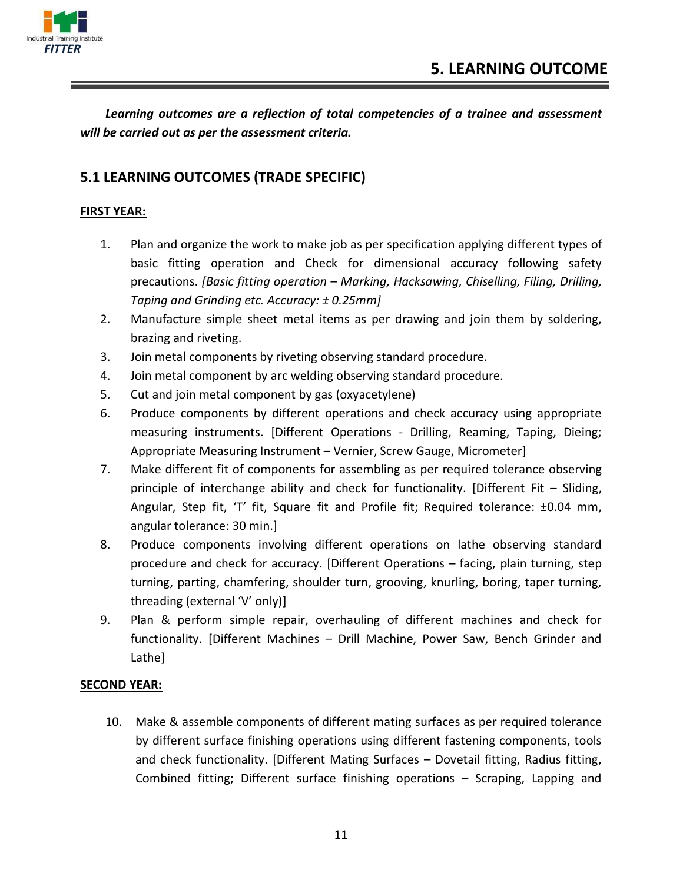## 5. LEARNING OUTCOME

***Learning outcomes are a reflection of total competencies of a trainee and assessment will be carried out as per the assessment criteria.***

### 5.1 LEARNING OUTCOMES (TRADE SPECIFIC)

**FIRST YEAR:**

1. Plan and organize the work to make job as per specification applying different types of basic fitting operation and Check for dimensional accuracy following safety precautions. *[Basic fitting operation – Marking, Hacksawing, Chiselling, Filing, Drilling, Taping and Grinding etc. Accuracy: ± 0.25mm]*
2. Manufacture simple sheet metal items as per drawing and join them by soldering, brazing and riveting.
3. Join metal components by riveting observing standard procedure.
4. Join metal component by arc welding observing standard procedure.
5. Cut and join metal component by gas (oxyacetylene)
6. Produce components by different operations and check accuracy using appropriate measuring instruments. [Different Operations - Drilling, Reaming, Taping, Dieing; Appropriate Measuring Instrument – Vernier, Screw Gauge, Micrometer]
7. Make different fit of components for assembling as per required tolerance observing principle of interchange ability and check for functionality. [Different Fit – Sliding, Angular, Step fit, 'T' fit, Square fit and Profile fit; Required tolerance: ±0.04 mm, angular tolerance: 30 min.]
8. Produce components involving different operations on lathe observing standard procedure and check for accuracy. [Different Operations – facing, plain turning, step turning, parting, chamfering, shoulder turn, grooving, knurling, boring, taper turning, threading (external 'V' only)]
9. Plan & perform simple repair, overhauling of different machines and check for functionality. [Different Machines – Drill Machine, Power Saw, Bench Grinder and Lathe]

**SECOND YEAR:**

10. Make & assemble components of different mating surfaces as per required tolerance by different surface finishing operations using different fastening components, tools and check functionality. [Different Mating Surfaces – Dovetail fitting, Radius fitting, Combined fitting; Different surface finishing operations – Scraping, Lapping and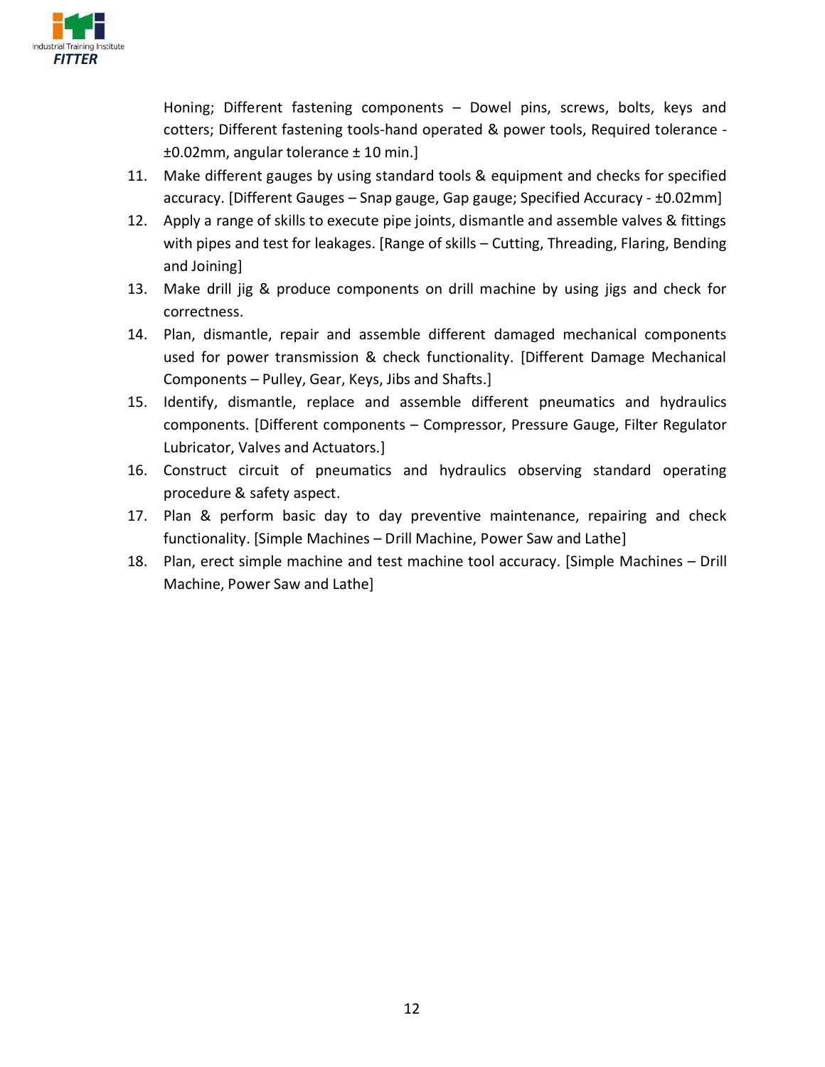Honing; Different fastening components – Dowel pins, screws, bolts, keys and cotters; Different fastening tools-hand operated & power tools, Required tolerance - ±0.02mm, angular tolerance ± 10 min.]

11. Make different gauges by using standard tools & equipment and checks for specified accuracy. [Different Gauges – Snap gauge, Gap gauge; Specified Accuracy - ±0.02mm]
12. Apply a range of skills to execute pipe joints, dismantle and assemble valves & fittings with pipes and test for leakages. [Range of skills – Cutting, Threading, Flaring, Bending and Joining]
13. Make drill jig & produce components on drill machine by using jigs and check for correctness.
14. Plan, dismantle, repair and assemble different damaged mechanical components used for power transmission & check functionality. [Different Damage Mechanical Components – Pulley, Gear, Keys, Jibs and Shafts.]
15. Identify, dismantle, replace and assemble different pneumatics and hydraulics components. [Different components – Compressor, Pressure Gauge, Filter Regulator Lubricator, Valves and Actuators.]
16. Construct circuit of pneumatics and hydraulics observing standard operating procedure & safety aspect.
17. Plan & perform basic day to day preventive maintenance, repairing and check functionality. [Simple Machines – Drill Machine, Power Saw and Lathe]
18. Plan, erect simple machine and test machine tool accuracy. [Simple Machines – Drill Machine, Power Saw and Lathe]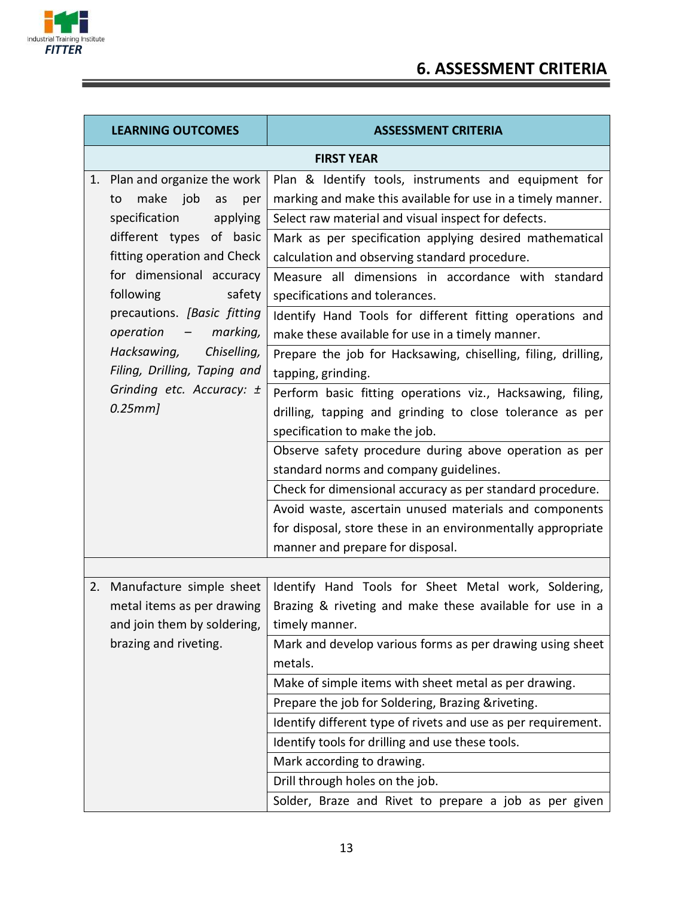## 6. ASSESSMENT CRITERIA

| LEARNING OUTCOMES | ASSESSMENT CRITERIA |
|---|---|
| **FIRST YEAR** | |
| 1. Plan and organize the work to make job as per specification applying different types of basic fitting operation and Check for dimensional accuracy following safety precautions. *[Basic fitting operation – marking, Hacksawing, Chiselling, Filing, Drilling, Taping and Grinding etc. Accuracy: ± 0.25mm]* | Plan & Identify tools, instruments and equipment for marking and make this available for use in a timely manner. |
| | Select raw material and visual inspect for defects. |
| | Mark as per specification applying desired mathematical calculation and observing standard procedure. |
| | Measure all dimensions in accordance with standard specifications and tolerances. |
| | Identify Hand Tools for different fitting operations and make these available for use in a timely manner. |
| | Prepare the job for Hacksawing, chiselling, filing, drilling, tapping, grinding. |
| | Perform basic fitting operations viz., Hacksawing, filing, drilling, tapping and grinding to close tolerance as per specification to make the job. |
| | Observe safety procedure during above operation as per standard norms and company guidelines. |
| | Check for dimensional accuracy as per standard procedure. |
| | Avoid waste, ascertain unused materials and components for disposal, store these in an environmentally appropriate manner and prepare for disposal. |
| | |
| 2. Manufacture simple sheet metal items as per drawing and join them by soldering, brazing and riveting. | Identify Hand Tools for Sheet Metal work, Soldering, Brazing & riveting and make these available for use in a timely manner. |
| | Mark and develop various forms as per drawing using sheet metals. |
| | Make of simple items with sheet metal as per drawing. |
| | Prepare the job for Soldering, Brazing &riveting. |
| | Identify different type of rivets and use as per requirement. |
| | Identify tools for drilling and use these tools. |
| | Mark according to drawing. |
| | Drill through holes on the job. |
| | Solder, Braze and Rivet to prepare a job as per given |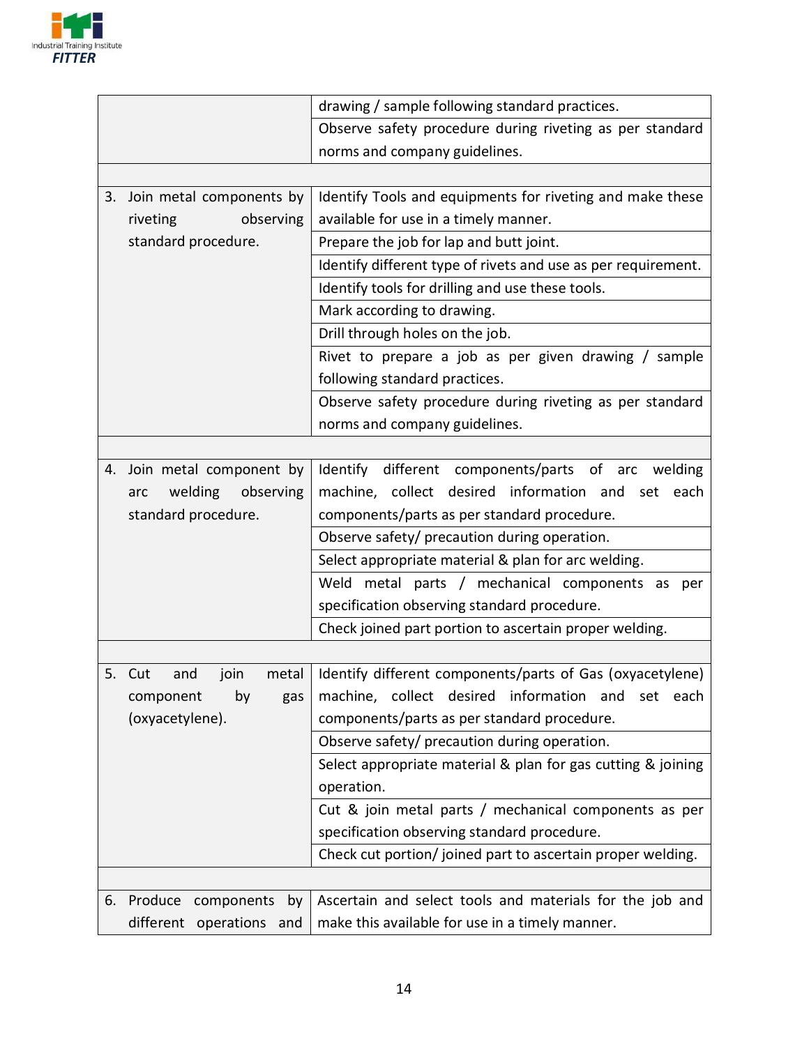| | |
|---|---|
| | drawing / sample following standard practices. |
| | Observe safety procedure during riveting as per standard norms and company guidelines. |
| | |
| 3. Join metal components by riveting observing standard procedure. | Identify Tools and equipments for riveting and make these available for use in a timely manner. |
| | Prepare the job for lap and butt joint. |
| | Identify different type of rivets and use as per requirement. |
| | Identify tools for drilling and use these tools. |
| | Mark according to drawing. |
| | Drill through holes on the job. |
| | Rivet to prepare a job as per given drawing / sample following standard practices. |
| | Observe safety procedure during riveting as per standard norms and company guidelines. |
| | |
| 4. Join metal component by arc welding observing standard procedure. | Identify different components/parts of arc welding machine, collect desired information and set each components/parts as per standard procedure. |
| | Observe safety/ precaution during operation. |
| | Select appropriate material & plan for arc welding. |
| | Weld metal parts / mechanical components as per specification observing standard procedure. |
| | Check joined part portion to ascertain proper welding. |
| | |
| 5. Cut and join metal component by gas (oxyacetylene). | Identify different components/parts of Gas (oxyacetylene) machine, collect desired information and set each components/parts as per standard procedure. |
| | Observe safety/ precaution during operation. |
| | Select appropriate material & plan for gas cutting & joining operation. |
| | Cut & join metal parts / mechanical components as per specification observing standard procedure. |
| | Check cut portion/ joined part to ascertain proper welding. |
| | |
| 6. Produce components by different operations and | Ascertain and select tools and materials for the job and make this available for use in a timely manner. |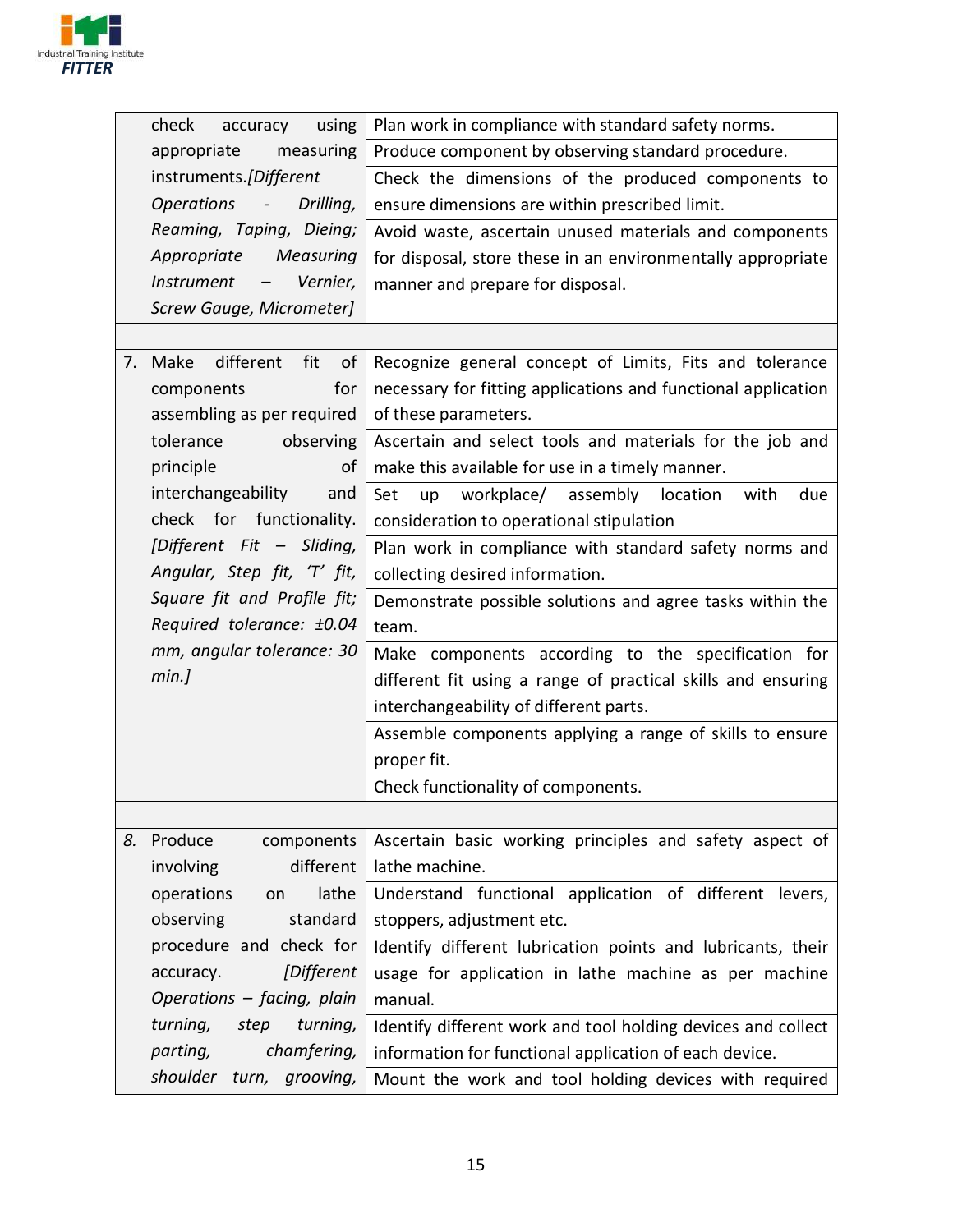| | |
|---|---|
| check accuracy using appropriate measuring instruments.*[Different Operations - Drilling, Reaming, Taping, Dieing; Appropriate Measuring Instrument – Vernier, Screw Gauge, Micrometer]* | Plan work in compliance with standard safety norms. |
| | Produce component by observing standard procedure. |
| | Check the dimensions of the produced components to ensure dimensions are within prescribed limit. |
| | Avoid waste, ascertain unused materials and components for disposal, store these in an environmentally appropriate manner and prepare for disposal. |
| | |
| 7. Make different fit of components for assembling as per required tolerance observing principle of interchangeability and check for functionality. *[Different Fit – Sliding, Angular, Step fit, 'T' fit, Square fit and Profile fit; Required tolerance: ±0.04 mm, angular tolerance: 30 min.]* | Recognize general concept of Limits, Fits and tolerance necessary for fitting applications and functional application of these parameters. |
| | Ascertain and select tools and materials for the job and make this available for use in a timely manner. |
| | Set up workplace/ assembly location with due consideration to operational stipulation |
| | Plan work in compliance with standard safety norms and collecting desired information. |
| | Demonstrate possible solutions and agree tasks within the team. |
| | Make components according to the specification for different fit using a range of practical skills and ensuring interchangeability of different parts. |
| | Assemble components applying a range of skills to ensure proper fit. |
| | Check functionality of components. |
| | |
| *8.* Produce components involving different operations on lathe observing standard procedure and check for accuracy. *[Different Operations – facing, plain turning, step turning, parting, chamfering, shoulder turn, grooving,* | Ascertain basic working principles and safety aspect of lathe machine. |
| | Understand functional application of different levers, stoppers, adjustment etc. |
| | Identify different lubrication points and lubricants, their usage for application in lathe machine as per machine manual. |
| | Identify different work and tool holding devices and collect information for functional application of each device. |
| | Mount the work and tool holding devices with required |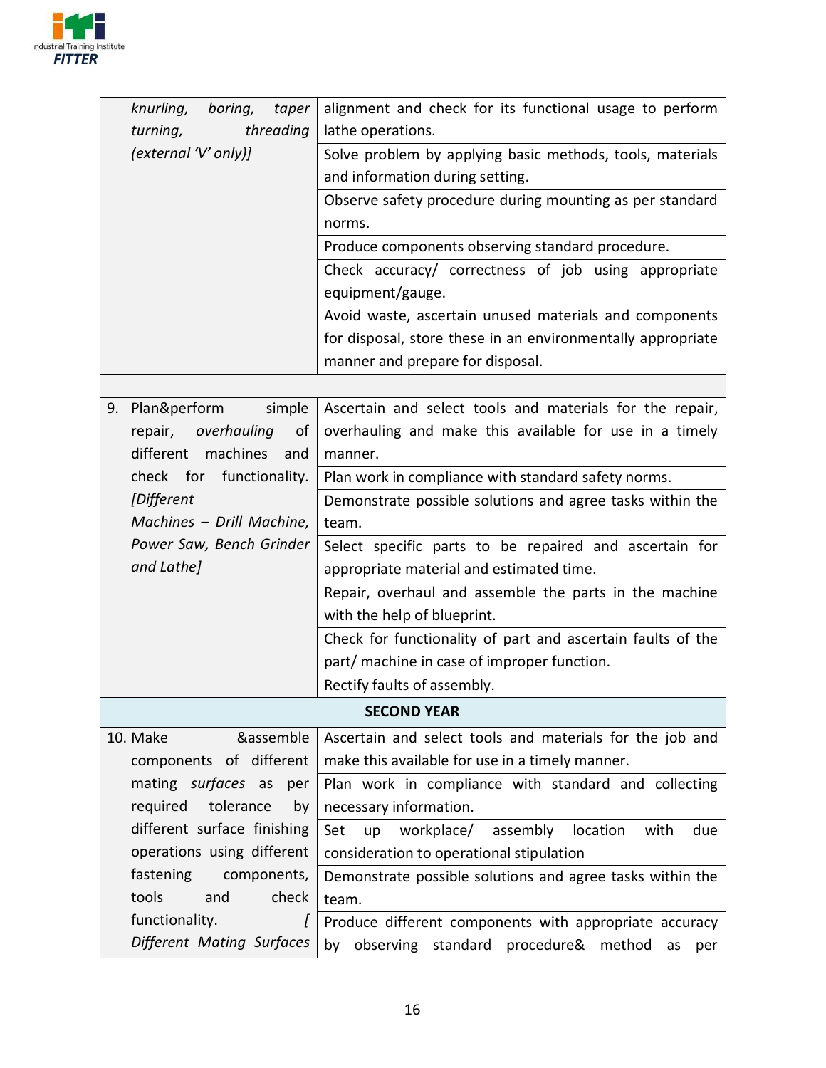| | |
|---|---|
| *knurling, boring, taper turning, threading (external 'V' only)]* | alignment and check for its functional usage to perform lathe operations. |
| | Solve problem by applying basic methods, tools, materials and information during setting. |
| | Observe safety procedure during mounting as per standard norms. |
| | Produce components observing standard procedure. |
| | Check accuracy/ correctness of job using appropriate equipment/gauge. |
| | Avoid waste, ascertain unused materials and components for disposal, store these in an environmentally appropriate manner and prepare for disposal. |
| | |
| 9. Plan&perform simple repair, *overhauling* of different machines and check for functionality. *[Different Machines – Drill Machine, Power Saw, Bench Grinder and Lathe]* | Ascertain and select tools and materials for the repair, overhauling and make this available for use in a timely manner. |
| | Plan work in compliance with standard safety norms. |
| | Demonstrate possible solutions and agree tasks within the team. |
| | Select specific parts to be repaired and ascertain for appropriate material and estimated time. |
| | Repair, overhaul and assemble the parts in the machine with the help of blueprint. |
| | Check for functionality of part and ascertain faults of the part/ machine in case of improper function. |
| | Rectify faults of assembly. |
| **SECOND YEAR** | |
| 10. Make &assemble components of different mating *surfaces* as per required tolerance by different surface finishing operations using different fastening components, tools and check functionality. *[ Different Mating Surfaces* | Ascertain and select tools and materials for the job and make this available for use in a timely manner. |
| | Plan work in compliance with standard and collecting necessary information. |
| | Set up workplace/ assembly location with due consideration to operational stipulation |
| | Demonstrate possible solutions and agree tasks within the team. |
| | Produce different components with appropriate accuracy by observing standard procedure& method as per |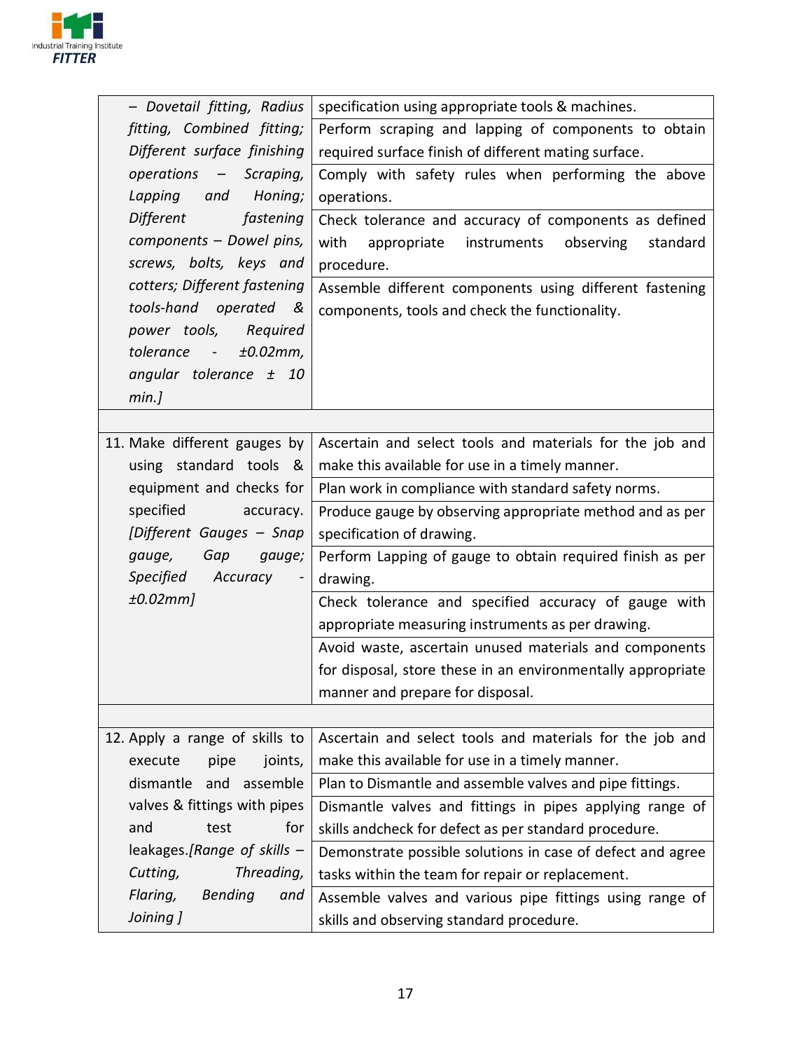| | |
|---|---|
| – *Dovetail fitting, Radius fitting, Combined fitting; Different surface finishing operations – Scraping, Lapping and Honing; Different fastening components – Dowel pins, screws, bolts, keys and cotters; Different fastening tools-hand operated & power tools, Required tolerance - ±0.02mm, angular tolerance ± 10 min.]* | specification using appropriate tools & machines. |
| | Perform scraping and lapping of components to obtain required surface finish of different mating surface. |
| | Comply with safety rules when performing the above operations. |
| | Check tolerance and accuracy of components as defined with appropriate instruments observing standard procedure. |
| | Assemble different components using different fastening components, tools and check the functionality. |
| | |
| 11. Make different gauges by using standard tools & equipment and checks for specified accuracy. *[Different Gauges – Snap gauge, Gap gauge; Specified Accuracy - ±0.02mm]* | Ascertain and select tools and materials for the job and make this available for use in a timely manner. |
| | Plan work in compliance with standard safety norms. |
| | Produce gauge by observing appropriate method and as per specification of drawing. |
| | Perform Lapping of gauge to obtain required finish as per drawing. |
| | Check tolerance and specified accuracy of gauge with appropriate measuring instruments as per drawing. |
| | Avoid waste, ascertain unused materials and components for disposal, store these in an environmentally appropriate manner and prepare for disposal. |
| | |
| 12. Apply a range of skills to execute pipe joints, dismantle and assemble valves & fittings with pipes and test for leakages.*[Range of skills – Cutting, Threading, Flaring, Bending and Joining ]* | Ascertain and select tools and materials for the job and make this available for use in a timely manner. |
| | Plan to Dismantle and assemble valves and pipe fittings. |
| | Dismantle valves and fittings in pipes applying range of skills andcheck for defect as per standard procedure. |
| | Demonstrate possible solutions in case of defect and agree tasks within the team for repair or replacement. |
| | Assemble valves and various pipe fittings using range of skills and observing standard procedure. |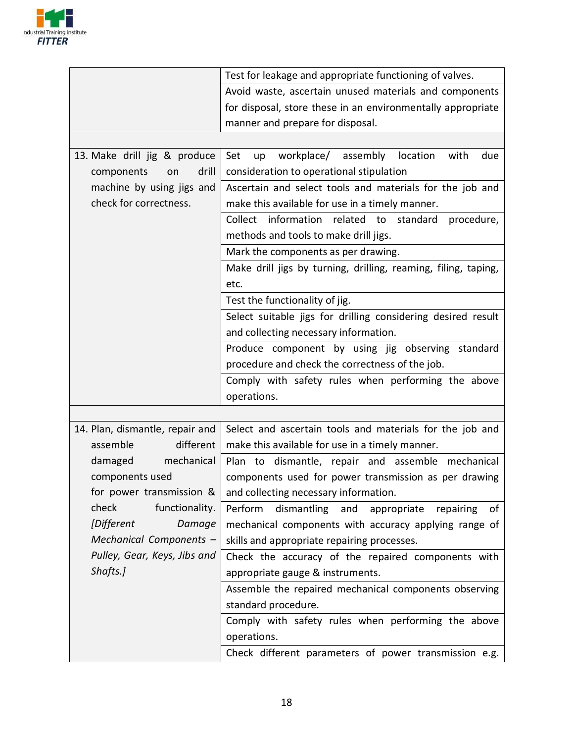| | |
|---|---|
| | Test for leakage and appropriate functioning of valves. |
| | Avoid waste, ascertain unused materials and components for disposal, store these in an environmentally appropriate manner and prepare for disposal. |
| | |
| 13. Make drill jig & produce components on drill machine by using jigs and check for correctness. | Set up workplace/ assembly location with due consideration to operational stipulation |
| | Ascertain and select tools and materials for the job and make this available for use in a timely manner. |
| | Collect information related to standard procedure, methods and tools to make drill jigs. |
| | Mark the components as per drawing. |
| | Make drill jigs by turning, drilling, reaming, filing, taping, etc. |
| | Test the functionality of jig. |
| | Select suitable jigs for drilling considering desired result and collecting necessary information. |
| | Produce component by using jig observing standard procedure and check the correctness of the job. |
| | Comply with safety rules when performing the above operations. |
| | |
| 14. Plan, dismantle, repair and assemble different damaged mechanical components used for power transmission & check functionality. *[Different Damage Mechanical Components – Pulley, Gear, Keys, Jibs and Shafts.]* | Select and ascertain tools and materials for the job and make this available for use in a timely manner. |
| | Plan to dismantle, repair and assemble mechanical components used for power transmission as per drawing and collecting necessary information. |
| | Perform dismantling and appropriate repairing of mechanical components with accuracy applying range of skills and appropriate repairing processes. |
| | Check the accuracy of the repaired components with appropriate gauge & instruments. |
| | Assemble the repaired mechanical components observing standard procedure. |
| | Comply with safety rules when performing the above operations. |
| | Check different parameters of power transmission e.g. |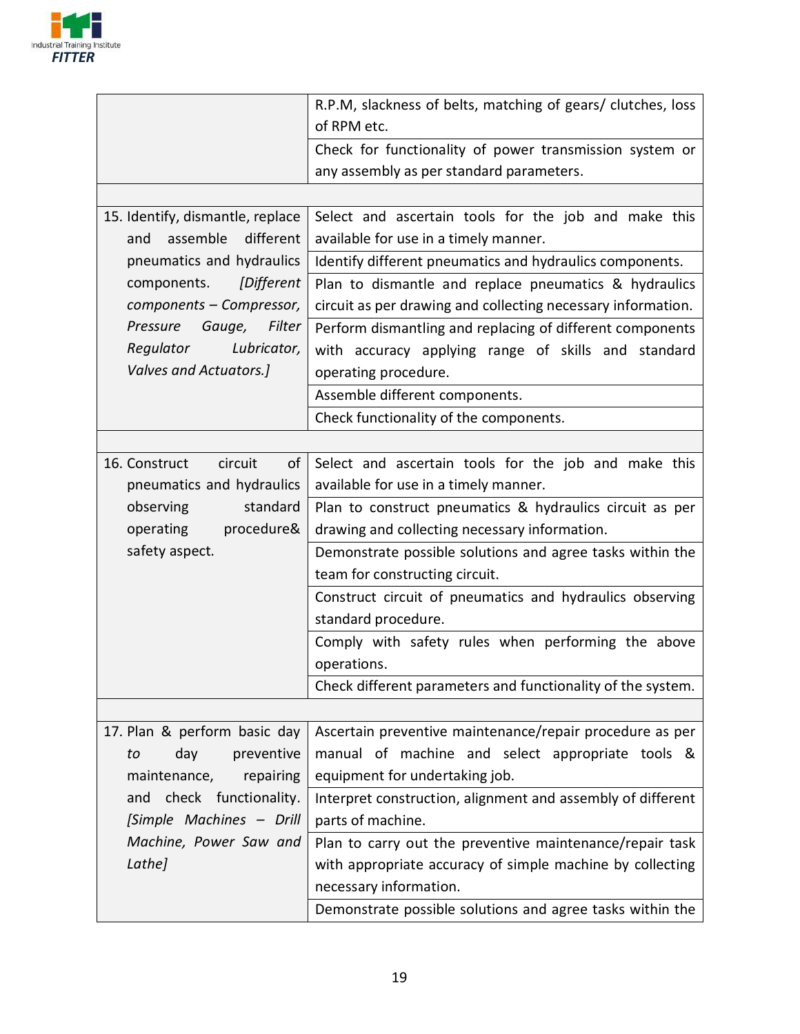| | |
|---|---|
| | R.P.M, slackness of belts, matching of gears/ clutches, loss of RPM etc. |
| | Check for functionality of power transmission system or any assembly as per standard parameters. |
| | |
| 15. Identify, dismantle, replace and assemble different pneumatics and hydraulics components. *[Different components – Compressor, Pressure Gauge, Filter Regulator Lubricator, Valves and Actuators.]* | Select and ascertain tools for the job and make this available for use in a timely manner. |
| | Identify different pneumatics and hydraulics components. |
| | Plan to dismantle and replace pneumatics & hydraulics circuit as per drawing and collecting necessary information. |
| | Perform dismantling and replacing of different components with accuracy applying range of skills and standard operating procedure. |
| | Assemble different components. |
| | Check functionality of the components. |
| | |
| 16. Construct circuit of pneumatics and hydraulics observing standard operating procedure& safety aspect. | Select and ascertain tools for the job and make this available for use in a timely manner. |
| | Plan to construct pneumatics & hydraulics circuit as per drawing and collecting necessary information. |
| | Demonstrate possible solutions and agree tasks within the team for constructing circuit. |
| | Construct circuit of pneumatics and hydraulics observing standard procedure. |
| | Comply with safety rules when performing the above operations. |
| | Check different parameters and functionality of the system. |
| | |
| 17. Plan & perform basic day to day preventive maintenance, repairing and check functionality. *[Simple Machines – Drill Machine, Power Saw and Lathe]* | Ascertain preventive maintenance/repair procedure as per manual of machine and select appropriate tools & equipment for undertaking job. |
| | Interpret construction, alignment and assembly of different parts of machine. |
| | Plan to carry out the preventive maintenance/repair task with appropriate accuracy of simple machine by collecting necessary information. |
| | Demonstrate possible solutions and agree tasks within the |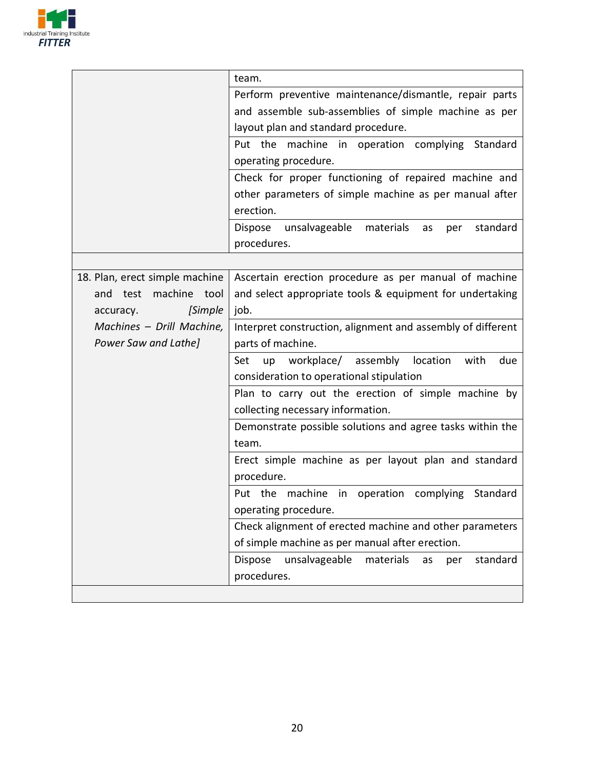| | |
|---|---|
| | team. |
| | Perform preventive maintenance/dismantle, repair parts and assemble sub-assemblies of simple machine as per layout plan and standard procedure. |
| | Put the machine in operation complying Standard operating procedure. |
| | Check for proper functioning of repaired machine and other parameters of simple machine as per manual after erection. |
| | Dispose unsalvageable materials as per standard procedures. |
| | |
| 18. Plan, erect simple machine and test machine tool accuracy. *[Simple Machines – Drill Machine, Power Saw and Lathe]* | Ascertain erection procedure as per manual of machine and select appropriate tools & equipment for undertaking job. |
| | Interpret construction, alignment and assembly of different parts of machine. |
| | Set up workplace/ assembly location with due consideration to operational stipulation |
| | Plan to carry out the erection of simple machine by collecting necessary information. |
| | Demonstrate possible solutions and agree tasks within the team. |
| | Erect simple machine as per layout plan and standard procedure. |
| | Put the machine in operation complying Standard operating procedure. |
| | Check alignment of erected machine and other parameters of simple machine as per manual after erection. |
| | Dispose unsalvageable materials as per standard procedures. |
| | |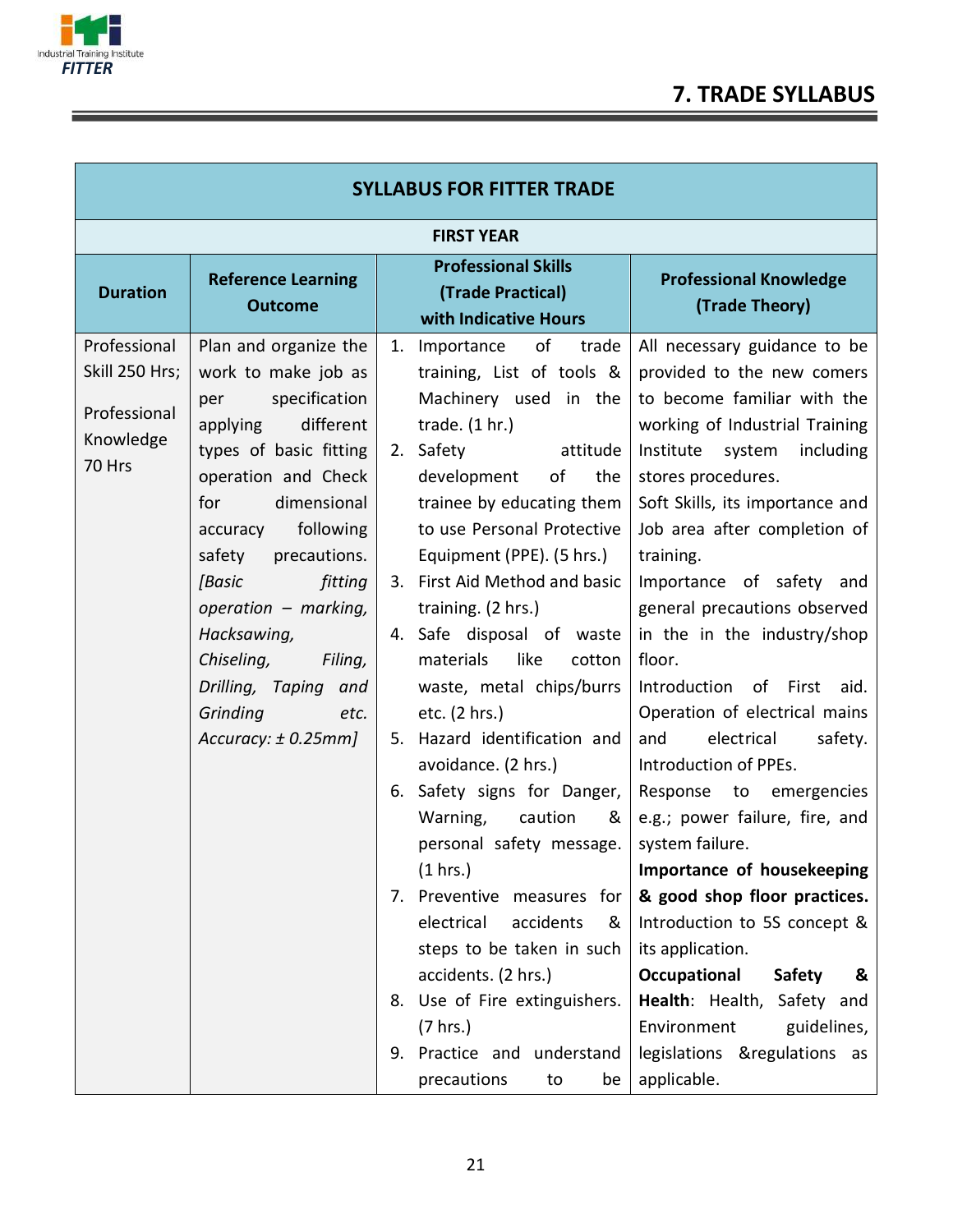## 7. TRADE SYLLABUS

| SYLLABUS FOR FITTER TRADE | | | |
|---|---|---|---|
| **FIRST YEAR** | | | |
| **Duration** | **Reference Learning Outcome** | **Professional Skills (Trade Practical) with Indicative Hours** | **Professional Knowledge (Trade Theory)** |
| Professional Skill 250 Hrs;<br><br>Professional Knowledge 70 Hrs | Plan and organize the work to make job as per specification applying different types of basic fitting operation and Check for dimensional accuracy following safety precautions. *[Basic fitting operation – marking, Hacksawing, Chiseling, Filing, Drilling, Taping and Grinding etc. Accuracy: ± 0.25mm]* | 1. Importance of trade training, List of tools & the Machinery used in the trade. (1 hr.)<br>2. Safety attitude development of the trainee by educating them to use Personal Protective Equipment (PPE). (5 hrs.)<br>3. First Aid Method and basic training. (2 hrs.)<br>4. Safe disposal of waste materials like cotton waste, metal chips/burrs etc. (2 hrs.)<br>5. Hazard identification and avoidance. (2 hrs.)<br>6. Safety signs for Danger, Warning, caution & personal safety message. (1 hrs.)<br>7. Preventive measures for electrical accidents & steps to be taken in such accidents. (2 hrs.)<br>8. Use of Fire extinguishers. (7 hrs.)<br>9. Practice and understand precautions to be | All necessary guidance to be provided to the new comers to become familiar with the working of Industrial Training Institute system including stores procedures.<br>Soft Skills, its importance and Job area after completion of training.<br>Importance of safety and general precautions observed in the in the industry/shop floor.<br>Introduction of First aid. Operation of electrical mains and electrical safety. Introduction of PPEs.<br>Response to emergencies e.g.; power failure, fire, and system failure.<br>**Importance of housekeeping & good shop floor practices.** Introduction to 5S concept & its application.<br>**Occupational Safety & Health**: Health, Safety and Environment guidelines, legislations &regulations as applicable. |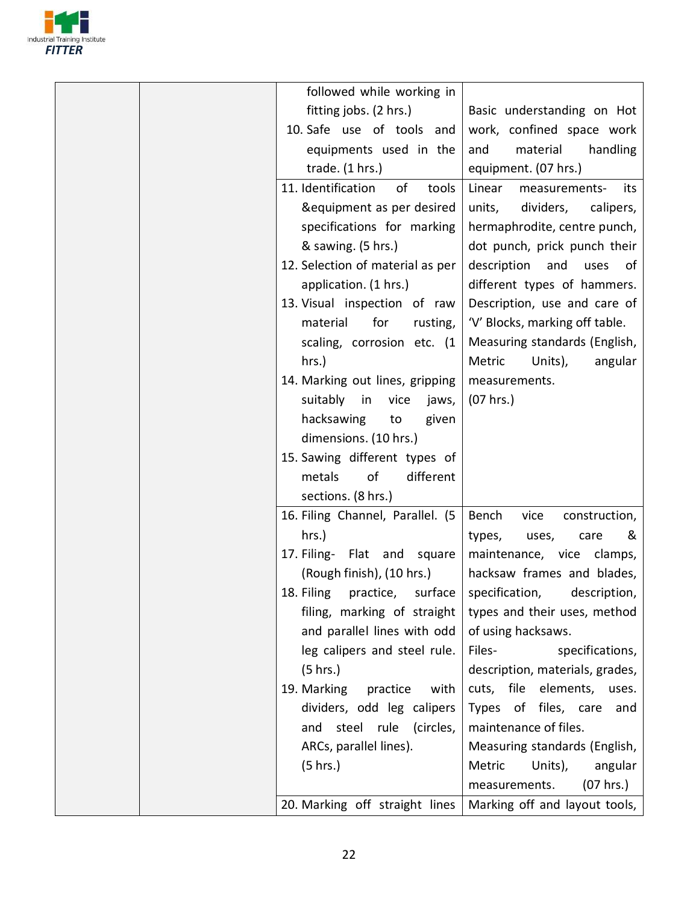| | | | |
|---|---|---|---|
| | | followed while working in fitting jobs. (2 hrs.)<br>10. Safe use of tools and equipments used in the trade. (1 hrs.) | Basic understanding on Hot work, confined space work and material handling equipment. (07 hrs.) |
| | | 11. Identification of tools &equipment as per desired specifications for marking & sawing. (5 hrs.)<br>12. Selection of material as per application. (1 hrs.)<br>13. Visual inspection of raw material for rusting, scaling, corrosion etc. (1 hrs.)<br>14. Marking out lines, gripping suitably in vice jaws, hacksawing to given dimensions. (10 hrs.)<br>15. Sawing different types of metals of different sections. (8 hrs.) | Linear measurements- its units, dividers, calipers, hermaphrodite, centre punch, dot punch, prick punch their description and uses of different types of hammers. Description, use and care of 'V' Blocks, marking off table. Measuring standards (English, Metric Units), angular measurements. (07 hrs.) |
| | | 16. Filing Channel, Parallel. (5 hrs.)<br>17. Filing- Flat and square (Rough finish), (10 hrs.)<br>18. Filing practice, surface filing, marking of straight and parallel lines with odd leg calipers and steel rule. (5 hrs.)<br>19. Marking practice with dividers, odd leg calipers and steel rule (circles, ARCs, parallel lines). (5 hrs.) | Bench vice construction, types, uses, care & maintenance, vice clamps, hacksaw frames and blades, specification, description, types and their uses, method of using hacksaws.<br>Files- specifications, description, materials, grades, cuts, file elements, uses. Types of files, care and maintenance of files.<br>Measuring standards (English, Metric Units), angular measurements. (07 hrs.) |
| | | 20. Marking off straight lines | Marking off and layout tools, |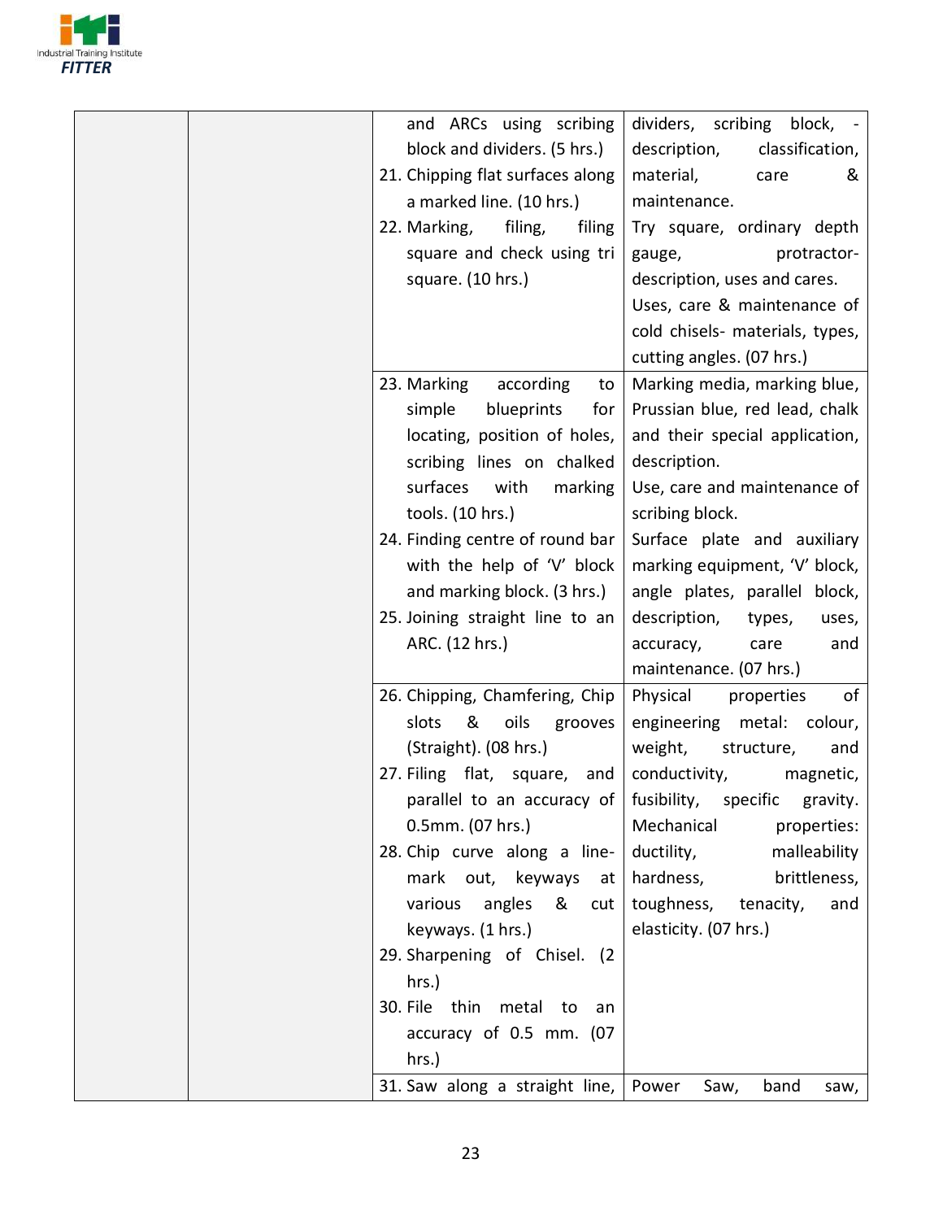| | | | |
|---|---|---|---|
| | | and ARCs using scribing block and dividers. (5 hrs.)<br>21. Chipping flat surfaces along a marked line. (10 hrs.)<br>22. Marking, filing, filing square and check using tri square. (10 hrs.) | dividers, scribing block, - description, classification, material, care & maintenance.<br>Try square, ordinary depth gauge, protractor- description, uses and cares.<br>Uses, care & maintenance of cold chisels- materials, types, cutting angles. (07 hrs.) |
| | | 23. Marking according to simple blueprints for locating, position of holes, scribing lines on chalked surfaces with marking tools. (10 hrs.)<br>24. Finding centre of round bar with the help of 'V' block and marking block. (3 hrs.)<br>25. Joining straight line to an ARC. (12 hrs.) | Marking media, marking blue, Prussian blue, red lead, chalk and their special application, description.<br>Use, care and maintenance of scribing block.<br>Surface plate and auxiliary marking equipment, 'V' block, angle plates, parallel block, description, types, uses, accuracy, care and maintenance. (07 hrs.) |
| | | 26. Chipping, Chamfering, Chip slots & oils grooves (Straight). (08 hrs.)<br>27. Filing flat, square, and parallel to an accuracy of 0.5mm. (07 hrs.)<br>28. Chip curve along a line-mark out, keyways at various angles & cut keyways. (1 hrs.)<br>29. Sharpening of Chisel. (2 hrs.)<br>30. File thin metal to an accuracy of 0.5 mm. (07 hrs.) | Physical properties of engineering metal: colour, weight, structure, and conductivity, magnetic, fusibility, specific gravity.<br>Mechanical properties: ductility, malleability hardness, brittleness, toughness, tenacity, and elasticity. (07 hrs.) |
| | | 31. Saw along a straight line, | Power Saw, band saw, |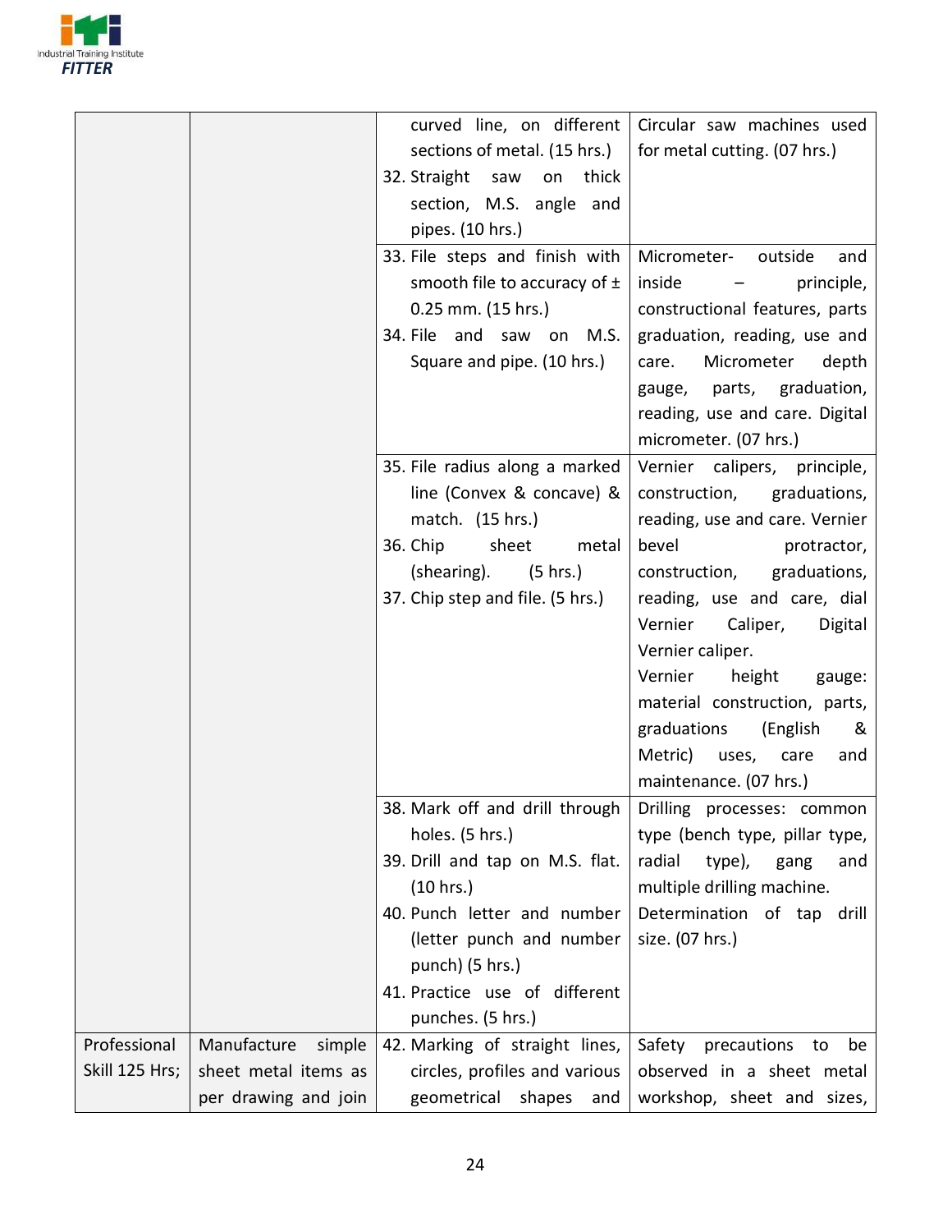| | | | |
|---|---|---|---|
| | | curved line, on different sections of metal. (15 hrs.)<br>32. Straight saw on thick section, M.S. angle and pipes. (10 hrs.) | Circular saw machines used for metal cutting. (07 hrs.) |
| | | 33. File steps and finish with smooth file to accuracy of ± 0.25 mm. (15 hrs.)<br>34. File and saw on M.S. Square and pipe. (10 hrs.) | Micrometer- outside and inside – principle, constructional features, parts graduation, reading, use and care. Micrometer depth gauge, parts, graduation, reading, use and care. Digital micrometer. (07 hrs.) |
| | | 35. File radius along a marked line (Convex & concave) & match. (15 hrs.)<br>36. Chip sheet metal (shearing). (5 hrs.)<br>37. Chip step and file. (5 hrs.) | Vernier calipers, principle, construction, graduations, reading, use and care. Vernier bevel protractor, construction, graduations, reading, use and care, dial Vernier Caliper, Digital Vernier caliper.<br>Vernier height gauge: material construction, parts, graduations (English & Metric) uses, care and maintenance. (07 hrs.) |
| | | 38. Mark off and drill through holes. (5 hrs.)<br>39. Drill and tap on M.S. flat. (10 hrs.)<br>40. Punch letter and number (letter punch and number punch) (5 hrs.)<br>41. Practice use of different punches. (5 hrs.) | Drilling processes: common type (bench type, pillar type, radial type), gang and multiple drilling machine.<br>Determination of tap drill size. (07 hrs.) |
| Professional Skill 125 Hrs; | Manufacture simple sheet metal items as per drawing and join | 42. Marking of straight lines, circles, profiles and various geometrical shapes and | Safety precautions to be observed in a sheet metal workshop, sheet and sizes, |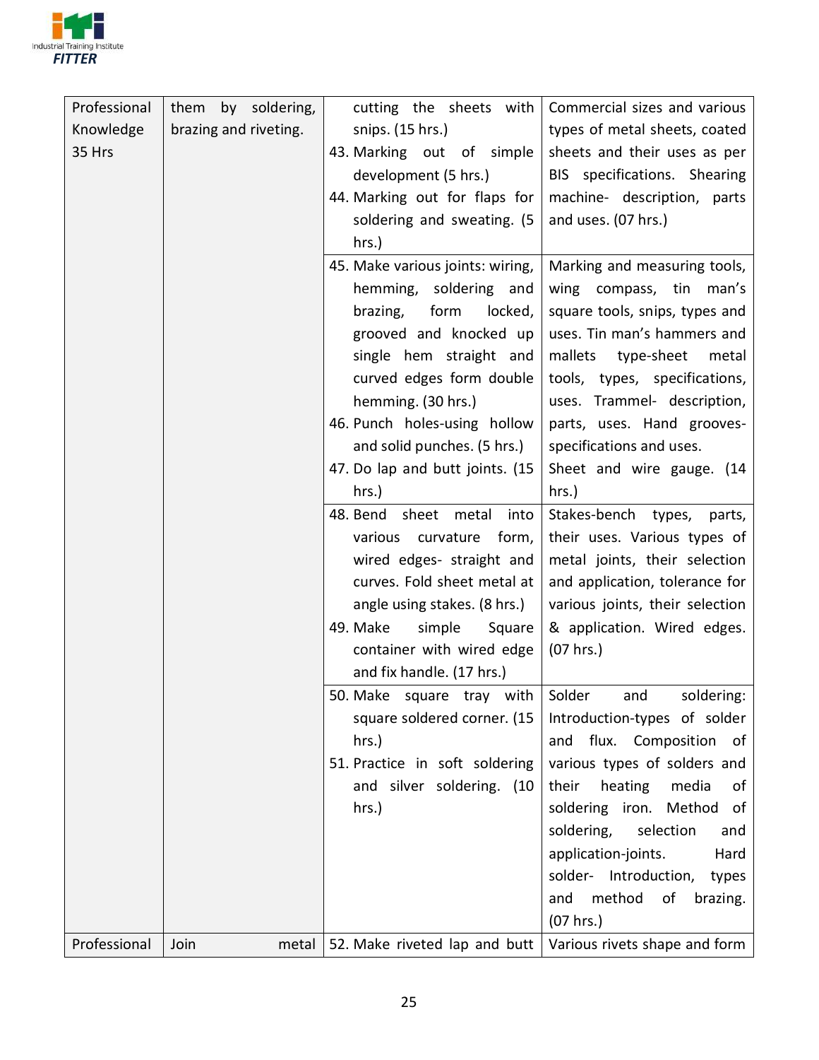| | | | |
|---|---|---|---|
| Professional Knowledge 35 Hrs | them by soldering, brazing and riveting. | cutting the sheets with snips. (15 hrs.)<br>43. Marking out of simple development (5 hrs.)<br>44. Marking out for flaps for soldering and sweating. (5 hrs.) | Commercial sizes and various types of metal sheets, coated sheets and their uses as per BIS specifications. Shearing machine- description, parts and uses. (07 hrs.) |
| | | 45. Make various joints: wiring, hemming, soldering and brazing, form locked, grooved and knocked up single hem straight and curved edges form double hemming. (30 hrs.)<br>46. Punch holes-using hollow and solid punches. (5 hrs.)<br>47. Do lap and butt joints. (15 hrs.) | Marking and measuring tools, wing compass, tin man's square tools, snips, types and uses. Tin man's hammers and mallets type-sheet metal tools, types, specifications, uses. Trammel- description, parts, uses. Hand grooves- specifications and uses.<br>Sheet and wire gauge. (14 hrs.) |
| | | 48. Bend sheet metal into various curvature form, wired edges- straight and curves. Fold sheet metal at angle using stakes. (8 hrs.)<br>49. Make simple Square container with wired edge and fix handle. (17 hrs.) | Stakes-bench types, parts, their uses. Various types of metal joints, their selection and application, tolerance for various joints, their selection & application. Wired edges. (07 hrs.) |
| | | 50. Make square tray with square soldered corner. (15 hrs.)<br>51. Practice in soft soldering and silver soldering. (10 hrs.) | Solder and soldering: Introduction-types of solder and flux. Composition of various types of solders and their heating media of soldering iron. Method of soldering, selection and application-joints. Hard solder- Introduction, types and method of brazing. (07 hrs.) |
| Professional | Join metal | 52. Make riveted lap and butt | Various rivets shape and form |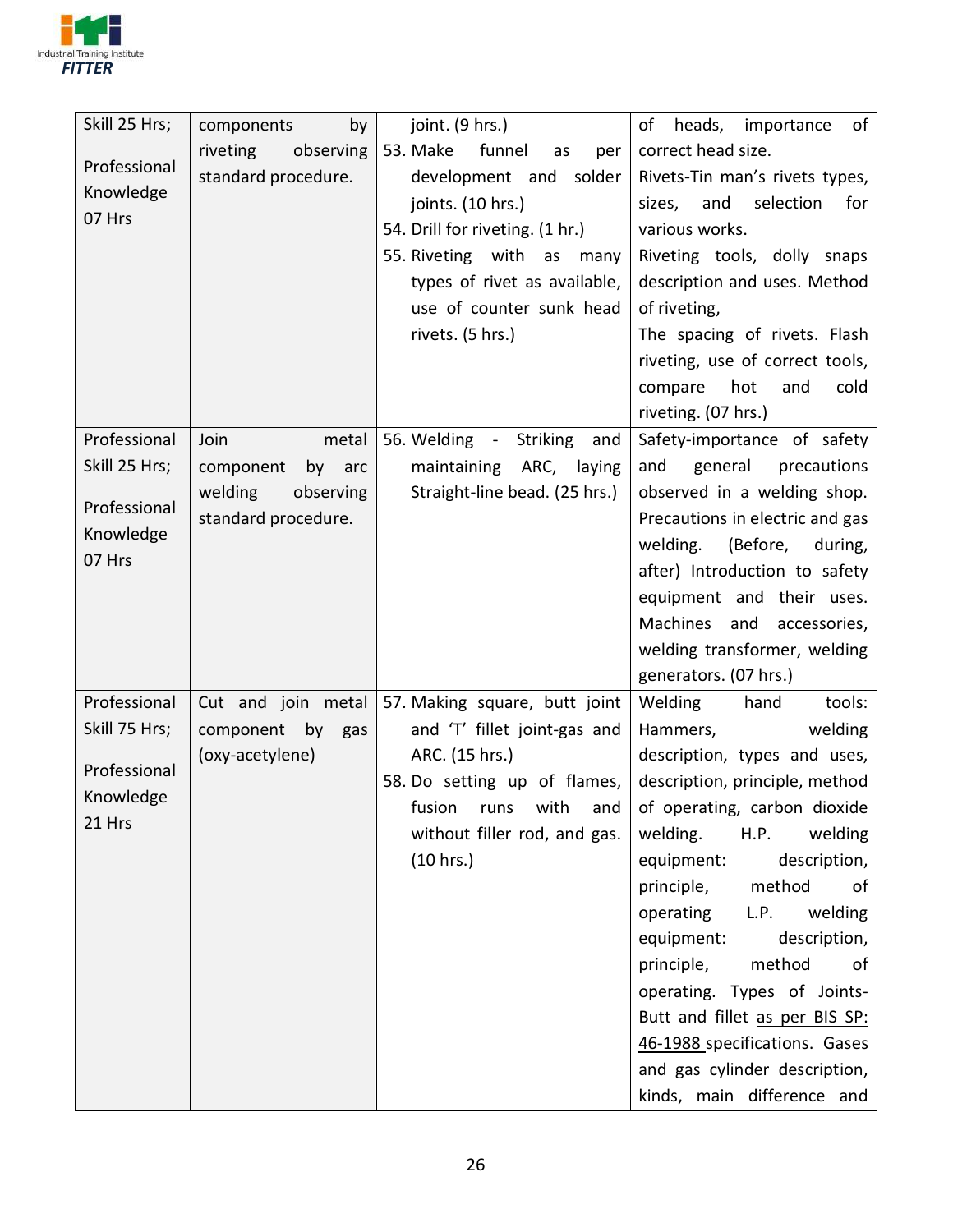| | | | |
|---|---|---|---|
| Skill 25 Hrs; Professional Knowledge 07 Hrs | components by riveting observing standard procedure. | joint. (9 hrs.) 53. Make funnel as per development and solder joints. (10 hrs.) 54. Drill for riveting. (1 hr.) 55. Riveting with as many types of rivet as available, use of counter sunk head rivets. (5 hrs.) | of heads, importance of correct head size. Rivets-Tin man's rivets types, sizes, and selection for various works. Riveting tools, dolly snaps description and uses. Method of riveting, The spacing of rivets. Flash riveting, use of correct tools, compare hot and cold riveting. (07 hrs.) |
| Professional Skill 25 Hrs; Professional Knowledge 07 Hrs | Join metal component by arc welding observing standard procedure. | 56. Welding - Striking and maintaining ARC, laying Straight-line bead. (25 hrs.) | Safety-importance of safety and general precautions observed in a welding shop. Precautions in electric and gas welding. (Before, during, after) Introduction to safety equipment and their uses. Machines and accessories, welding transformer, welding generators. (07 hrs.) |
| Professional Skill 75 Hrs; Professional Knowledge 21 Hrs | Cut and join metal component by gas (oxy-acetylene) | 57. Making square, butt joint and 'T' fillet joint-gas and ARC. (15 hrs.) 58. Do setting up of flames, fusion runs with and without filler rod, and gas. (10 hrs.) | Welding hand tools: Hammers, welding description, types and uses, description, principle, method of operating, carbon dioxide welding. H.P. welding equipment: description, principle, method of operating L.P. welding equipment: description, principle, method of operating. Types of Joints-Butt and fillet as per BIS SP: 46-1988 specifications. Gases and gas cylinder description, kinds, main difference and |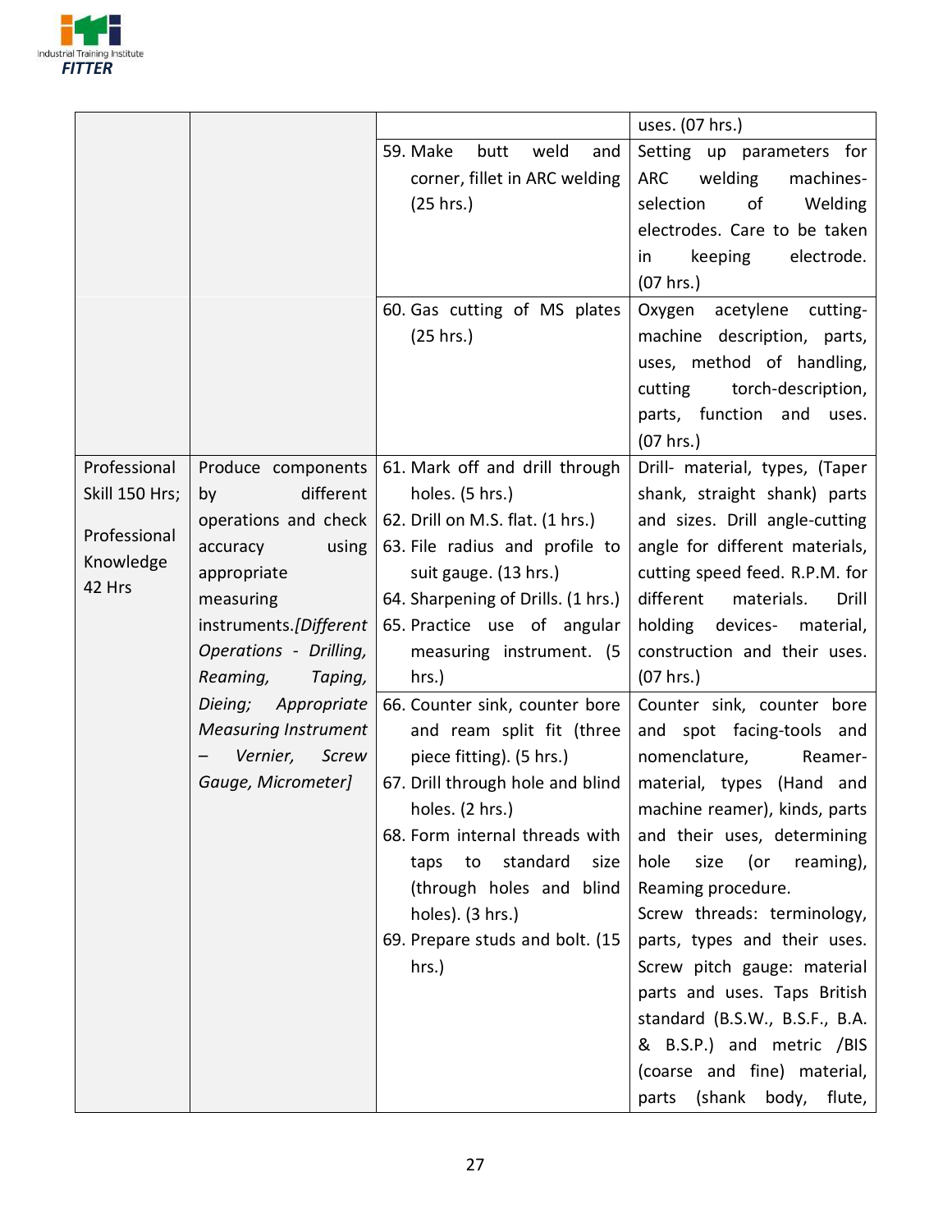| | | | |
|---|---|---|---|
| | | | uses. (07 hrs.) |
| | | 59. Make butt weld and corner, fillet in ARC welding (25 hrs.) | Setting up parameters for ARC welding machines-selection of Welding electrodes. Care to be taken in keeping electrode. (07 hrs.) |
| | | 60. Gas cutting of MS plates (25 hrs.) | Oxygen acetylene cutting-machine description, parts, uses, method of handling, cutting torch-description, parts, function and uses. (07 hrs.) |
| Professional Skill 150 Hrs;<br><br>Professional Knowledge 42 Hrs | Produce components by different operations and check accuracy using appropriate measuring instruments.*[Different Operations - Drilling, Reaming, Taping, Dieing; Appropriate Measuring Instrument – Vernier, Screw Gauge, Micrometer]* | 61. Mark off and drill through holes. (5 hrs.)<br>62. Drill on M.S. flat. (1 hrs.)<br>63. File radius and profile to suit gauge. (13 hrs.)<br>64. Sharpening of Drills. (1 hrs.)<br>65. Practice use of angular measuring instrument. (5 hrs.) | Drill- material, types, (Taper shank, straight shank) parts and sizes. Drill angle-cutting angle for different materials, cutting speed feed. R.P.M. for different materials. Drill holding devices- material, construction and their uses. (07 hrs.) |
| | | 66. Counter sink, counter bore and ream split fit (three piece fitting). (5 hrs.)<br>67. Drill through hole and blind holes. (2 hrs.)<br>68. Form internal threads with taps to standard size (through holes and blind holes). (3 hrs.)<br>69. Prepare studs and bolt. (15 hrs.) | Counter sink, counter bore and spot facing-tools and nomenclature, Reamer-material, types (Hand and machine reamer), kinds, parts and their uses, determining hole size (or reaming), Reaming procedure.<br>Screw threads: terminology, parts, types and their uses. Screw pitch gauge: material parts and uses. Taps British standard (B.S.W., B.S.F., B.A. & B.S.P.) and metric /BIS (coarse and fine) material, parts (shank body, flute, |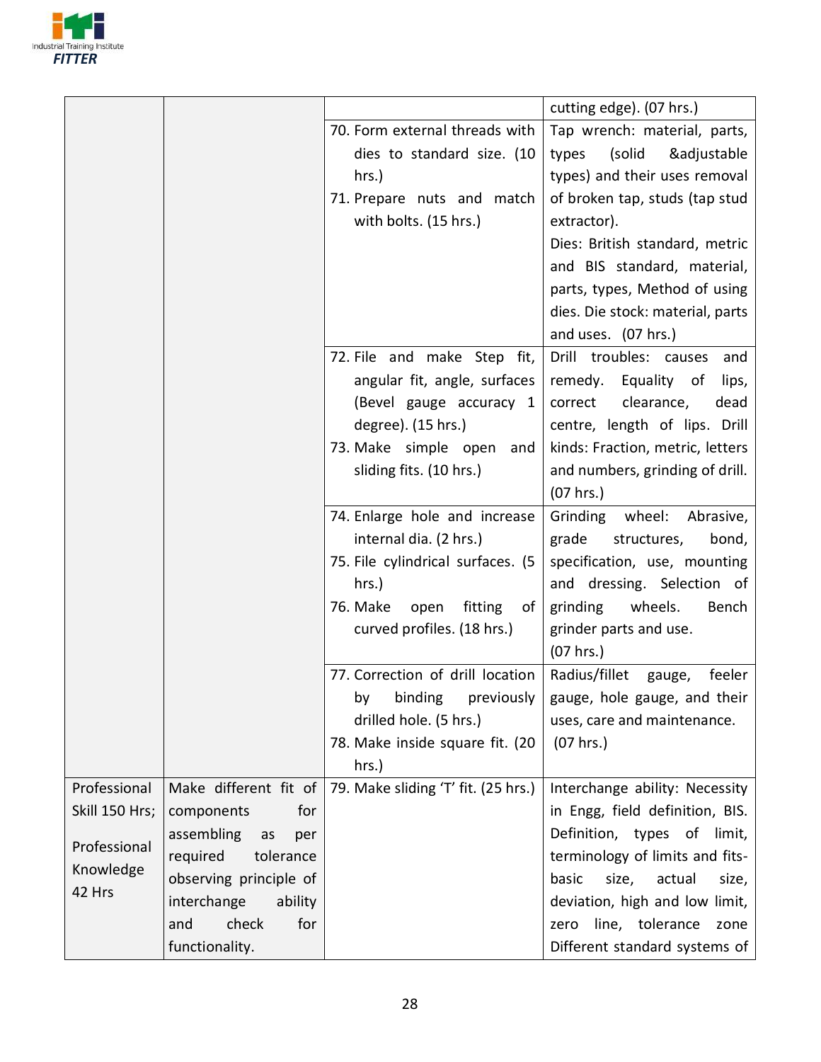| | | | |
|---|---|---|---|
| | | | cutting edge). (07 hrs.) |
| | | 70. Form external threads with dies to standard size. (10 hrs.)<br>71. Prepare nuts and match with bolts. (15 hrs.) | Tap wrench: material, parts, types (solid &adjustable types) and their uses removal of broken tap, studs (tap stud extractor).<br>Dies: British standard, metric and BIS standard, material, parts, types, Method of using dies. Die stock: material, parts and uses. (07 hrs.) |
| | | 72. File and make Step fit, angular fit, angle, surfaces (Bevel gauge accuracy 1 degree). (15 hrs.)<br>73. Make simple open and sliding fits. (10 hrs.) | Drill troubles: causes and remedy. Equality of lips, correct clearance, dead centre, length of lips. Drill kinds: Fraction, metric, letters and numbers, grinding of drill. (07 hrs.) |
| | | 74. Enlarge hole and increase internal dia. (2 hrs.)<br>75. File cylindrical surfaces. (5 hrs.)<br>76. Make open fitting of curved profiles. (18 hrs.) | Grinding wheel: Abrasive, grade structures, bond, specification, use, mounting and dressing. Selection of grinding wheels. Bench grinder parts and use.<br>(07 hrs.) |
| | | 77. Correction of drill location by binding previously drilled hole. (5 hrs.)<br>78. Make inside square fit. (20 hrs.) | Radius/fillet gauge, feeler gauge, hole gauge, and their uses, care and maintenance.<br>(07 hrs.) |
| Professional Skill 150 Hrs;<br><br>Professional Knowledge 42 Hrs | Make different fit of components for assembling as per required tolerance observing principle of interchange ability and check for functionality. | 79. Make sliding 'T' fit. (25 hrs.) | Interchange ability: Necessity in Engg, field definition, BIS. Definition, types of limit, terminology of limits and fits- basic size, actual size, deviation, high and low limit, zero line, tolerance zone Different standard systems of |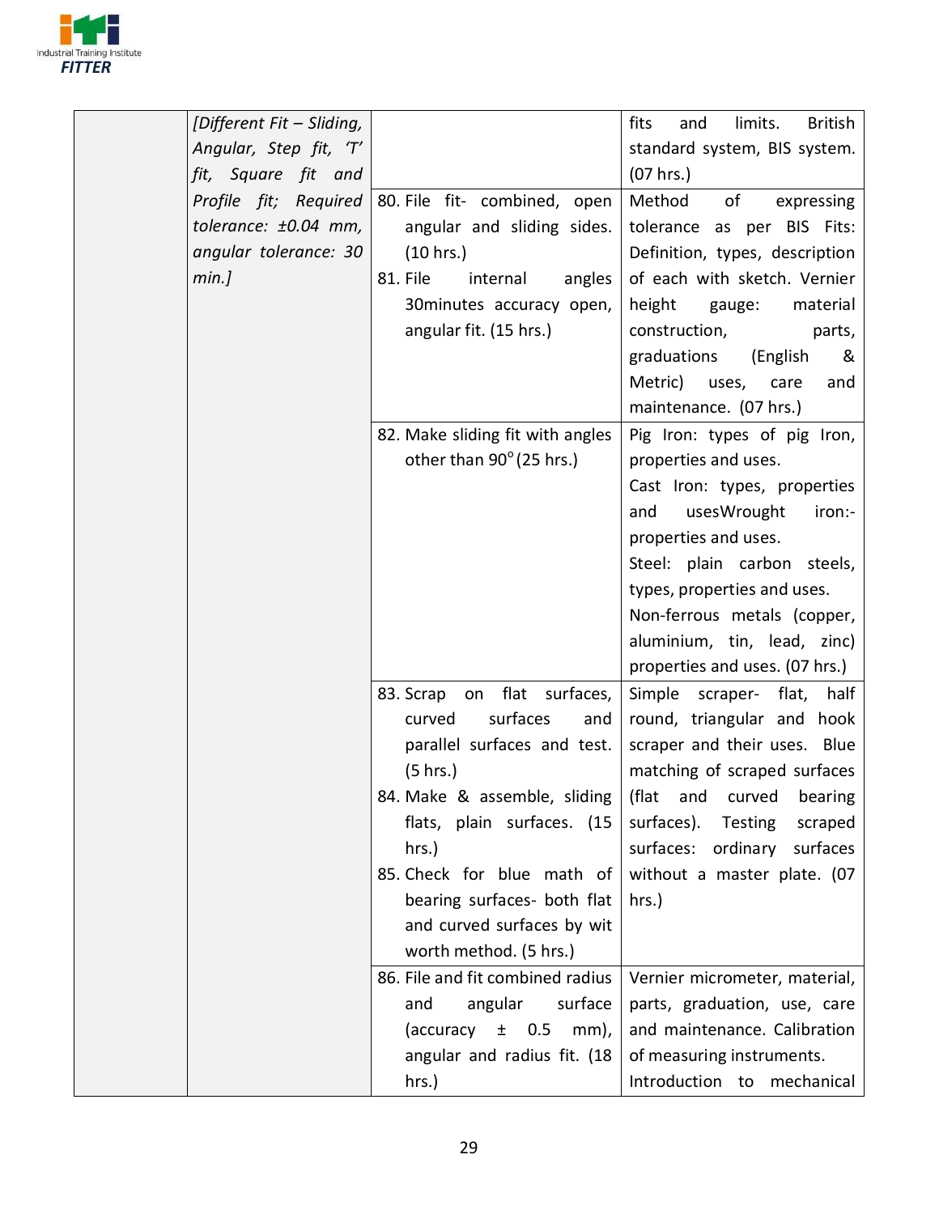| | | | |
|---|---|---|---|
| | *[Different Fit – Sliding, Angular, Step fit, 'T' fit, Square fit and Profile fit; Required tolerance: ±0.04 mm, angular tolerance: 30 min.]* | | fits and limits. British standard system, BIS system. (07 hrs.) |
| | | 80. File fit- combined, open angular and sliding sides. (10 hrs.)<br>81. File internal angles 30minutes accuracy open, angular fit. (15 hrs.) | Method of expressing tolerance as per BIS Fits: Definition, types, description of each with sketch. Vernier height gauge: material construction, parts, graduations (English & Metric) uses, care and maintenance. (07 hrs.) |
| | | 82. Make sliding fit with angles other than 90° (25 hrs.) | Pig Iron: types of pig Iron, properties and uses.<br>Cast Iron: types, properties and usesWrought iron:- properties and uses.<br>Steel: plain carbon steels, types, properties and uses.<br>Non-ferrous metals (copper, aluminium, tin, lead, zinc) properties and uses. (07 hrs.) |
| | | 83. Scrap on flat surfaces, curved surfaces and parallel surfaces and test. (5 hrs.)<br>84. Make & assemble, sliding flats, plain surfaces. (15 hrs.)<br>85. Check for blue math of bearing surfaces- both flat and curved surfaces by wit worth method. (5 hrs.) | Simple scraper- flat, half round, triangular and hook scraper and their uses. Blue matching of scraped surfaces (flat and curved bearing surfaces). Testing scraped surfaces: ordinary surfaces without a master plate. (07 hrs.) |
| | | 86. File and fit combined radius and angular surface (accuracy ± 0.5 mm), angular and radius fit. (18 hrs.) | Vernier micrometer, material, parts, graduation, use, care and maintenance. Calibration of measuring instruments.<br>Introduction to mechanical |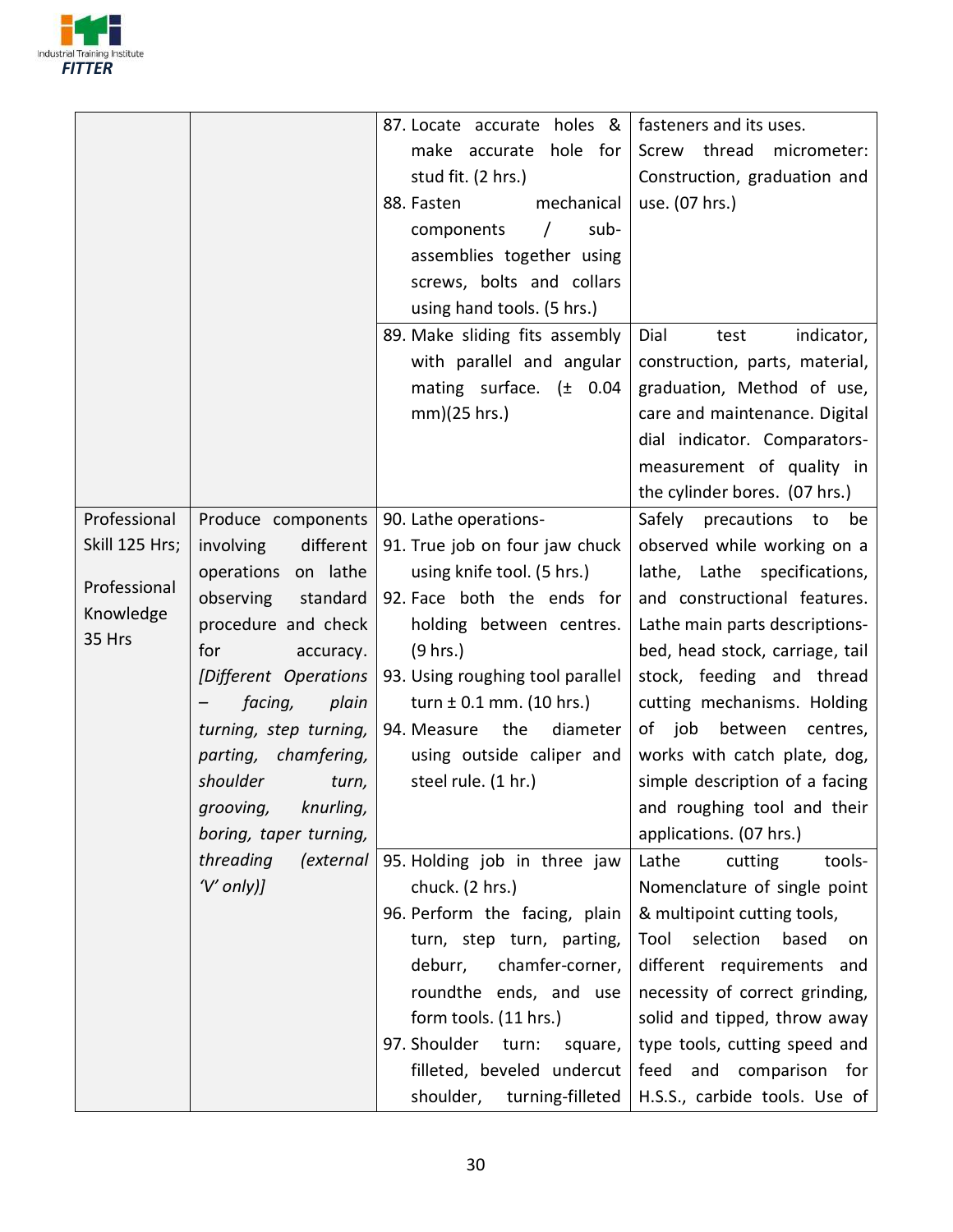| | | | |
|---|---|---|---|
| | | 87. Locate accurate holes & make accurate hole for stud fit. (2 hrs.)<br>88. Fasten mechanical components / sub-assemblies together using screws, bolts and collars using hand tools. (5 hrs.) | fasteners and its uses.<br>Screw thread micrometer: Construction, graduation and use. (07 hrs.) |
| | | 89. Make sliding fits assembly with parallel and angular mating surface. (± 0.04 mm)(25 hrs.) | Dial test indicator, construction, parts, material, graduation, Method of use, care and maintenance. Digital dial indicator. Comparators-measurement of quality in the cylinder bores. (07 hrs.) |
| Professional Skill 125 Hrs;<br><br>Professional Knowledge 35 Hrs | Produce components involving different operations on lathe observing standard procedure and check for accuracy. *[Different Operations – facing, plain turning, step turning, parting, chamfering, shoulder turn, grooving, knurling, boring, taper turning, threading (external 'V' only)]* | 90. Lathe operations-<br>91. True job on four jaw chuck using knife tool. (5 hrs.)<br>92. Face both the ends for holding between centres. (9 hrs.)<br>93. Using roughing tool parallel turn ± 0.1 mm. (10 hrs.)<br>94. Measure the diameter using outside caliper and steel rule. (1 hr.) | Safely precautions to be observed while working on a lathe, Lathe specifications, and constructional features. Lathe main parts descriptions-bed, head stock, carriage, tail stock, feeding and thread cutting mechanisms. Holding of job between centres, works with catch plate, dog, simple description of a facing and roughing tool and their applications. (07 hrs.) |
| | | 95. Holding job in three jaw chuck. (2 hrs.)<br>96. Perform the facing, plain turn, step turn, parting, deburr, chamfer-corner, roundthe ends, and use form tools. (11 hrs.)<br>97. Shoulder turn: square, filleted, beveled undercut shoulder, turning-filleted | Lathe cutting tools-Nomenclature of single point & multipoint cutting tools, Tool selection based on different requirements and necessity of correct grinding, solid and tipped, throw away type tools, cutting speed and feed and comparison for H.S.S., carbide tools. Use of |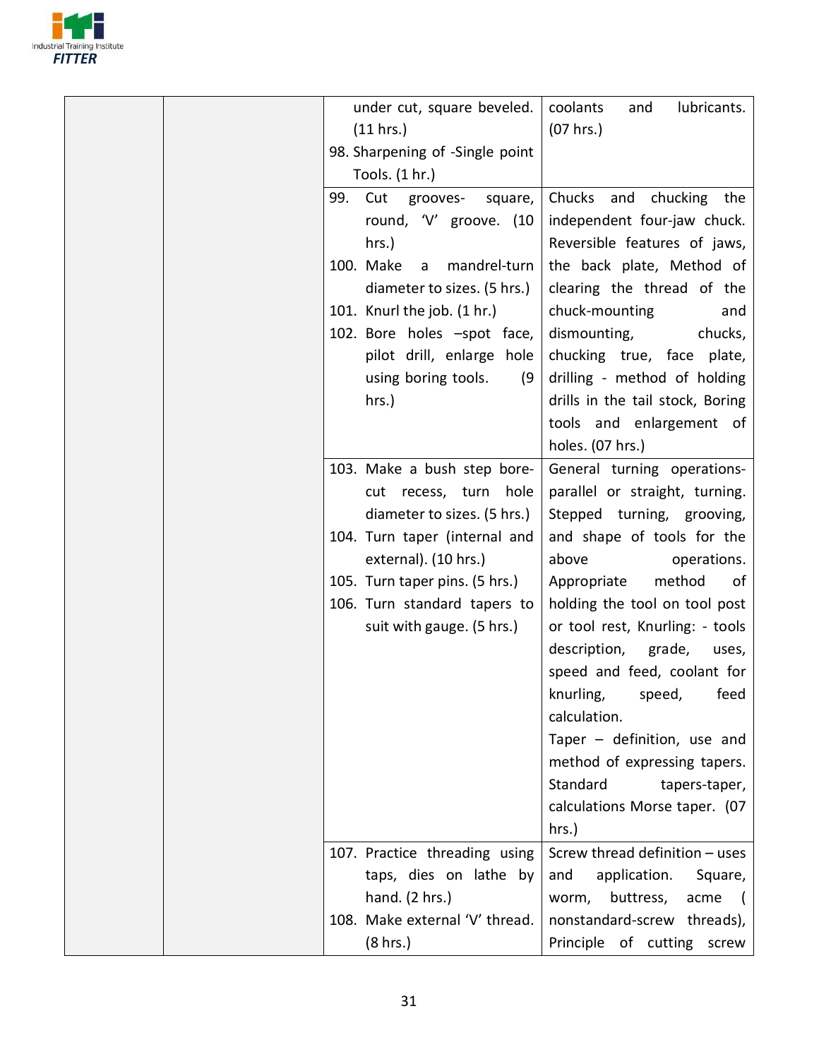| | | | |
|---|---|---|---|
| | | under cut, square beveled. (11 hrs.)<br>98. Sharpening of -Single point Tools. (1 hr.) | coolants and lubricants. (07 hrs.) |
| | | 99. Cut grooves- square, round, 'V' groove. (10 hrs.)<br>100. Make a mandrel-turn diameter to sizes. (5 hrs.)<br>101. Knurl the job. (1 hr.)<br>102. Bore holes –spot face, pilot drill, enlarge hole using boring tools. (9 hrs.) | Chucks and chucking the independent four-jaw chuck. Reversible features of jaws, the back plate, Method of clearing the thread of the chuck-mounting and dismounting, chucks, chucking true, face plate, drilling - method of holding drills in the tail stock, Boring tools and enlargement of holes. (07 hrs.) |
| | | 103. Make a bush step bore-cut recess, turn hole diameter to sizes. (5 hrs.)<br>104. Turn taper (internal and external). (10 hrs.)<br>105. Turn taper pins. (5 hrs.)<br>106. Turn standard tapers to suit with gauge. (5 hrs.) | General turning operations- parallel or straight, turning. Stepped turning, grooving, and shape of tools for the above operations. Appropriate method of holding the tool on tool post or tool rest, Knurling: - tools description, grade, uses, speed and feed, coolant for knurling, speed, feed calculation.<br>Taper – definition, use and method of expressing tapers. Standard tapers-taper, calculations Morse taper. (07 hrs.) |
| | | 107. Practice threading using taps, dies on lathe by hand. (2 hrs.)<br>108. Make external 'V' thread. (8 hrs.) | Screw thread definition – uses and application. Square, worm, buttress, acme ( nonstandard-screw threads), Principle of cutting screw |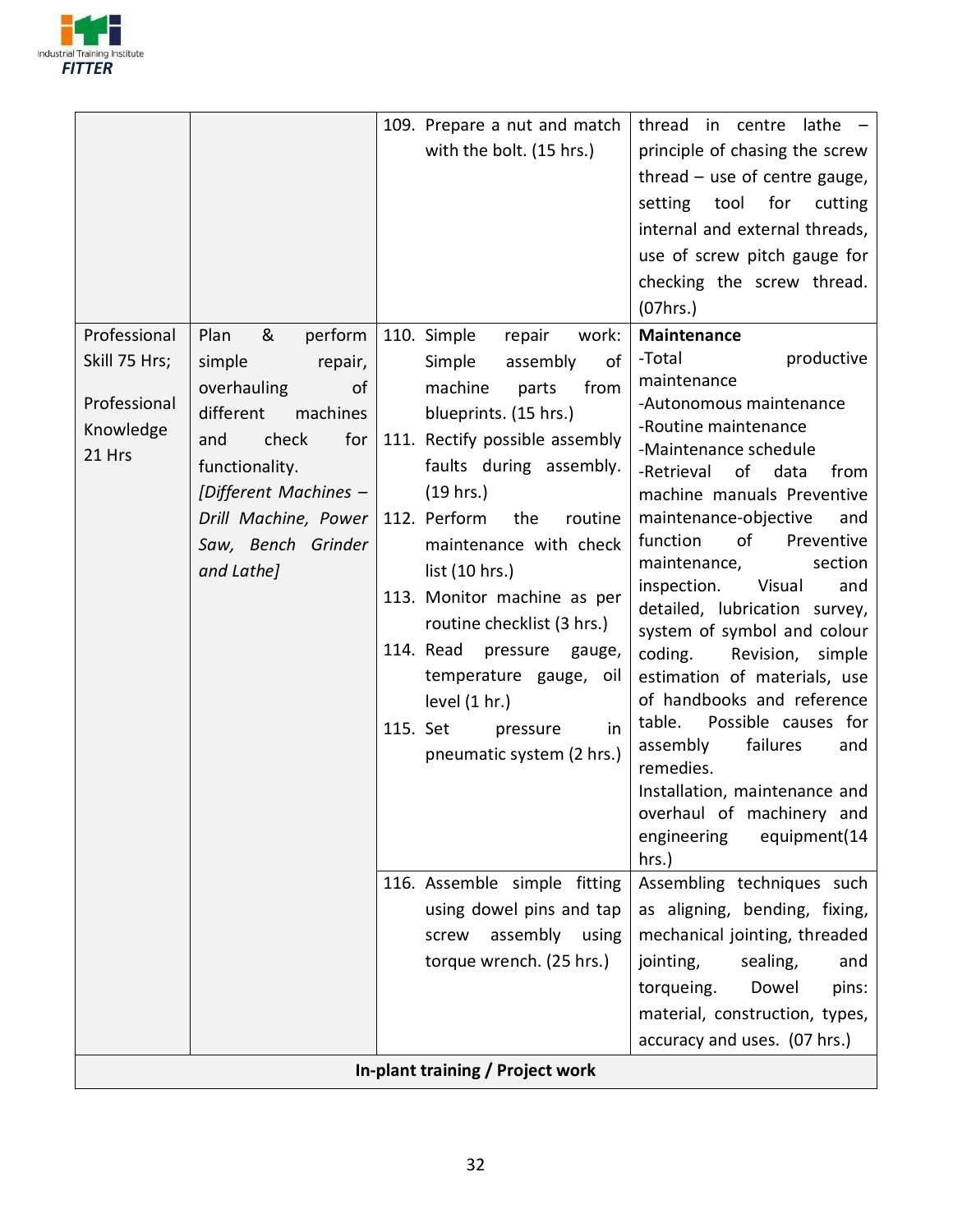| | | | |
|---|---|---|---|
| | | 109. Prepare a nut and match with the bolt. (15 hrs.) | thread in centre lathe – principle of chasing the screw thread – use of centre gauge, setting tool for cutting internal and external threads, use of screw pitch gauge for checking the screw thread. (07hrs.) |
| Professional Skill 75 Hrs;<br><br>Professional Knowledge 21 Hrs | Plan & perform simple repair, overhauling of different machines and check for functionality.<br>*[Different Machines – Drill Machine, Power Saw, Bench Grinder and Lathe]* | 110. Simple repair work: Simple assembly of machine parts from blueprints. (15 hrs.)<br>111. Rectify possible assembly faults during assembly. (19 hrs.)<br>112. Perform the routine maintenance with check list (10 hrs.)<br>113. Monitor machine as per routine checklist (3 hrs.)<br>114. Read pressure gauge, temperature gauge, oil level (1 hr.)<br>115. Set pressure in pneumatic system (2 hrs.) | **Maintenance**<br>-Total productive maintenance<br>-Autonomous maintenance<br>-Routine maintenance<br>-Maintenance schedule<br>-Retrieval of data from machine manuals Preventive maintenance-objective and function of Preventive maintenance, section inspection. Visual and detailed, lubrication survey, system of symbol and colour coding. Revision, simple estimation of materials, use of handbooks and reference table. Possible causes for assembly failures and remedies.<br>Installation, maintenance and overhaul of machinery and engineering equipment(14 hrs.) |
| | | 116. Assemble simple fitting using dowel pins and tap screw assembly using torque wrench. (25 hrs.) | Assembling techniques such as aligning, bending, fixing, mechanical jointing, threaded jointing, sealing, and torqueing. Dowel pins: material, construction, types, accuracy and uses. (07 hrs.) |
| **In-plant training / Project work** | | | |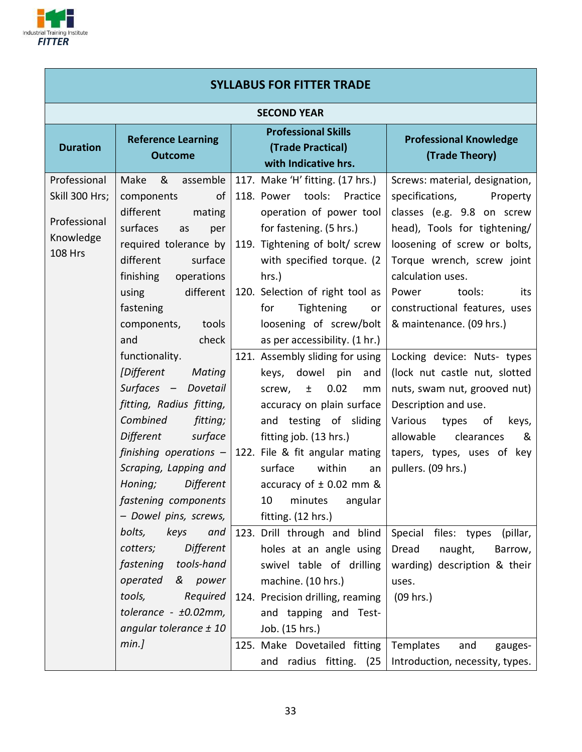| SYLLABUS FOR FITTER TRADE | | | |
|---|---|---|---|
| **SECOND YEAR** | | | |
| **Duration** | **Reference Learning Outcome** | **Professional Skills (Trade Practical) with Indicative hrs.** | **Professional Knowledge (Trade Theory)** |
| Professional Skill 300 Hrs; Professional Knowledge 108 Hrs | Make & assemble components of different mating surfaces as per required tolerance by different surface finishing operations using different fastening components, tools and check functionality. *[Different Mating Surfaces – Dovetail fitting, Radius fitting, Combined fitting; Different surface finishing operations – Scraping, Lapping and Honing; Different fastening components – Dowel pins, screws, bolts, keys and cotters; Different fastening tools-hand operated & power tools, Required tolerance - ±0.02mm, angular tolerance ± 10 min.]* | 117. Make 'H' fitting. (17 hrs.)<br>118. Power tools: Practice operation of power tool for fastening. (5 hrs.)<br>119. Tightening of bolt/ screw with specified torque. (2 hrs.)<br>120. Selection of right tool as for Tightening or loosening of screw/bolt as per accessibility. (1 hr.) | Screws: material, designation, specifications, Property classes (e.g. 9.8 on screw head), Tools for tightening/ loosening of screw or bolts, Torque wrench, screw joint calculation uses.<br>Power tools: its constructional features, uses & maintenance. (09 hrs.) |
| | | 121. Assembly sliding for using keys, dowel pin and screw, ± 0.02 mm accuracy on plain surface and testing of sliding fitting job. (13 hrs.)<br>122. File & fit angular mating surface within an accuracy of ± 0.02 mm & 10 minutes angular fitting. (12 hrs.) | Locking device: Nuts- types (lock nut castle nut, slotted nuts, swam nut, grooved nut) Description and use.<br>Various types of keys, allowable clearances & tapers, types, uses of key pullers. (09 hrs.) |
| | | 123. Drill through and blind holes at an angle using swivel table of drilling machine. (10 hrs.)<br>124. Precision drilling, reaming and tapping and Test-Job. (15 hrs.) | Special files: types (pillar, Dread naught, Barrow, warding) description & their uses.<br>(09 hrs.) |
| | | 125. Make Dovetailed fitting and radius fitting. (25 | Templates and gauges- Introduction, necessity, types. |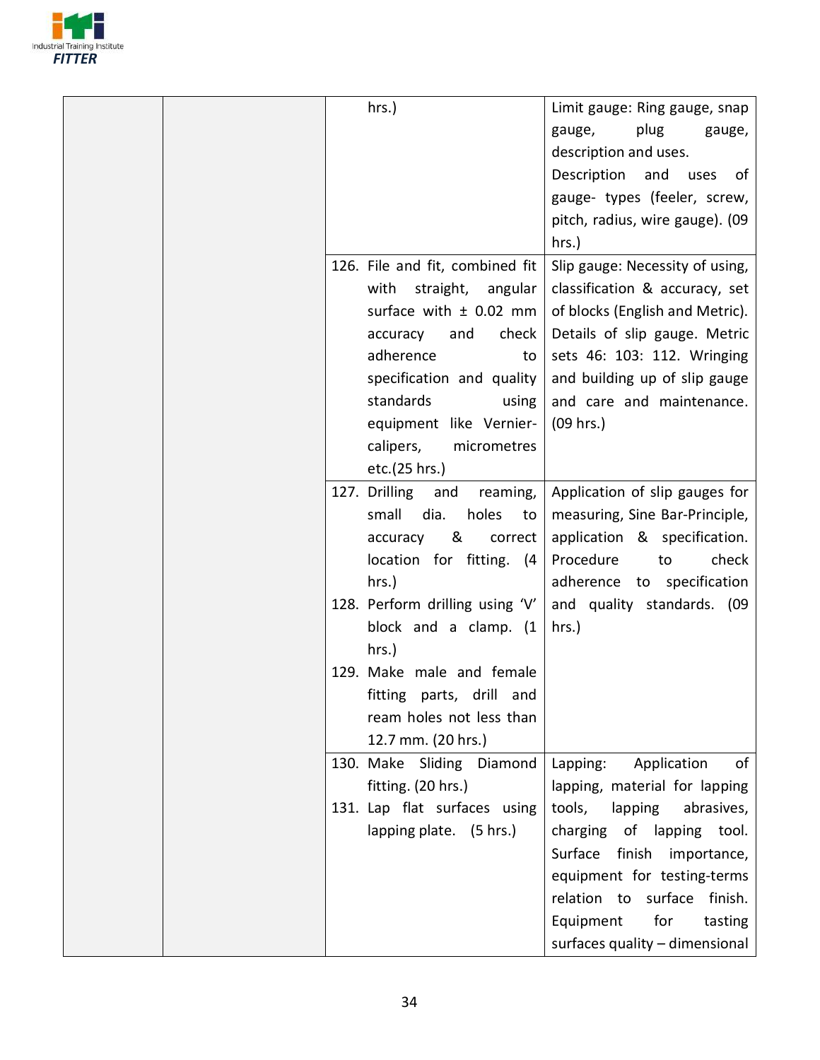| | | | |
|---|---|---|---|
| | | hrs.) | Limit gauge: Ring gauge, snap gauge, plug gauge, description and uses.<br>Description and uses of gauge- types (feeler, screw, pitch, radius, wire gauge). (09 hrs.) |
| | | 126. File and fit, combined fit with straight, angular surface with ± 0.02 mm accuracy and check adherence to specification and quality standards using equipment like Vernier-calipers, micrometres etc.(25 hrs.) | Slip gauge: Necessity of using, classification & accuracy, set of blocks (English and Metric). Details of slip gauge. Metric sets 46: 103: 112. Wringing and building up of slip gauge and care and maintenance. (09 hrs.) |
| | | 127. Drilling and reaming, small dia. holes to accuracy & correct location for fitting. (4 hrs.)<br>128. Perform drilling using 'V' block and a clamp. (1 hrs.)<br>129. Make male and female fitting parts, drill and ream holes not less than 12.7 mm. (20 hrs.) | Application of slip gauges for measuring, Sine Bar-Principle, application & specification. Procedure to check adherence to specification and quality standards. (09 hrs.) |
| | | 130. Make Sliding Diamond fitting. (20 hrs.)<br>131. Lap flat surfaces using lapping plate. (5 hrs.) | Lapping: Application of lapping, material for lapping tools, lapping abrasives, charging of lapping tool. Surface finish importance, equipment for testing-terms relation to surface finish. Equipment for tasting surfaces quality – dimensional |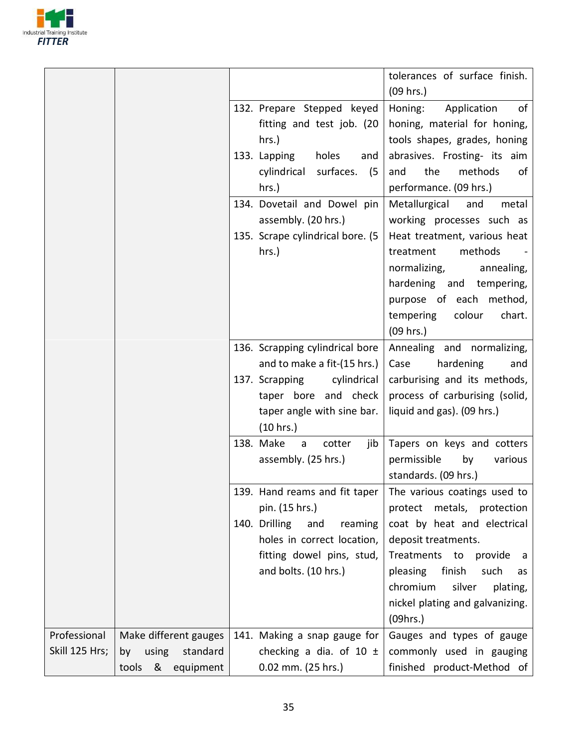| | | | |
|---|---|---|---|
| | | | tolerances of surface finish. (09 hrs.) |
| | | 132. Prepare Stepped keyed fitting and test job. (20 hrs.)<br>133. Lapping holes and cylindrical surfaces. (5 hrs.) | Honing: Application of honing, material for honing, tools shapes, grades, honing abrasives. Frosting- its aim and the methods of performance. (09 hrs.) |
| | | 134. Dovetail and Dowel pin assembly. (20 hrs.)<br>135. Scrape cylindrical bore. (5 hrs.) | Metallurgical and metal working processes such as Heat treatment, various heat treatment methods - normalizing, annealing, hardening and tempering, purpose of each method, tempering colour chart. (09 hrs.) |
| | | 136. Scrapping cylindrical bore and to make a fit-(15 hrs.)<br>137. Scrapping cylindrical taper bore and check taper angle with sine bar. (10 hrs.) | Annealing and normalizing, Case hardening and carburising and its methods, process of carburising (solid, liquid and gas). (09 hrs.) |
| | | 138. Make a cotter jib assembly. (25 hrs.) | Tapers on keys and cotters permissible by various standards. (09 hrs.) |
| | | 139. Hand reams and fit taper pin. (15 hrs.)<br>140. Drilling and reaming holes in correct location, fitting dowel pins, stud, and bolts. (10 hrs.) | The various coatings used to protect metals, protection coat by heat and electrical deposit treatments.<br>Treatments to provide a pleasing finish such as chromium silver plating, nickel plating and galvanizing. (09hrs.) |
| Professional Skill 125 Hrs; | Make different gauges by using standard tools & equipment | 141. Making a snap gauge for checking a dia. of 10 ± 0.02 mm. (25 hrs.) | Gauges and types of gauge commonly used in gauging finished product-Method of |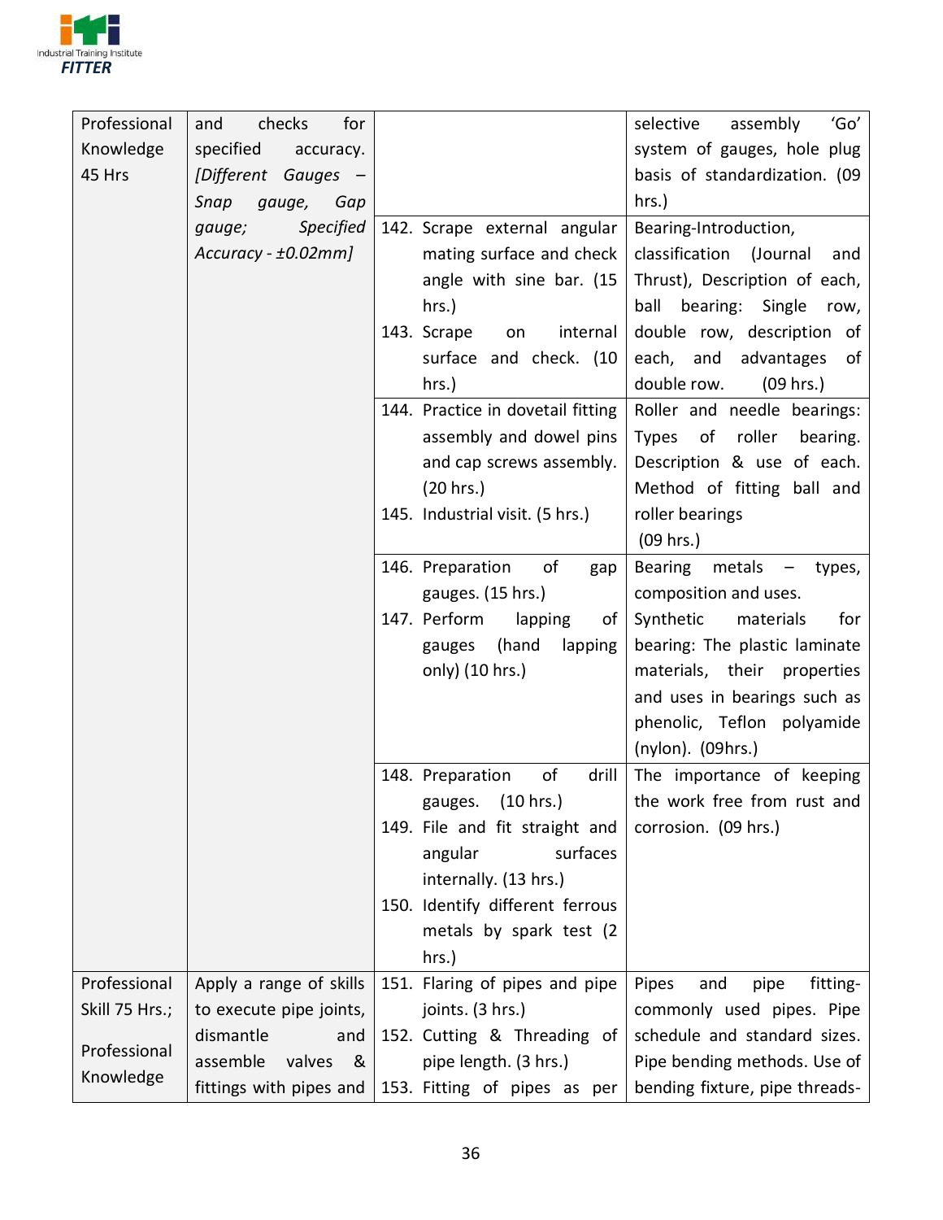| | | | |
|---|---|---|---|
| Professional Knowledge 45 Hrs | and checks for specified accuracy. *[Different Gauges – Snap gauge, Gap gauge; Specified Accuracy - ±0.02mm]* | | selective assembly 'Go' system of gauges, hole plug basis of standardization. (09 hrs.) |
| | | 142. Scrape external angular mating surface and check angle with sine bar. (15 hrs.)<br>143. Scrape on internal surface and check. (10 hrs.) | Bearing-Introduction, classification (Journal and Thrust), Description of each, ball bearing: Single row, double row, description of each, and advantages of double row. (09 hrs.) |
| | | 144. Practice in dovetail fitting assembly and dowel pins and cap screws assembly. (20 hrs.)<br>145. Industrial visit. (5 hrs.) | Roller and needle bearings: Types of roller bearing. Description & use of each. Method of fitting ball and roller bearings (09 hrs.) |
| | | 146. Preparation of gap gauges. (15 hrs.)<br>147. Perform lapping of gauges (hand lapping only) (10 hrs.) | Bearing metals – types, composition and uses. Synthetic materials for bearing: The plastic laminate materials, their properties and uses in bearings such as phenolic, Teflon polyamide (nylon). (09hrs.) |
| | | 148. Preparation of drill gauges. (10 hrs.)<br>149. File and fit straight and angular surfaces internally. (13 hrs.)<br>150. Identify different ferrous metals by spark test (2 hrs.) | The importance of keeping the work free from rust and corrosion. (09 hrs.) |
| Professional Skill 75 Hrs.; Professional Knowledge | Apply a range of skills to execute pipe joints, dismantle and assemble valves & fittings with pipes and | 151. Flaring of pipes and pipe joints. (3 hrs.)<br>152. Cutting & Threading of pipe length. (3 hrs.)<br>153. Fitting of pipes as per | Pipes and pipe fitting- commonly used pipes. Pipe schedule and standard sizes. Pipe bending methods. Use of bending fixture, pipe threads- |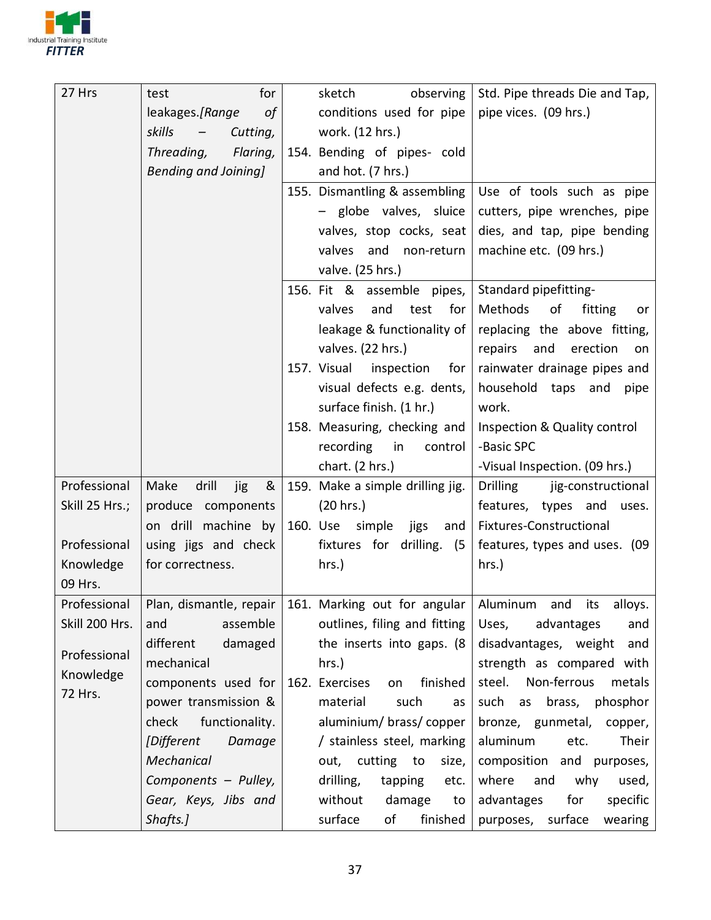| | | | |
|---|---|---|---|
| 27 Hrs | test for leakages.*[Range of skills – Cutting, Threading, Flaring, Bending and Joining]* | sketch observing conditions used for pipe work. (12 hrs.)<br>154. Bending of pipes- cold and hot. (7 hrs.) | Std. Pipe threads Die and Tap, pipe vices. (09 hrs.) |
| | | 155. Dismantling & assembling – globe valves, sluice valves, stop cocks, seat valves and non-return valve. (25 hrs.) | Use of tools such as pipe cutters, pipe wrenches, pipe dies, and tap, pipe bending machine etc. (09 hrs.) |
| | | 156. Fit & assemble pipes, valves and test for leakage & functionality of valves. (22 hrs.)<br>157. Visual inspection for visual defects e.g. dents, surface finish. (1 hr.)<br>158. Measuring, checking and recording in control chart. (2 hrs.) | Standard pipefitting- Methods of fitting or replacing the above fitting, repairs and erection on rainwater drainage pipes and household taps and pipe work.<br>Inspection & Quality control<br>-Basic SPC<br>-Visual Inspection. (09 hrs.) |
| Professional Skill 25 Hrs.;<br><br>Professional Knowledge 09 Hrs. | Make drill jig & produce components on drill machine by using jigs and check for correctness. | 159. Make a simple drilling jig. (20 hrs.)<br>160. Use simple jigs and fixtures for drilling. (5 hrs.) | Drilling jig-constructional features, types and uses. Fixtures-Constructional features, types and uses. (09 hrs.) |
| Professional Skill 200 Hrs.<br><br>Professional Knowledge 72 Hrs. | Plan, dismantle, repair and assemble different damaged mechanical components used for power transmission & check functionality. *[Different Damage Mechanical Components – Pulley, Gear, Keys, Jibs and Shafts.]* | 161. Marking out for angular outlines, filing and fitting the inserts into gaps. (8 hrs.)<br>162. Exercises on finished material such as aluminium/ brass/ copper / stainless steel, marking out, cutting to size, drilling, tapping etc. without damage to surface of finished | Aluminum and its alloys. Uses, advantages and disadvantages, weight and strength as compared with steel. Non-ferrous metals such as brass, phosphor bronze, gunmetal, copper, aluminum etc. Their composition and purposes, where and why used, advantages for specific purposes, surface wearing |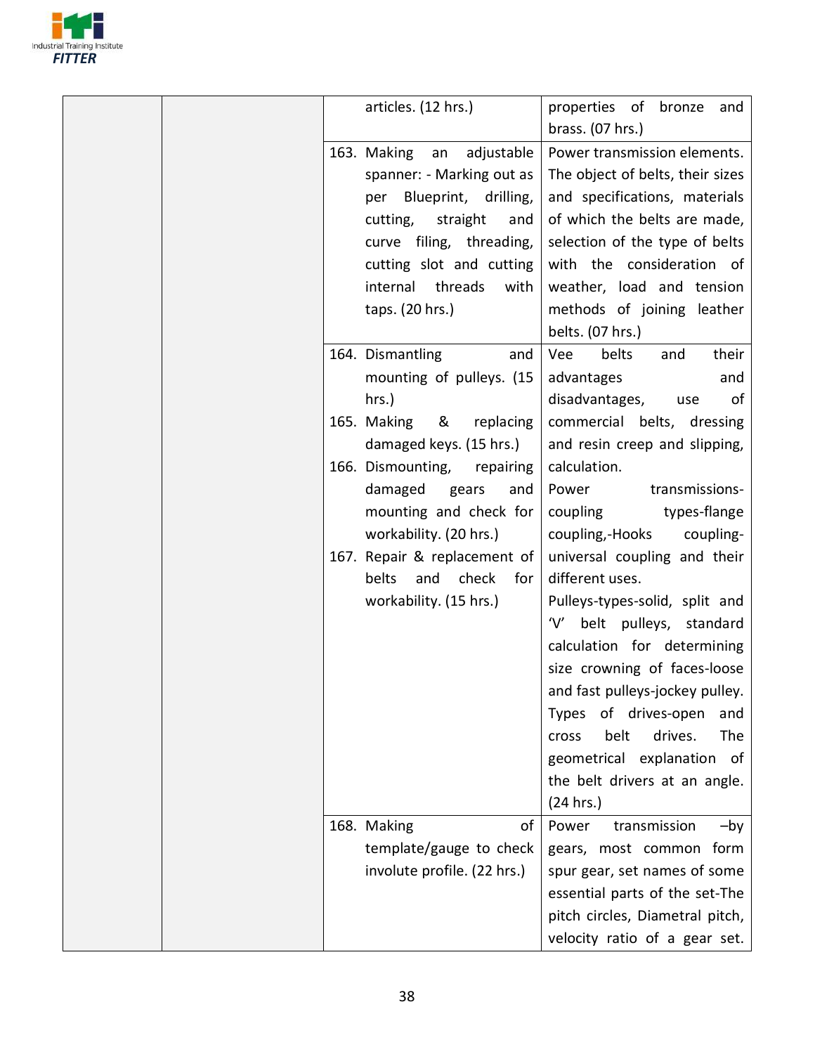| | | | |
|---|---|---|---|
| | | articles. (12 hrs.) | properties of bronze and brass. (07 hrs.) |
| | | 163. Making an adjustable spanner: - Marking out as per Blueprint, drilling, cutting, straight and curve filing, threading, cutting slot and cutting internal threads with taps. (20 hrs.) | Power transmission elements. The object of belts, their sizes and specifications, materials of which the belts are made, selection of the type of belts with the consideration of weather, load and tension methods of joining leather belts. (07 hrs.) |
| | | 164. Dismantling and mounting of pulleys. (15 hrs.)<br>165. Making & replacing damaged keys. (15 hrs.)<br>166. Dismounting, repairing damaged gears and mounting and check for workability. (20 hrs.)<br>167. Repair & replacement of belts and check for workability. (15 hrs.) | Vee belts and their advantages and disadvantages, use of commercial belts, dressing and resin creep and slipping, calculation.<br>Power transmissions-coupling types-flange coupling,-Hooks coupling-universal coupling and their different uses.<br>Pulleys-types-solid, split and 'V' belt pulleys, standard calculation for determining size crowning of faces-loose and fast pulleys-jockey pulley. Types of drives-open and cross belt drives. The geometrical explanation of the belt drivers at an angle. (24 hrs.) |
| | | 168. Making of template/gauge to check involute profile. (22 hrs.) | Power transmission –by gears, most common form spur gear, set names of some essential parts of the set-The pitch circles, Diametral pitch, velocity ratio of a gear set. |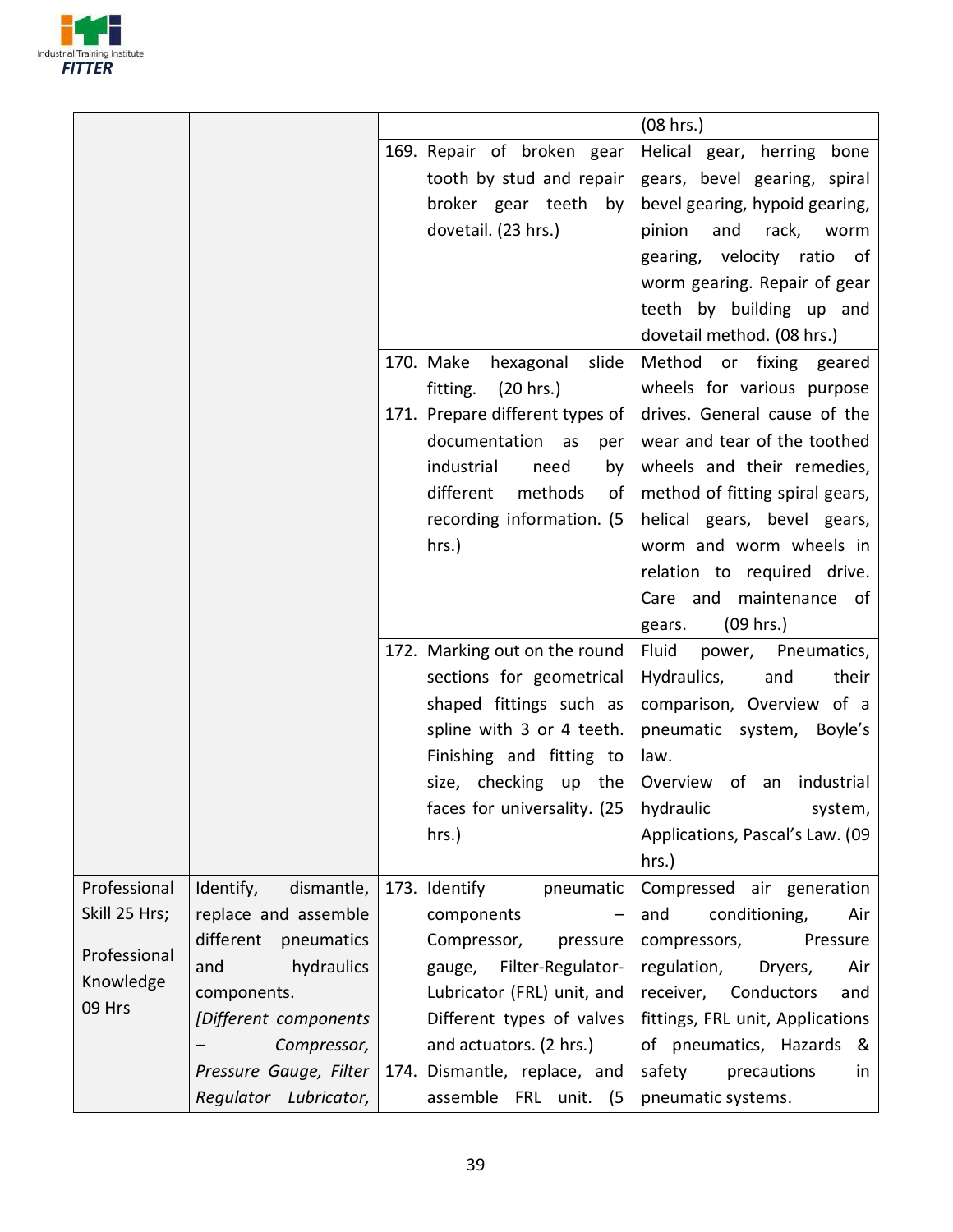| | | | (08 hrs.) |
|---|---|---|---|
| | | 169. Repair of broken gear tooth by stud and repair broker gear teeth by dovetail. (23 hrs.) | Helical gear, herring bone gears, bevel gearing, spiral bevel gearing, hypoid gearing, pinion and rack, worm gearing, velocity ratio of worm gearing. Repair of gear teeth by building up and dovetail method. (08 hrs.) |
| | | 170. Make hexagonal slide fitting. (20 hrs.)<br>171. Prepare different types of documentation as per industrial need by different methods of recording information. (5 hrs.) | Method or fixing geared wheels for various purpose drives. General cause of the wear and tear of the toothed wheels and their remedies, method of fitting spiral gears, helical gears, bevel gears, worm and worm wheels in relation to required drive. Care and maintenance of gears. (09 hrs.) |
| | | 172. Marking out on the round sections for geometrical shaped fittings such as spline with 3 or 4 teeth. Finishing and fitting to size, checking up the faces for universality. (25 hrs.) | Fluid power, Pneumatics, Hydraulics, and their comparison, Overview of a pneumatic system, Boyle's law.<br>Overview of an industrial hydraulic system, Applications, Pascal's Law. (09 hrs.) |
| Professional Skill 25 Hrs;<br><br>Professional Knowledge 09 Hrs | Identify, dismantle, replace and assemble different pneumatics and hydraulics components.<br>*[Different components – Compressor, Pressure Gauge, Filter Regulator Lubricator,* | 173. Identify pneumatic components – Compressor, pressure gauge, Filter-Regulator-Lubricator (FRL) unit, and Different types of valves and actuators. (2 hrs.)<br>174. Dismantle, replace, and assemble FRL unit. (5 | Compressed air generation and conditioning, Air compressors, Pressure regulation, Dryers, Air receiver, Conductors and fittings, FRL unit, Applications of pneumatics, Hazards & safety precautions in pneumatic systems. |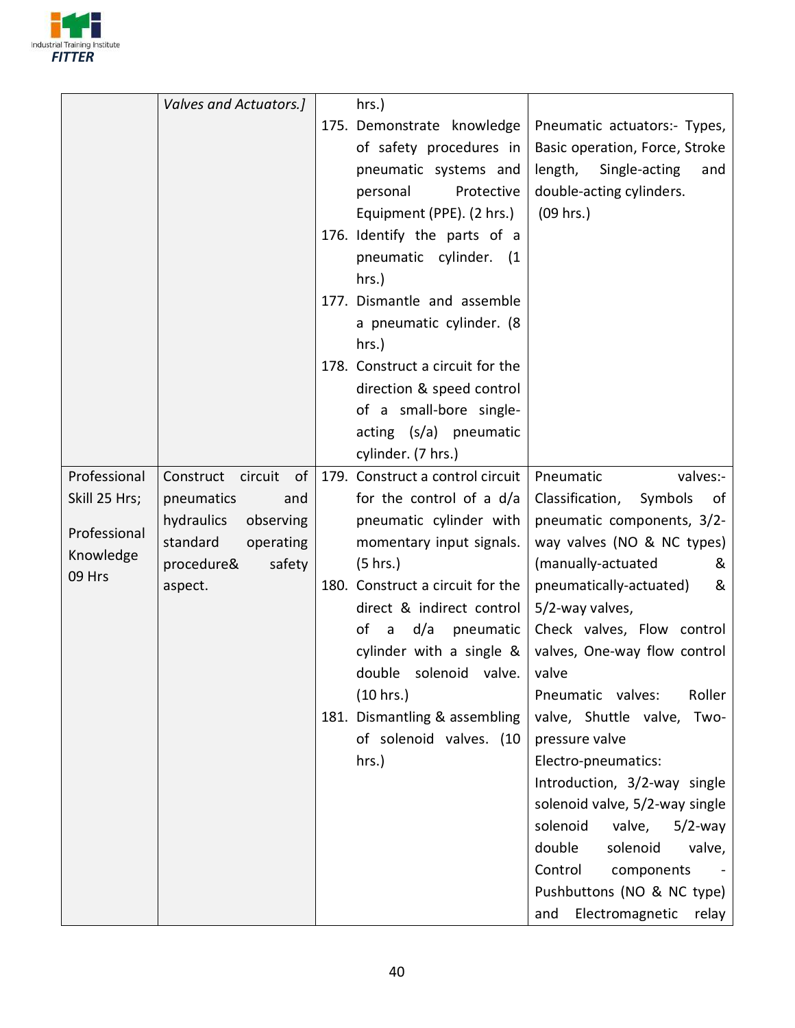| | | | |
|---|---|---|---|
| | Valves and Actuators.] | hrs.)<br>175. Demonstrate knowledge of safety procedures in pneumatic systems and personal Protective Equipment (PPE). (2 hrs.)<br>176. Identify the parts of a pneumatic cylinder. (1 hrs.)<br>177. Dismantle and assemble a pneumatic cylinder. (8 hrs.)<br>178. Construct a circuit for the direction & speed control of a small-bore single-acting (s/a) pneumatic cylinder. (7 hrs.) | Pneumatic actuators:- Types, Basic operation, Force, Stroke length, Single-acting and double-acting cylinders.<br>(09 hrs.) |
| Professional Skill 25 Hrs;<br><br>Professional Knowledge 09 Hrs | Construct circuit of pneumatics and hydraulics observing standard operating procedure& safety aspect. | 179. Construct a control circuit for the control of a d/a pneumatic cylinder with momentary input signals. (5 hrs.)<br>180. Construct a circuit for the direct & indirect control of a d/a pneumatic cylinder with a single & double solenoid valve. (10 hrs.)<br>181. Dismantling & assembling of solenoid valves. (10 hrs.) | Pneumatic valves:- Classification, Symbols of pneumatic components, 3/2-way valves (NO & NC types) (manually-actuated & pneumatically-actuated) & 5/2-way valves,<br>Check valves, Flow control valves, One-way flow control valve<br>Pneumatic valves: Roller valve, Shuttle valve, Two-pressure valve<br>Electro-pneumatics: Introduction, 3/2-way single solenoid valve, 5/2-way single solenoid valve, 5/2-way double solenoid valve, Control components - Pushbuttons (NO & NC type) and Electromagnetic relay |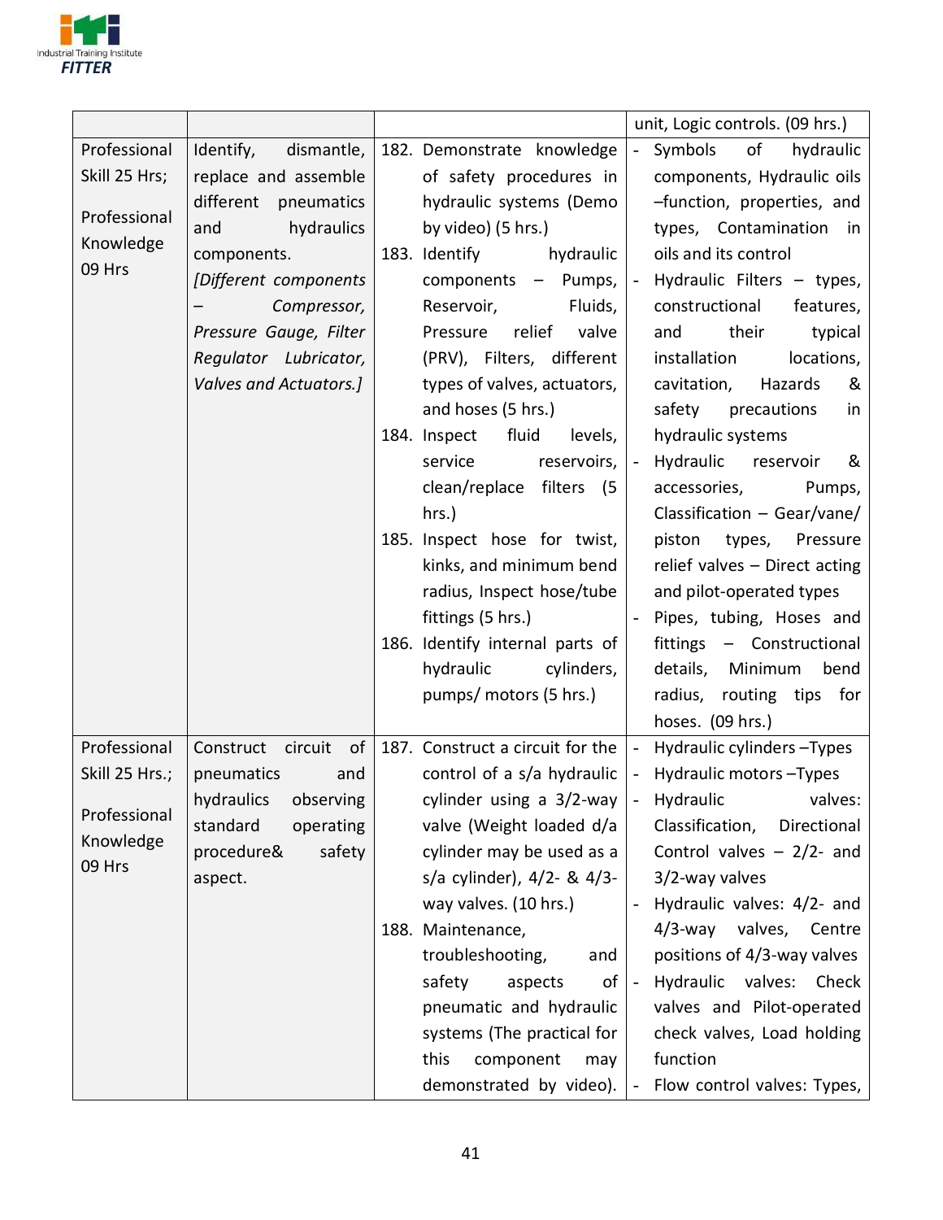| | | | |
|---|---|---|---|
| | | | unit, Logic controls. (09 hrs.) |
| Professional Skill 25 Hrs;<br><br>Professional Knowledge 09 Hrs | Identify, dismantle, replace and assemble different pneumatics and hydraulics components.<br>*[Different components – Compressor, Pressure Gauge, Filter Regulator Lubricator, Valves and Actuators.]* | 182. Demonstrate knowledge of safety procedures in hydraulic systems (Demo by video) (5 hrs.)<br>183. Identify hydraulic components – Pumps, Reservoir, Fluids, Pressure relief valve (PRV), Filters, different types of valves, actuators, and hoses (5 hrs.)<br>184. Inspect fluid levels, service reservoirs, clean/replace filters (5 hrs.)<br>185. Inspect hose for twist, kinks, and minimum bend radius, Inspect hose/tube fittings (5 hrs.)<br>186. Identify internal parts of hydraulic cylinders, pumps/ motors (5 hrs.) | - Symbols of hydraulic components, Hydraulic oils –function, properties, and types, Contamination in oils and its control<br>- Hydraulic Filters – types, constructional features, and their typical installation locations, cavitation, Hazards & safety precautions in hydraulic systems<br>- Hydraulic reservoir & accessories, Pumps, Classification – Gear/vane/ piston types, Pressure relief valves – Direct acting and pilot-operated types<br>- Pipes, tubing, Hoses and fittings – Constructional details, Minimum bend radius, routing tips for hoses. (09 hrs.) |
| Professional Skill 25 Hrs.;<br><br>Professional Knowledge 09 Hrs | Construct circuit of pneumatics and hydraulics observing standard operating procedure& safety aspect. | 187. Construct a circuit for the control of a s/a hydraulic cylinder using a 3/2-way valve (Weight loaded d/a cylinder may be used as a s/a cylinder), 4/2- & 4/3-way valves. (10 hrs.)<br>188. Maintenance, troubleshooting, and safety aspects of pneumatic and hydraulic systems (The practical for this component may demonstrated by video). | - Hydraulic cylinders –Types<br>- Hydraulic motors –Types<br>- Hydraulic valves: Classification, Directional Control valves – 2/2- and 3/2-way valves<br>- Hydraulic valves: 4/2- and 4/3-way valves, Centre positions of 4/3-way valves<br>- Hydraulic valves: Check valves and Pilot-operated check valves, Load holding function<br>- Flow control valves: Types, |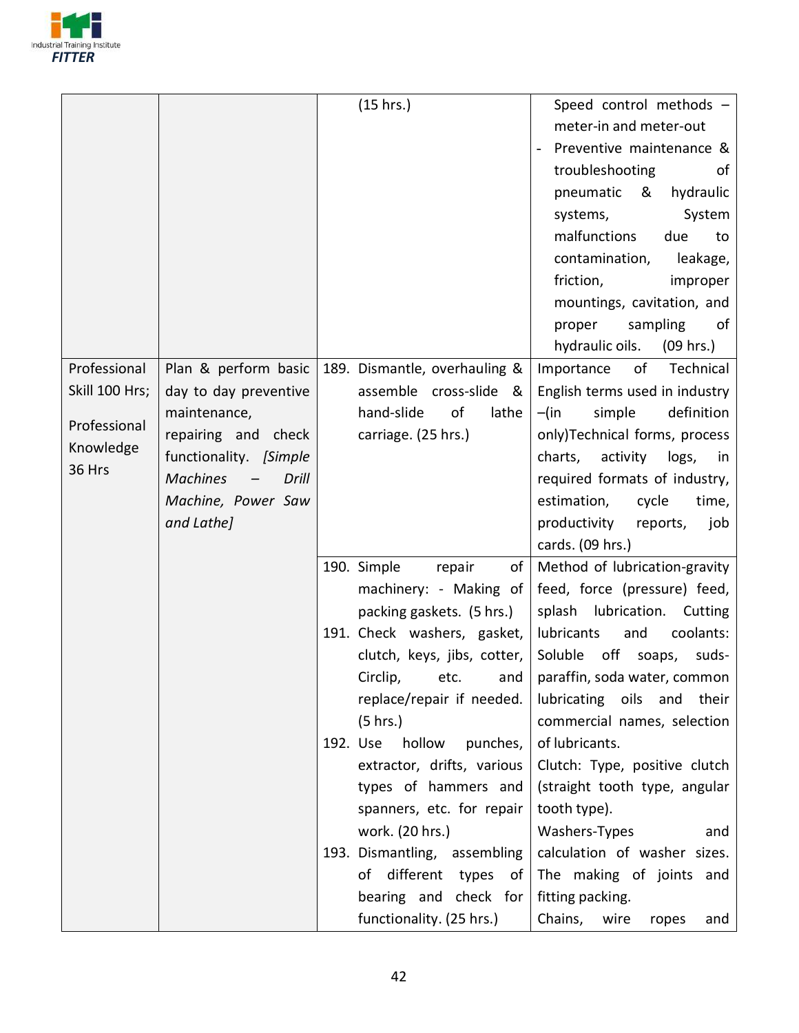| | | | |
|---|---|---|---|
| | | (15 hrs.) | Speed control methods – meter-in and meter-out<br>- Preventive maintenance & troubleshooting of pneumatic & hydraulic systems, System malfunctions due to contamination, leakage, friction, improper mountings, cavitation, and proper sampling of hydraulic oils. (09 hrs.) |
| Professional Skill 100 Hrs;<br><br>Professional Knowledge 36 Hrs | Plan & perform basic day to day preventive maintenance, repairing and check functionality. *[Simple Machines – Drill Machine, Power Saw and Lathe]* | 189. Dismantle, overhauling & assemble cross-slide & hand-slide of lathe carriage. (25 hrs.) | Importance of Technical English terms used in industry –(in simple definition only)Technical forms, process charts, activity logs, in required formats of industry, estimation, cycle time, productivity reports, job cards. (09 hrs.) |
| | | 190. Simple repair of machinery: - Making of packing gaskets. (5 hrs.)<br>191. Check washers, gasket, clutch, keys, jibs, cotter, Circlip, etc. and replace/repair if needed. (5 hrs.)<br>192. Use hollow punches, extractor, drifts, various types of hammers and spanners, etc. for repair work. (20 hrs.)<br>193. Dismantling, assembling of different types of bearing and check for functionality. (25 hrs.) | Method of lubrication-gravity feed, force (pressure) feed, splash lubrication. Cutting lubricants and coolants: Soluble off soaps, suds-paraffin, soda water, common lubricating oils and their commercial names, selection of lubricants.<br>Clutch: Type, positive clutch (straight tooth type, angular tooth type).<br>Washers-Types and calculation of washer sizes.<br>The making of joints and fitting packing.<br>Chains, wire ropes and |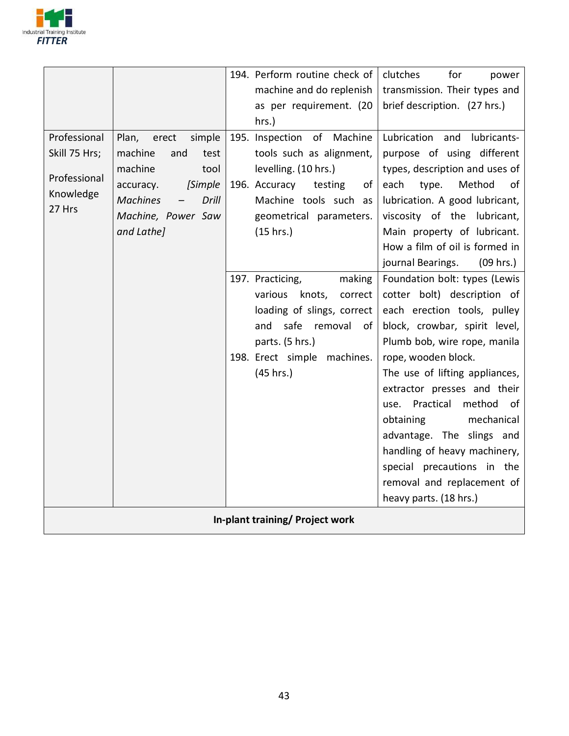| | | | |
|---|---|---|---|
| | | 194. Perform routine check of machine and do replenish as per requirement. (20 hrs.) | clutches for power transmission. Their types and brief description. (27 hrs.) |
| Professional Skill 75 Hrs;<br><br>Professional Knowledge 27 Hrs | Plan, erect simple machine and test machine tool accuracy. *[Simple Machines – Drill Machine, Power Saw and Lathe]* | 195. Inspection of Machine tools such as alignment, levelling. (10 hrs.)<br>196. Accuracy testing of Machine tools such as geometrical parameters. (15 hrs.) | Lubrication and lubricants- purpose of using different types, description and uses of each type. Method of lubrication. A good lubricant, viscosity of the lubricant, Main property of lubricant. How a film of oil is formed in journal Bearings. (09 hrs.) |
| | | 197. Practicing, making various knots, correct loading of slings, correct and safe removal of parts. (5 hrs.)<br>198. Erect simple machines. (45 hrs.) | Foundation bolt: types (Lewis cotter bolt) description of each erection tools, pulley block, crowbar, spirit level, Plumb bob, wire rope, manila rope, wooden block.<br>The use of lifting appliances, extractor presses and their use. Practical method of obtaining mechanical advantage. The slings and handling of heavy machinery, special precautions in the removal and replacement of heavy parts. (18 hrs.) |
| **In-plant training/ Project work** | | | |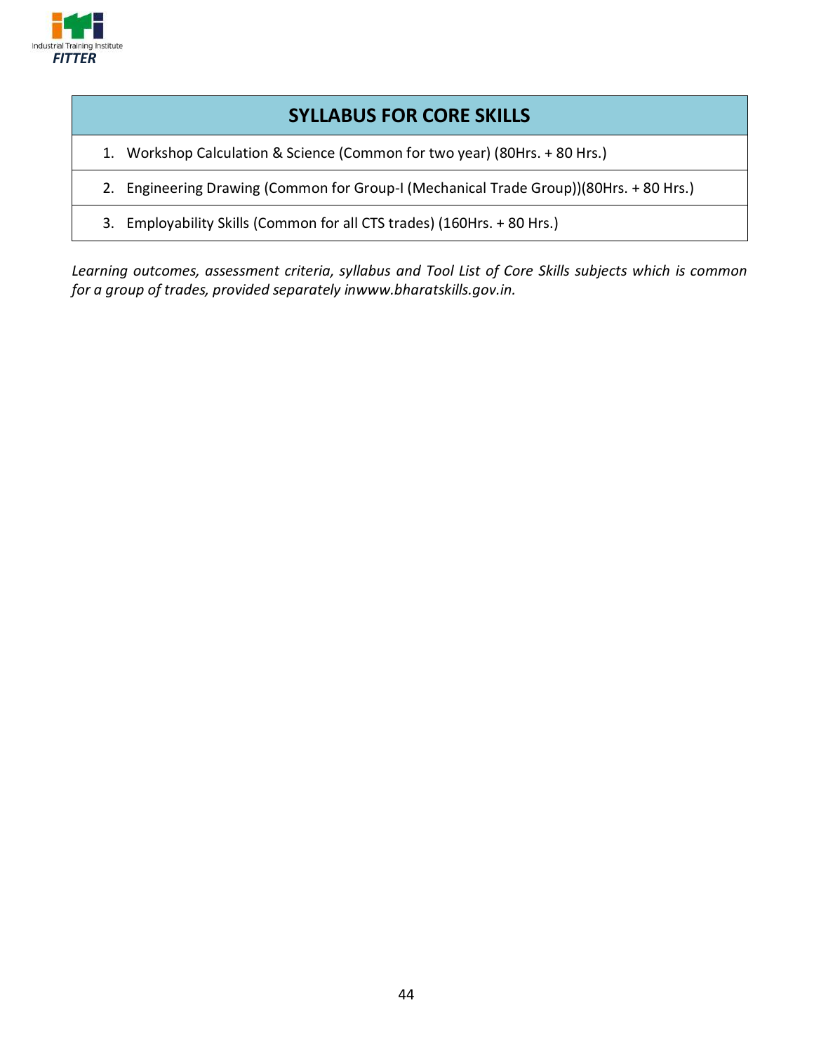| SYLLABUS FOR CORE SKILLS |
| --- |
| 1. Workshop Calculation & Science (Common for two year) (80Hrs. + 80 Hrs.) |
| 2. Engineering Drawing (Common for Group-I (Mechanical Trade Group))(80Hrs. + 80 Hrs.) |
| 3. Employability Skills (Common for all CTS trades) (160Hrs. + 80 Hrs.) |

*Learning outcomes, assessment criteria, syllabus and Tool List of Core Skills subjects which is common for a group of trades, provided separately inwww.bharatskills.gov.in.*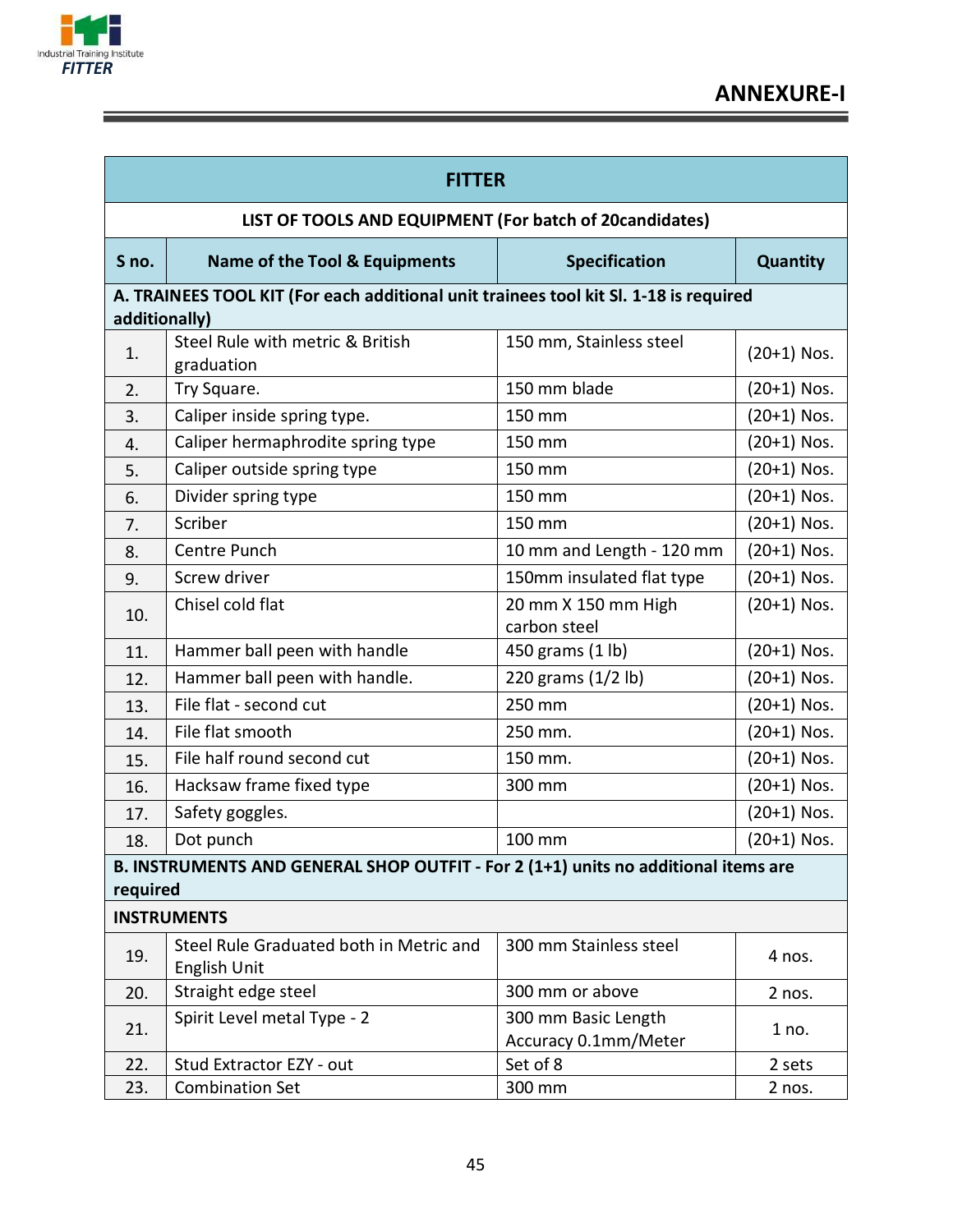## ANNEXURE-I

| FITTER | | | |
|---|---|---|---|
| **LIST OF TOOLS AND EQUIPMENT (For batch of 20candidates)** | | | |
| **S no.** | **Name of the Tool & Equipments** | **Specification** | **Quantity** |
| **A. TRAINEES TOOL KIT (For each additional unit trainees tool kit Sl. 1-18 is required additionally)** | | | |
| 1. | Steel Rule with metric & British graduation | 150 mm, Stainless steel | (20+1) Nos. |
| 2. | Try Square. | 150 mm blade | (20+1) Nos. |
| 3. | Caliper inside spring type. | 150 mm | (20+1) Nos. |
| 4. | Caliper hermaphrodite spring type | 150 mm | (20+1) Nos. |
| 5. | Caliper outside spring type | 150 mm | (20+1) Nos. |
| 6. | Divider spring type | 150 mm | (20+1) Nos. |
| 7. | Scriber | 150 mm | (20+1) Nos. |
| 8. | Centre Punch | 10 mm and Length - 120 mm | (20+1) Nos. |
| 9. | Screw driver | 150mm insulated flat type | (20+1) Nos. |
| 10. | Chisel cold flat | 20 mm X 150 mm High carbon steel | (20+1) Nos. |
| 11. | Hammer ball peen with handle | 450 grams (1 lb) | (20+1) Nos. |
| 12. | Hammer ball peen with handle. | 220 grams (1/2 lb) | (20+1) Nos. |
| 13. | File flat - second cut | 250 mm | (20+1) Nos. |
| 14. | File flat smooth | 250 mm. | (20+1) Nos. |
| 15. | File half round second cut | 150 mm. | (20+1) Nos. |
| 16. | Hacksaw frame fixed type | 300 mm | (20+1) Nos. |
| 17. | Safety goggles. | | (20+1) Nos. |
| 18. | Dot punch | 100 mm | (20+1) Nos. |
| **B. INSTRUMENTS AND GENERAL SHOP OUTFIT - For 2 (1+1) units no additional items are required** | | | |
| **INSTRUMENTS** | | | |
| 19. | Steel Rule Graduated both in Metric and English Unit | 300 mm Stainless steel | 4 nos. |
| 20. | Straight edge steel | 300 mm or above | 2 nos. |
| 21. | Spirit Level metal Type - 2 | 300 mm Basic Length Accuracy 0.1mm/Meter | 1 no. |
| 22. | Stud Extractor EZY - out | Set of 8 | 2 sets |
| 23. | Combination Set | 300 mm | 2 nos. |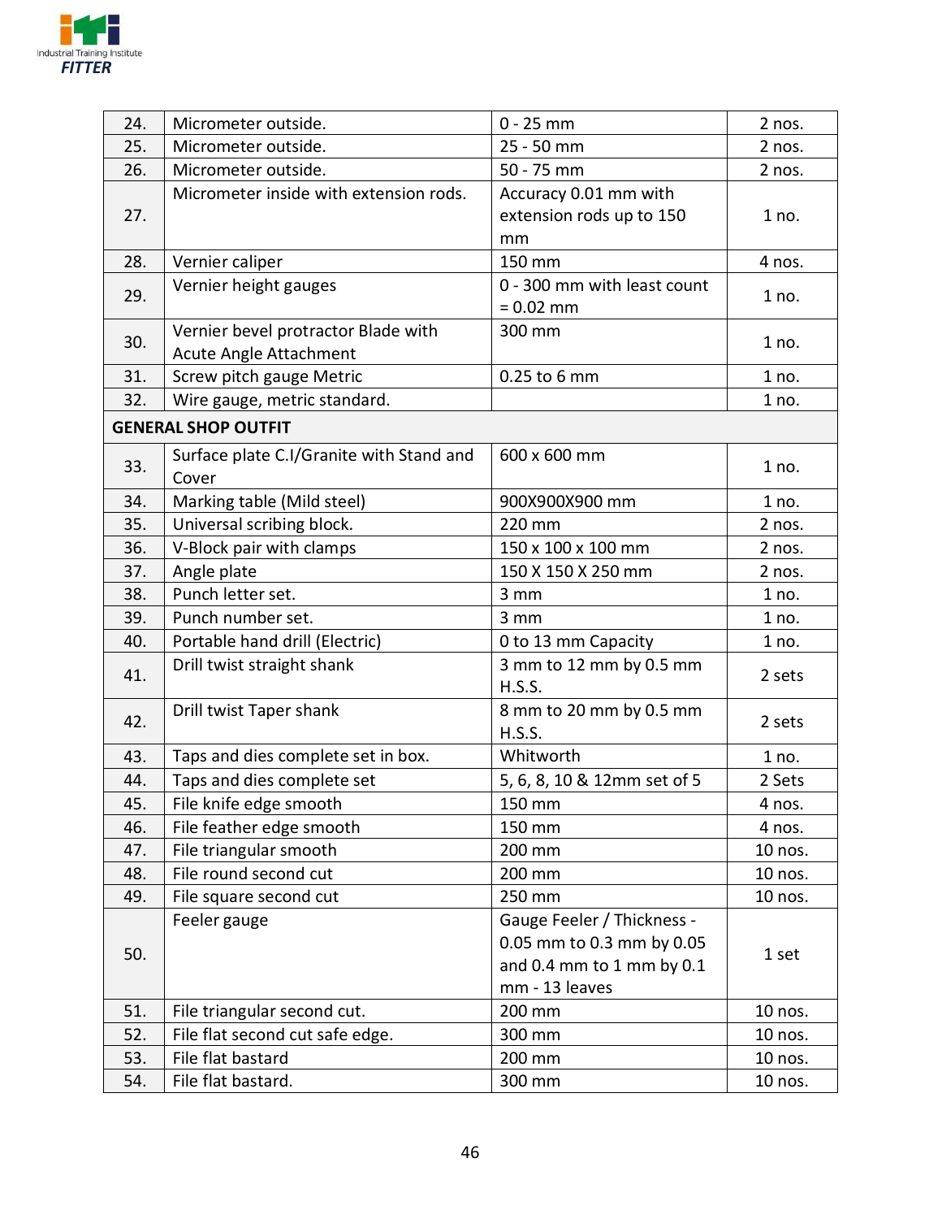| | | | |
|---|---|---|---|
| 24. | Micrometer outside. | 0 - 25 mm | 2 nos. |
| 25. | Micrometer outside. | 25 - 50 mm | 2 nos. |
| 26. | Micrometer outside. | 50 - 75 mm | 2 nos. |
| 27. | Micrometer inside with extension rods. | Accuracy 0.01 mm with extension rods up to 150 mm | 1 no. |
| 28. | Vernier caliper | 150 mm | 4 nos. |
| 29. | Vernier height gauges | 0 - 300 mm with least count = 0.02 mm | 1 no. |
| 30. | Vernier bevel protractor Blade with Acute Angle Attachment | 300 mm | 1 no. |
| 31. | Screw pitch gauge Metric | 0.25 to 6 mm | 1 no. |
| 32. | Wire gauge, metric standard. | | 1 no. |
| **GENERAL SHOP OUTFIT** | | | |
| 33. | Surface plate C.I/Granite with Stand and Cover | 600 x 600 mm | 1 no. |
| 34. | Marking table (Mild steel) | 900X900X900 mm | 1 no. |
| 35. | Universal scribing block. | 220 mm | 2 nos. |
| 36. | V-Block pair with clamps | 150 x 100 x 100 mm | 2 nos. |
| 37. | Angle plate | 150 X 150 X 250 mm | 2 nos. |
| 38. | Punch letter set. | 3 mm | 1 no. |
| 39. | Punch number set. | 3 mm | 1 no. |
| 40. | Portable hand drill (Electric) | 0 to 13 mm Capacity | 1 no. |
| 41. | Drill twist straight shank | 3 mm to 12 mm by 0.5 mm H.S.S. | 2 sets |
| 42. | Drill twist Taper shank | 8 mm to 20 mm by 0.5 mm H.S.S. | 2 sets |
| 43. | Taps and dies complete set in box. | Whitworth | 1 no. |
| 44. | Taps and dies complete set | 5, 6, 8, 10 & 12mm set of 5 | 2 Sets |
| 45. | File knife edge smooth | 150 mm | 4 nos. |
| 46. | File feather edge smooth | 150 mm | 4 nos. |
| 47. | File triangular smooth | 200 mm | 10 nos. |
| 48. | File round second cut | 200 mm | 10 nos. |
| 49. | File square second cut | 250 mm | 10 nos. |
| 50. | Feeler gauge | Gauge Feeler / Thickness - 0.05 mm to 0.3 mm by 0.05 and 0.4 mm to 1 mm by 0.1 mm - 13 leaves | 1 set |
| 51. | File triangular second cut. | 200 mm | 10 nos. |
| 52. | File flat second cut safe edge. | 300 mm | 10 nos. |
| 53. | File flat bastard | 200 mm | 10 nos. |
| 54. | File flat bastard. | 300 mm | 10 nos. |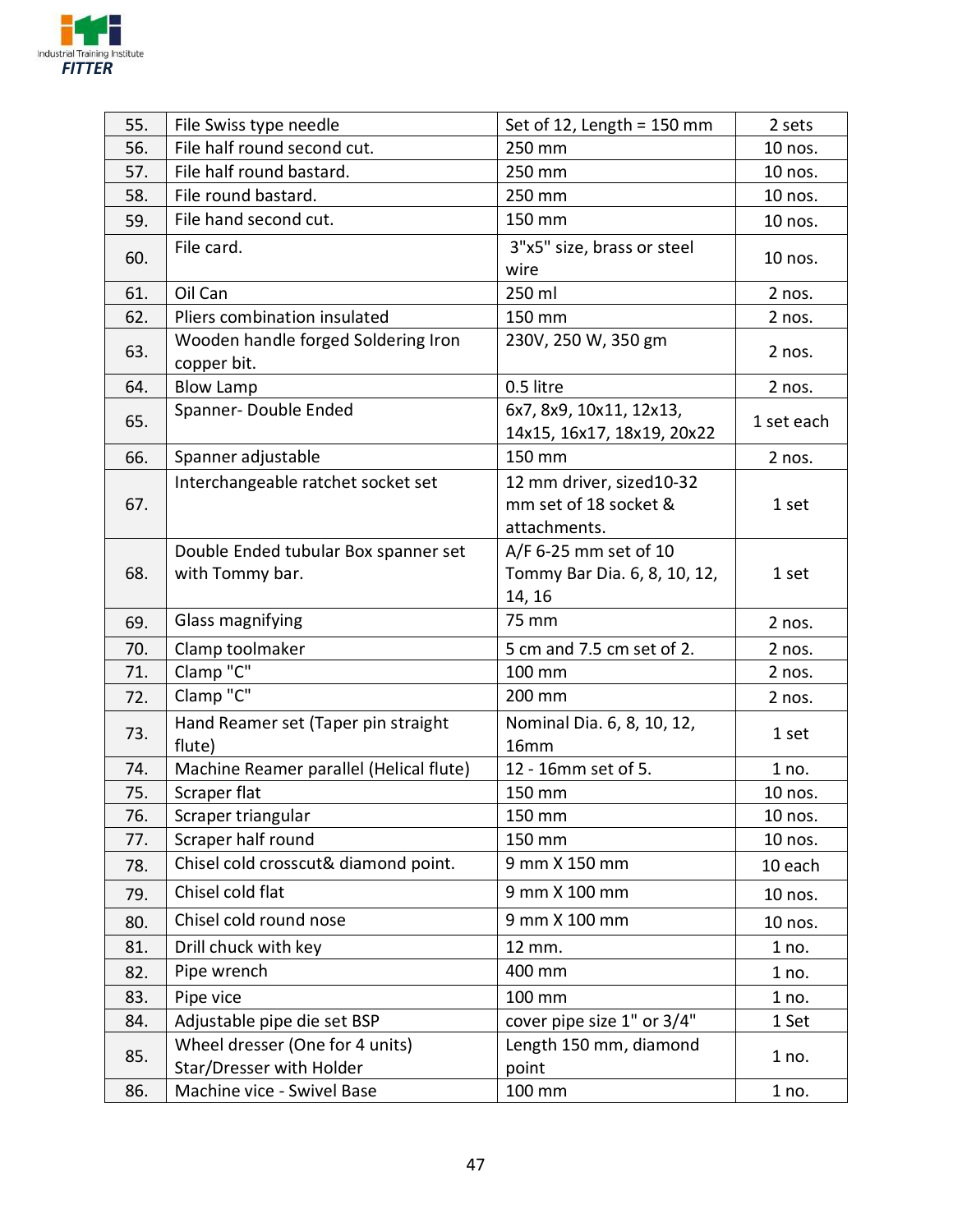| 55. | File Swiss type needle | Set of 12, Length = 150 mm | 2 sets |
|---|---|---|---|
| 56. | File half round second cut. | 250 mm | 10 nos. |
| 57. | File half round bastard. | 250 mm | 10 nos. |
| 58. | File round bastard. | 250 mm | 10 nos. |
| 59. | File hand second cut. | 150 mm | 10 nos. |
| 60. | File card. | 3"x5" size, brass or steel wire | 10 nos. |
| 61. | Oil Can | 250 ml | 2 nos. |
| 62. | Pliers combination insulated | 150 mm | 2 nos. |
| 63. | Wooden handle forged Soldering Iron copper bit. | 230V, 250 W, 350 gm | 2 nos. |
| 64. | Blow Lamp | 0.5 litre | 2 nos. |
| 65. | Spanner- Double Ended | 6x7, 8x9, 10x11, 12x13, 14x15, 16x17, 18x19, 20x22 | 1 set each |
| 66. | Spanner adjustable | 150 mm | 2 nos. |
| 67. | Interchangeable ratchet socket set | 12 mm driver, sized10-32 mm set of 18 socket & attachments. | 1 set |
| 68. | Double Ended tubular Box spanner set with Tommy bar. | A/F 6-25 mm set of 10 Tommy Bar Dia. 6, 8, 10, 12, 14, 16 | 1 set |
| 69. | Glass magnifying | 75 mm | 2 nos. |
| 70. | Clamp toolmaker | 5 cm and 7.5 cm set of 2. | 2 nos. |
| 71. | Clamp "C" | 100 mm | 2 nos. |
| 72. | Clamp "C" | 200 mm | 2 nos. |
| 73. | Hand Reamer set (Taper pin straight flute) | Nominal Dia. 6, 8, 10, 12, 16mm | 1 set |
| 74. | Machine Reamer parallel (Helical flute) | 12 - 16mm set of 5. | 1 no. |
| 75. | Scraper flat | 150 mm | 10 nos. |
| 76. | Scraper triangular | 150 mm | 10 nos. |
| 77. | Scraper half round | 150 mm | 10 nos. |
| 78. | Chisel cold crosscut& diamond point. | 9 mm X 150 mm | 10 each |
| 79. | Chisel cold flat | 9 mm X 100 mm | 10 nos. |
| 80. | Chisel cold round nose | 9 mm X 100 mm | 10 nos. |
| 81. | Drill chuck with key | 12 mm. | 1 no. |
| 82. | Pipe wrench | 400 mm | 1 no. |
| 83. | Pipe vice | 100 mm | 1 no. |
| 84. | Adjustable pipe die set BSP | cover pipe size 1" or 3/4" | 1 Set |
| 85. | Wheel dresser (One for 4 units) Star/Dresser with Holder | Length 150 mm, diamond point | 1 no. |
| 86. | Machine vice - Swivel Base | 100 mm | 1 no. |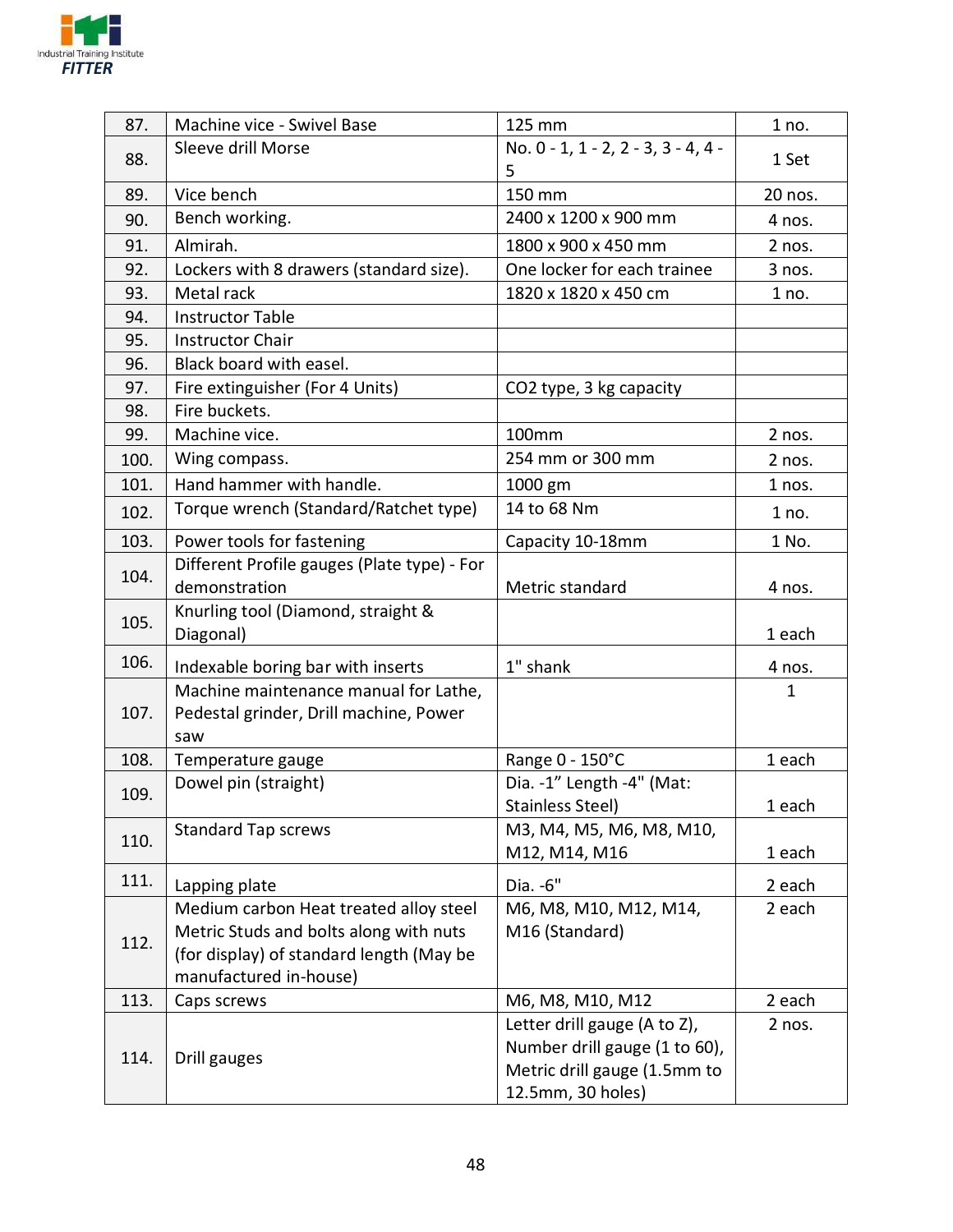| 87. | Machine vice - Swivel Base | 125 mm | 1 no. |
|---|---|---|---|
| 88. | Sleeve drill Morse | No. 0 - 1, 1 - 2, 2 - 3, 3 - 4, 4 - 5 | 1 Set |
| 89. | Vice bench | 150 mm | 20 nos. |
| 90. | Bench working. | 2400 x 1200 x 900 mm | 4 nos. |
| 91. | Almirah. | 1800 x 900 x 450 mm | 2 nos. |
| 92. | Lockers with 8 drawers (standard size). | One locker for each trainee | 3 nos. |
| 93. | Metal rack | 1820 x 1820 x 450 cm | 1 no. |
| 94. | Instructor Table | | |
| 95. | Instructor Chair | | |
| 96. | Black board with easel. | | |
| 97. | Fire extinguisher (For 4 Units) | $CO_2$ type, 3 kg capacity | |
| 98. | Fire buckets. | | |
| 99. | Machine vice. | 100mm | 2 nos. |
| 100. | Wing compass. | 254 mm or 300 mm | 2 nos. |
| 101. | Hand hammer with handle. | 1000 gm | 1 nos. |
| 102. | Torque wrench (Standard/Ratchet type) | 14 to 68 Nm | 1 no. |
| 103. | Power tools for fastening | Capacity 10-18mm | 1 No. |
| 104. | Different Profile gauges (Plate type) - For demonstration | Metric standard | 4 nos. |
| 105. | Knurling tool (Diamond, straight & Diagonal) | | 1 each |
| 106. | Indexable boring bar with inserts | 1" shank | 4 nos. |
| 107. | Machine maintenance manual for Lathe, Pedestal grinder, Drill machine, Power saw | | 1 |
| 108. | Temperature gauge | Range 0 - 150°C | 1 each |
| 109. | Dowel pin (straight) | Dia. -1" Length -4" (Mat: Stainless Steel) | 1 each |
| 110. | Standard Tap screws | M3, M4, M5, M6, M8, M10, M12, M14, M16 | 1 each |
| 111. | Lapping plate | Dia. -6" | 2 each |
| 112. | Medium carbon Heat treated alloy steel Metric Studs and bolts along with nuts (for display) of standard length (May be manufactured in-house) | M6, M8, M10, M12, M14, M16 (Standard) | 2 each |
| 113. | Caps screws | M6, M8, M10, M12 | 2 each |
| 114. | Drill gauges | Letter drill gauge (A to Z), Number drill gauge (1 to 60), Metric drill gauge (1.5mm to 12.5mm, 30 holes) | 2 nos. |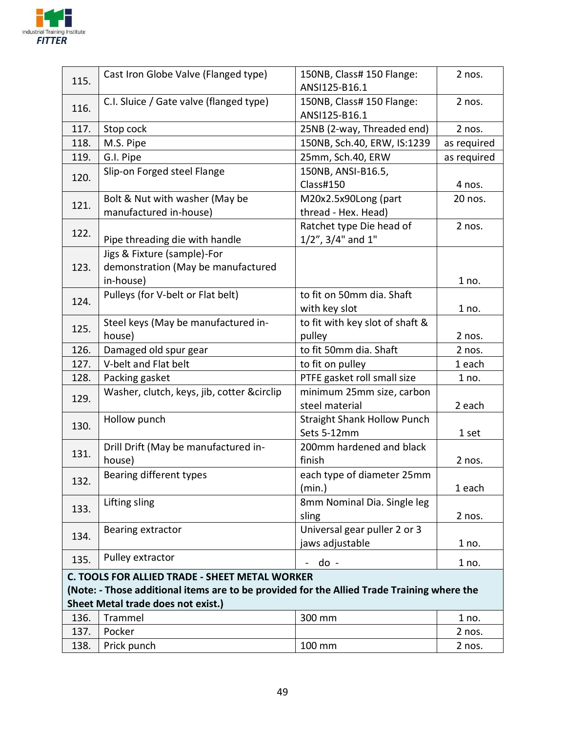| | | | |
|---|---|---|---|
| 115. | Cast Iron Globe Valve (Flanged type) | 150NB, Class# 150 Flange: ANSI125-B16.1 | 2 nos. |
| 116. | C.I. Sluice / Gate valve (flanged type) | 150NB, Class# 150 Flange: ANSI125-B16.1 | 2 nos. |
| 117. | Stop cock | 25NB (2-way, Threaded end) | 2 nos. |
| 118. | M.S. Pipe | 150NB, Sch.40, ERW, IS:1239 | as required |
| 119. | G.I. Pipe | 25mm, Sch.40, ERW | as required |
| 120. | Slip-on Forged steel Flange | 150NB, ANSI-B16.5, Class#150 | 4 nos. |
| 121. | Bolt & Nut with washer (May be manufactured in-house) | M20x2.5x90Long (part thread - Hex. Head) | 20 nos. |
| 122. | Pipe threading die with handle | Ratchet type Die head of 1/2", 3/4" and 1" | 2 nos. |
| 123. | Jigs & Fixture (sample)-For demonstration (May be manufactured in-house) | | 1 no. |
| 124. | Pulleys (for V-belt or Flat belt) | to fit on 50mm dia. Shaft with key slot | 1 no. |
| 125. | Steel keys (May be manufactured in-house) | to fit with key slot of shaft & pulley | 2 nos. |
| 126. | Damaged old spur gear | to fit 50mm dia. Shaft | 2 nos. |
| 127. | V-belt and Flat belt | to fit on pulley | 1 each |
| 128. | Packing gasket | PTFE gasket roll small size | 1 no. |
| 129. | Washer, clutch, keys, jib, cotter &circlip | minimum 25mm size, carbon steel material | 2 each |
| 130. | Hollow punch | Straight Shank Hollow Punch Sets 5-12mm | 1 set |
| 131. | Drill Drift (May be manufactured in-house) | 200mm hardened and black finish | 2 nos. |
| 132. | Bearing different types | each type of diameter 25mm (min.) | 1 each |
| 133. | Lifting sling | 8mm Nominal Dia. Single leg sling | 2 nos. |
| 134. | Bearing extractor | Universal gear puller 2 or 3 jaws adjustable | 1 no. |
| 135. | Pulley extractor | - do - | 1 no. |
| **C. TOOLS FOR ALLIED TRADE - SHEET METAL WORKER (Note: - Those additional items are to be provided for the Allied Trade Training where the Sheet Metal trade does not exist.)** | | | |
| 136. | Trammel | 300 mm | 1 no. |
| 137. | Pocker | | 2 nos. |
| 138. | Prick punch | 100 mm | 2 nos. |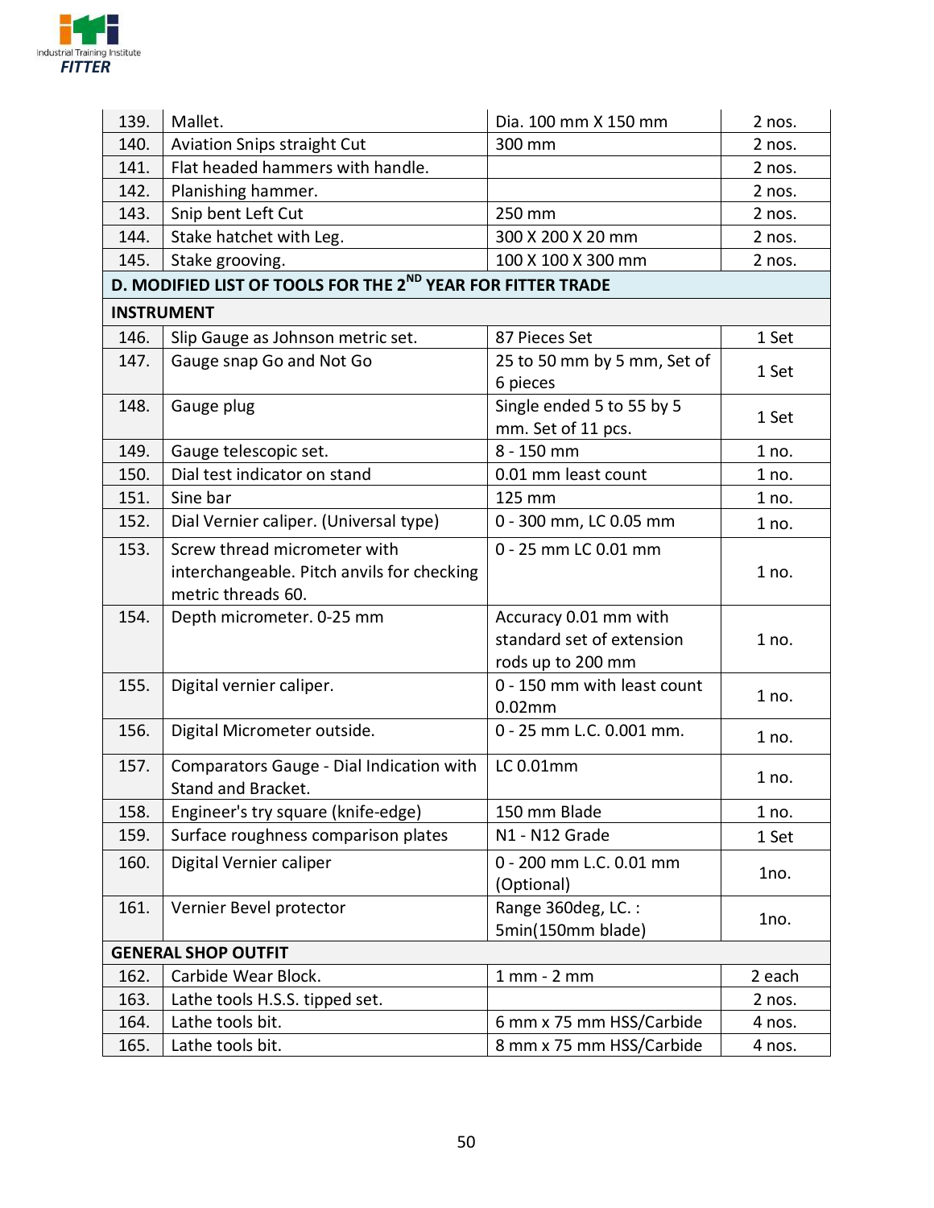| | | | |
|---|---|---|---|
| 139. | Mallet. | Dia. 100 mm X 150 mm | 2 nos. |
| 140. | Aviation Snips straight Cut | 300 mm | 2 nos. |
| 141. | Flat headed hammers with handle. | | 2 nos. |
| 142. | Planishing hammer. | | 2 nos. |
| 143. | Snip bent Left Cut | 250 mm | 2 nos. |
| 144. | Stake hatchet with Leg. | 300 X 200 X 20 mm | 2 nos. |
| 145. | Stake grooving. | 100 X 100 X 300 mm | 2 nos. |
| **D. MODIFIED LIST OF TOOLS FOR THE 2ND YEAR FOR FITTER TRADE** | | | |
| **INSTRUMENT** | | | |
| 146. | Slip Gauge as Johnson metric set. | 87 Pieces Set | 1 Set |
| 147. | Gauge snap Go and Not Go | 25 to 50 mm by 5 mm, Set of 6 pieces | 1 Set |
| 148. | Gauge plug | Single ended 5 to 55 by 5 mm. Set of 11 pcs. | 1 Set |
| 149. | Gauge telescopic set. | 8 - 150 mm | 1 no. |
| 150. | Dial test indicator on stand | 0.01 mm least count | 1 no. |
| 151. | Sine bar | 125 mm | 1 no. |
| 152. | Dial Vernier caliper. (Universal type) | 0 - 300 mm, LC 0.05 mm | 1 no. |
| 153. | Screw thread micrometer with interchangeable. Pitch anvils for checking metric threads 60. | 0 - 25 mm LC 0.01 mm | 1 no. |
| 154. | Depth micrometer. 0-25 mm | Accuracy 0.01 mm with standard set of extension rods up to 200 mm | 1 no. |
| 155. | Digital vernier caliper. | 0 - 150 mm with least count 0.02mm | 1 no. |
| 156. | Digital Micrometer outside. | 0 - 25 mm L.C. 0.001 mm. | 1 no. |
| 157. | Comparators Gauge - Dial Indication with Stand and Bracket. | LC 0.01mm | 1 no. |
| 158. | Engineer's try square (knife-edge) | 150 mm Blade | 1 no. |
| 159. | Surface roughness comparison plates | N1 - N12 Grade | 1 Set |
| 160. | Digital Vernier caliper | 0 - 200 mm L.C. 0.01 mm (Optional) | 1no. |
| 161. | Vernier Bevel protector | Range 360deg, LC. : 5min(150mm blade) | 1no. |
| **GENERAL SHOP OUTFIT** | | | |
| 162. | Carbide Wear Block. | 1 mm - 2 mm | 2 each |
| 163. | Lathe tools H.S.S. tipped set. | | 2 nos. |
| 164. | Lathe tools bit. | 6 mm x 75 mm HSS/Carbide | 4 nos. |
| 165. | Lathe tools bit. | 8 mm x 75 mm HSS/Carbide | 4 nos. |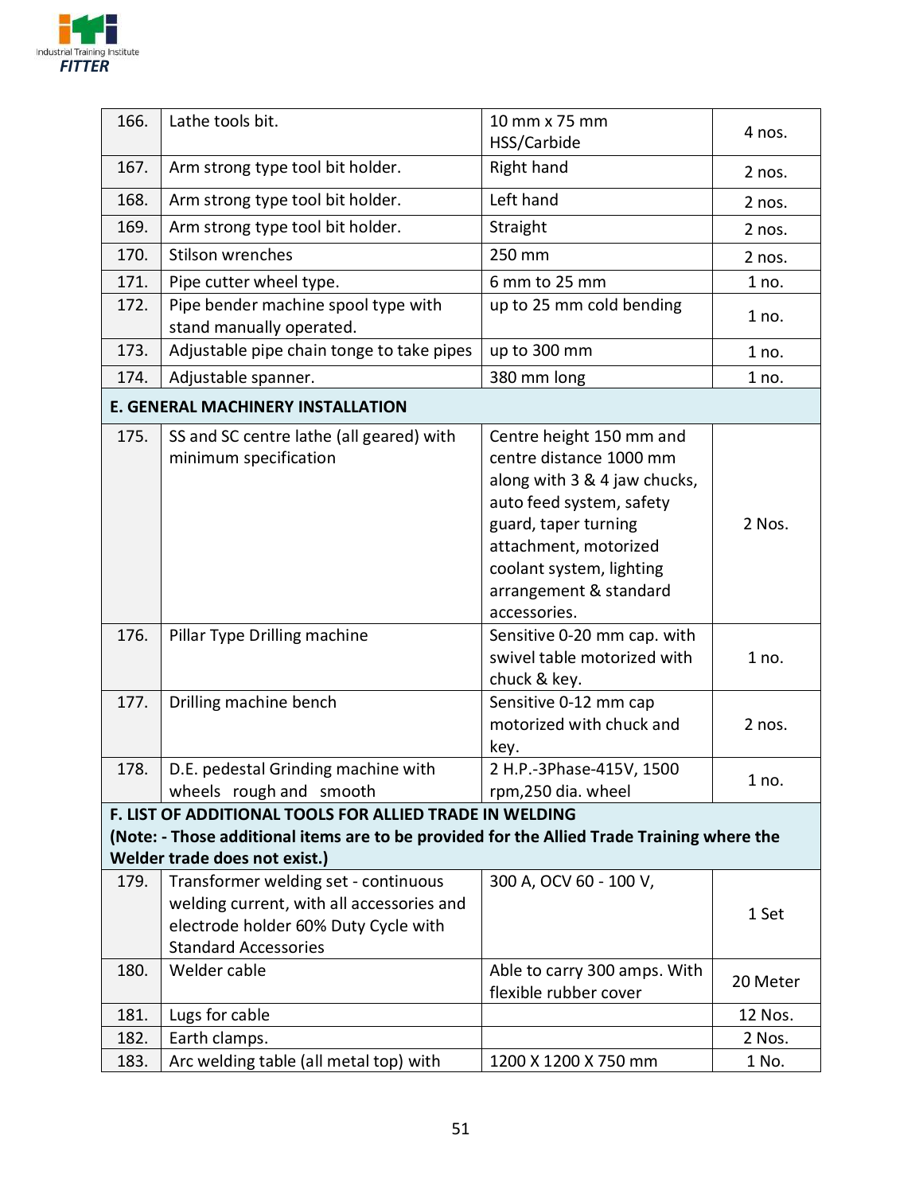| | | | |
|---|---|---|---|
| 166. | Lathe tools bit. | 10 mm x 75 mm HSS/Carbide | 4 nos. |
| 167. | Arm strong type tool bit holder. | Right hand | 2 nos. |
| 168. | Arm strong type tool bit holder. | Left hand | 2 nos. |
| 169. | Arm strong type tool bit holder. | Straight | 2 nos. |
| 170. | Stilson wrenches | 250 mm | 2 nos. |
| 171. | Pipe cutter wheel type. | 6 mm to 25 mm | 1 no. |
| 172. | Pipe bender machine spool type with stand manually operated. | up to 25 mm cold bending | 1 no. |
| 173. | Adjustable pipe chain tonge to take pipes | up to 300 mm | 1 no. |
| 174. | Adjustable spanner. | 380 mm long | 1 no. |
| **E. GENERAL MACHINERY INSTALLATION** | | | |
| 175. | SS and SC centre lathe (all geared) with minimum specification | Centre height 150 mm and centre distance 1000 mm along with 3 & 4 jaw chucks, auto feed system, safety guard, taper turning attachment, motorized coolant system, lighting arrangement & standard accessories. | 2 Nos. |
| 176. | Pillar Type Drilling machine | Sensitive 0-20 mm cap. with swivel table motorized with chuck & key. | 1 no. |
| 177. | Drilling machine bench | Sensitive 0-12 mm cap motorized with chuck and key. | 2 nos. |
| 178. | D.E. pedestal Grinding machine with wheels rough and smooth | 2 H.P.-3Phase-415V, 1500 rpm,250 dia. wheel | 1 no. |
| **F. LIST OF ADDITIONAL TOOLS FOR ALLIED TRADE IN WELDING (Note: - Those additional items are to be provided for the Allied Trade Training where the Welder trade does not exist.)** | | | |
| 179. | Transformer welding set - continuous welding current, with all accessories and electrode holder 60% Duty Cycle with Standard Accessories | 300 A, OCV 60 - 100 V, | 1 Set |
| 180. | Welder cable | Able to carry 300 amps. With flexible rubber cover | 20 Meter |
| 181. | Lugs for cable | | 12 Nos. |
| 182. | Earth clamps. | | 2 Nos. |
| 183. | Arc welding table (all metal top) with | 1200 X 1200 X 750 mm | 1 No. |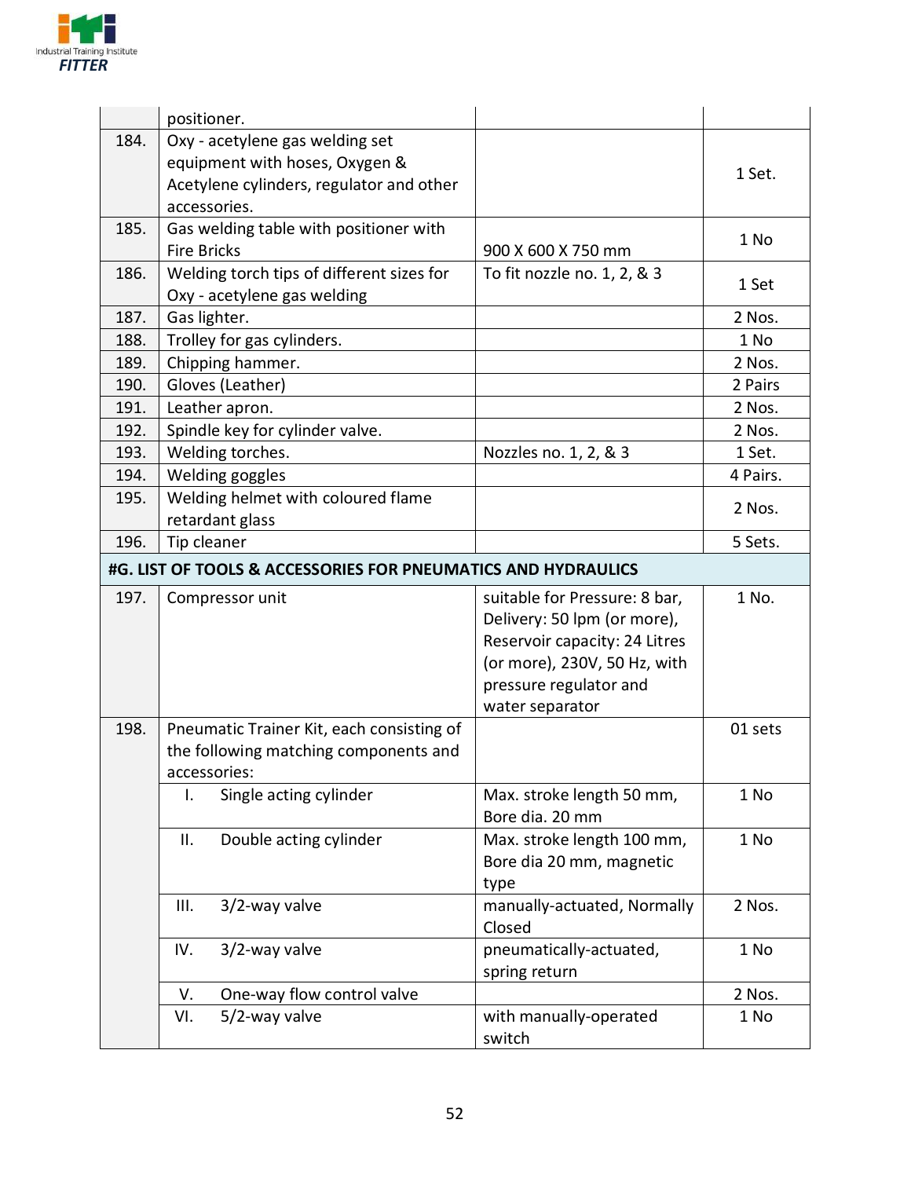|  |  |  |  |
|---|---|---|---|
|  | positioner. |  |  |
| 184. | Oxy - acetylene gas welding set equipment with hoses, Oxygen & Acetylene cylinders, regulator and other accessories. |  | 1 Set. |
| 185. | Gas welding table with positioner with Fire Bricks | 900 X 600 X 750 mm | 1 No |
| 186. | Welding torch tips of different sizes for Oxy - acetylene gas welding | To fit nozzle no. 1, 2, & 3 | 1 Set |
| 187. | Gas lighter. |  | 2 Nos. |
| 188. | Trolley for gas cylinders. |  | 1 No |
| 189. | Chipping hammer. |  | 2 Nos. |
| 190. | Gloves (Leather) |  | 2 Pairs |
| 191. | Leather apron. |  | 2 Nos. |
| 192. | Spindle key for cylinder valve. |  | 2 Nos. |
| 193. | Welding torches. | Nozzles no. 1, 2, & 3 | 1 Set. |
| 194. | Welding goggles |  | 4 Pairs. |
| 195. | Welding helmet with coloured flame retardant glass |  | 2 Nos. |
| 196. | Tip cleaner |  | 5 Sets. |
| **#G. LIST OF TOOLS & ACCESSORIES FOR PNEUMATICS AND HYDRAULICS** |  |  |  |
| 197. | Compressor unit | suitable for Pressure: 8 bar, Delivery: 50 lpm (or more), Reservoir capacity: 24 Litres (or more), 230V, 50 Hz, with pressure regulator and water separator | 1 No. |
| 198. | Pneumatic Trainer Kit, each consisting of the following matching components and accessories: |  | 01 sets |
|  | I. Single acting cylinder | Max. stroke length 50 mm, Bore dia. 20 mm | 1 No |
|  | II. Double acting cylinder | Max. stroke length 100 mm, Bore dia 20 mm, magnetic type | 1 No |
|  | III. 3/2-way valve | manually-actuated, Normally Closed | 2 Nos. |
|  | IV. 3/2-way valve | pneumatically-actuated, spring return | 1 No |
|  | V. One-way flow control valve |  | 2 Nos. |
|  | VI. 5/2-way valve | with manually-operated switch | 1 No |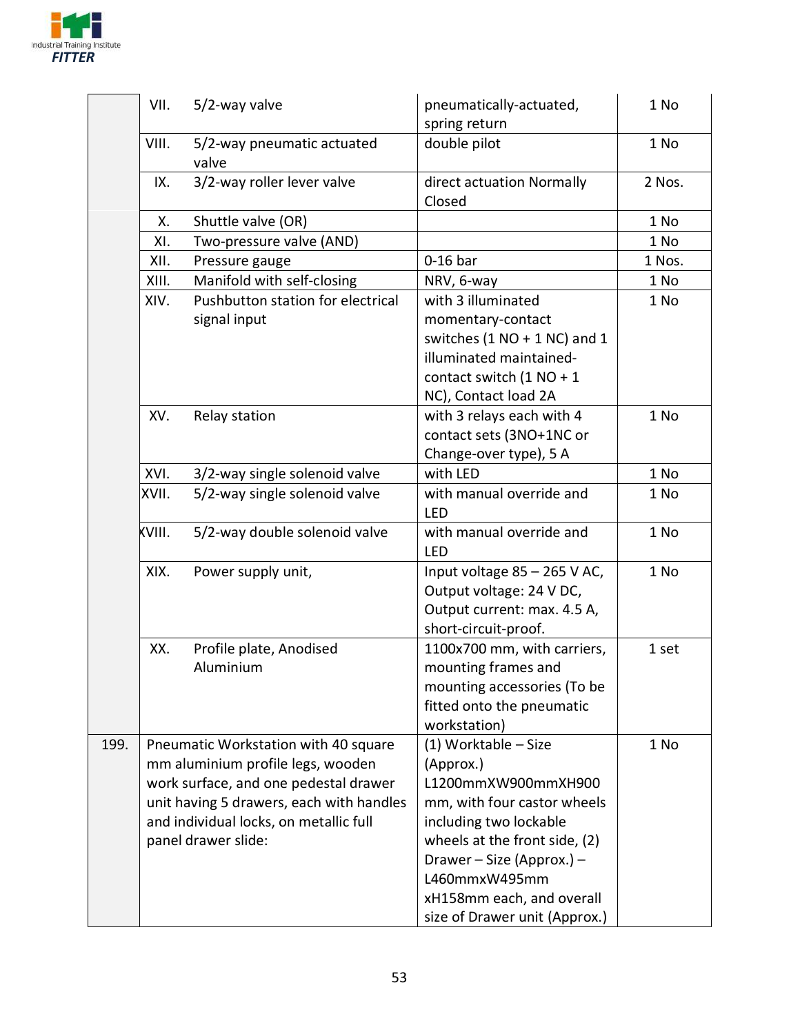| | | | |
|---|---|---|---|
| | VII. 5/2-way valve | pneumatically-actuated, spring return | 1 No |
| | VIII. 5/2-way pneumatic actuated valve | double pilot | 1 No |
| | IX. 3/2-way roller lever valve | direct actuation Normally Closed | 2 Nos. |
| | X. Shuttle valve (OR) | | 1 No |
| | XI. Two-pressure valve (AND) | | 1 No |
| | XII. Pressure gauge | 0-16 bar | 1 Nos. |
| | XIII. Manifold with self-closing | NRV, 6-way | 1 No |
| | XIV. Pushbutton station for electrical signal input | with 3 illuminated momentary-contact switches (1 NO + 1 NC) and 1 illuminated maintained-contact switch (1 NO + 1 NC), Contact load 2A | 1 No |
| | XV. Relay station | with 3 relays each with 4 contact sets (3NO+1NC or Change-over type), 5 A | 1 No |
| | XVI. 3/2-way single solenoid valve | with LED | 1 No |
| | XVII. 5/2-way single solenoid valve | with manual override and LED | 1 No |
| | XVIII. 5/2-way double solenoid valve | with manual override and LED | 1 No |
| | XIX. Power supply unit, | Input voltage 85 – 265 V AC, Output voltage: 24 V DC, Output current: max. 4.5 A, short-circuit-proof. | 1 No |
| | XX. Profile plate, Anodised Aluminium | 1100x700 mm, with carriers, mounting frames and mounting accessories (To be fitted onto the pneumatic workstation) | 1 set |
| 199. | Pneumatic Workstation with 40 square mm aluminium profile legs, wooden work surface, and one pedestal drawer unit having 5 drawers, each with handles and individual locks, on metallic full panel drawer slide: | (1) Worktable – Size (Approx.) L1200mmXW900mmXH900 mm, with four castor wheels including two lockable wheels at the front side, (2) Drawer – Size (Approx.) – L460mmxW495mm xH158mm each, and overall size of Drawer unit (Approx.) | 1 No |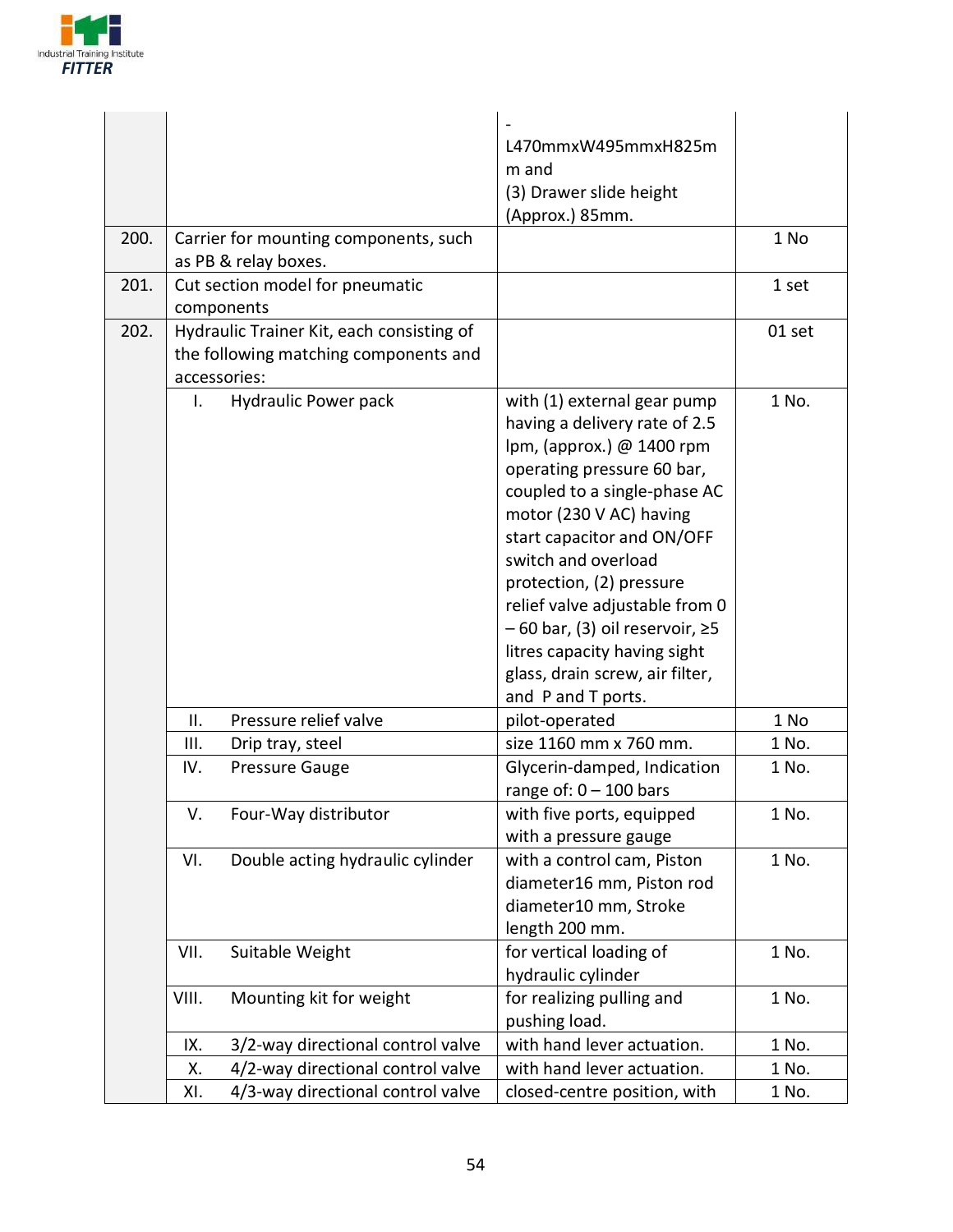| | | | |
|---|---|---|---|
| | | - L470mmxW495mmxH825mm and (3) Drawer slide height (Approx.) 85mm. | |
| 200. | Carrier for mounting components, such as PB & relay boxes. | | 1 No |
| 201. | Cut section model for pneumatic components | | 1 set |
| 202. | Hydraulic Trainer Kit, each consisting of the following matching components and accessories: | | 01 set |
| | I. Hydraulic Power pack | with (1) external gear pump having a delivery rate of 2.5 lpm, (approx.) @ 1400 rpm operating pressure 60 bar, coupled to a single-phase AC motor (230 V AC) having start capacitor and ON/OFF switch and overload protection, (2) pressure relief valve adjustable from 0 – 60 bar, (3) oil reservoir, ≥5 litres capacity having sight glass, drain screw, air filter, and P and T ports. | 1 No. |
| | II. Pressure relief valve | pilot-operated | 1 No |
| | III. Drip tray, steel | size 1160 mm x 760 mm. | 1 No. |
| | IV. Pressure Gauge | Glycerin-damped, Indication range of: 0 – 100 bars | 1 No. |
| | V. Four-Way distributor | with five ports, equipped with a pressure gauge | 1 No. |
| | VI. Double acting hydraulic cylinder | with a control cam, Piston diameter16 mm, Piston rod diameter10 mm, Stroke length 200 mm. | 1 No. |
| | VII. Suitable Weight | for vertical loading of hydraulic cylinder | 1 No. |
| | VIII. Mounting kit for weight | for realizing pulling and pushing load. | 1 No. |
| | IX. 3/2-way directional control valve | with hand lever actuation. | 1 No. |
| | X. 4/2-way directional control valve | with hand lever actuation. | 1 No. |
| | XI. 4/3-way directional control valve | closed-centre position, with | 1 No. |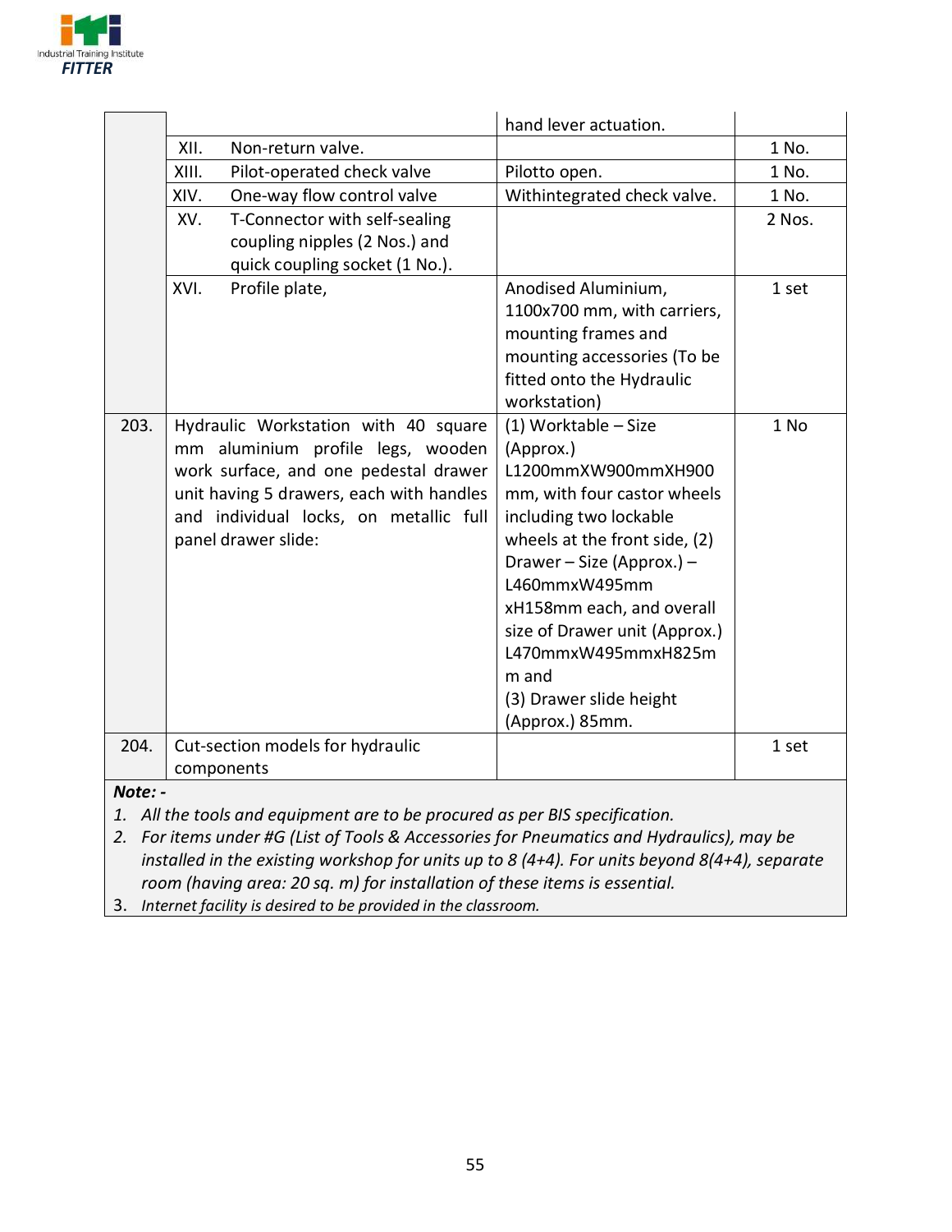| | | | |
|---|---|---|---|
| | | hand lever actuation. | |
| | XII. Non-return valve. | | 1 No. |
| | XIII. Pilot-operated check valve | Pilotto open. | 1 No. |
| | XIV. One-way flow control valve | Withintegrated check valve. | 1 No. |
| | XV. T-Connector with self-sealing coupling nipples (2 Nos.) and quick coupling socket (1 No.). | | 2 Nos. |
| | XVI. Profile plate, | Anodised Aluminium, 1100x700 mm, with carriers, mounting frames and mounting accessories (To be fitted onto the Hydraulic workstation) | 1 set |
| 203. | Hydraulic Workstation with 40 square mm aluminium profile legs, wooden work surface, and one pedestal drawer unit having 5 drawers, each with handles and individual locks, on metallic full panel drawer slide: | (1) Worktable – Size (Approx.) L1200mmXW900mmXH900 mm, with four castor wheels including two lockable wheels at the front side, (2) Drawer – Size (Approx.) – L460mmxW495mm xH158mm each, and overall size of Drawer unit (Approx.) L470mmxW495mmxH825m m and (3) Drawer slide height (Approx.) 85mm. | 1 No |
| 204. | Cut-section models for hydraulic components | | 1 set |

***Note: -***

1. *All the tools and equipment are to be procured as per BIS specification.*
2. *For items under #G (List of Tools & Accessories for Pneumatics and Hydraulics), may be installed in the existing workshop for units up to 8 (4+4). For units beyond 8(4+4), separate room (having area: 20 sq. m) for installation of these items is essential.*
3. *Internet facility is desired to be provided in the classroom.*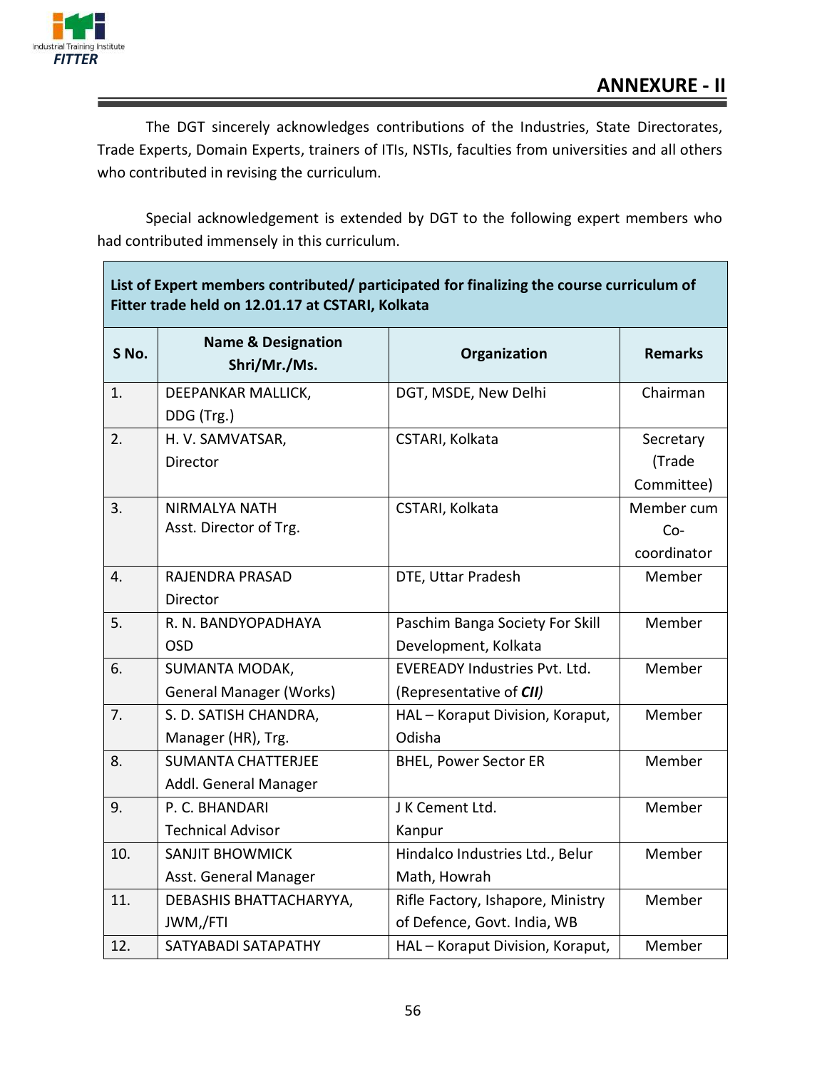# ANNEXURE - II

The DGT sincerely acknowledges contributions of the Industries, State Directorates, Trade Experts, Domain Experts, trainers of ITIs, NSTIs, faculties from universities and all others who contributed in revising the curriculum.

Special acknowledgement is extended by DGT to the following expert members who had contributed immensely in this curriculum.

| **List of Expert members contributed/ participated for finalizing the course curriculum of Fitter trade held on 12.01.17 at CSTARI, Kolkata** | | | |
|---|---|---|---|
| **S No.** | **Name & Designation Shri/Mr./Ms.** | **Organization** | **Remarks** |
| 1. | DEEPANKAR MALLICK, DDG (Trg.) | DGT, MSDE, New Delhi | Chairman |
| 2. | H. V. SAMVATSAR, Director | CSTARI, Kolkata | Secretary (Trade Committee) |
| 3. | NIRMALYA NATH Asst. Director of Trg. | CSTARI, Kolkata | Member cum Co-coordinator |
| 4. | RAJENDRA PRASAD Director | DTE, Uttar Pradesh | Member |
| 5. | R. N. BANDYOPADHAYA OSD | Paschim Banga Society For Skill Development, Kolkata | Member |
| 6. | SUMANTA MODAK, General Manager (Works) | EVEREADY Industries Pvt. Ltd. (Representative of ***CII***) | Member |
| 7. | S. D. SATISH CHANDRA, Manager (HR), Trg. | HAL – Koraput Division, Koraput, Odisha | Member |
| 8. | SUMANTA CHATTERJEE Addl. General Manager | BHEL, Power Sector ER | Member |
| 9. | P. C. BHANDARI Technical Advisor | J K Cement Ltd. Kanpur | Member |
| 10. | SANJIT BHOWMICK Asst. General Manager | Hindalco Industries Ltd., Belur Math, Howrah | Member |
| 11. | DEBASHIS BHATTACHARYYA, JWM,/FTI | Rifle Factory, Ishapore, Ministry of Defence, Govt. India, WB | Member |
| 12. | SATYABADI SATAPATHY | HAL – Koraput Division, Koraput, | Member |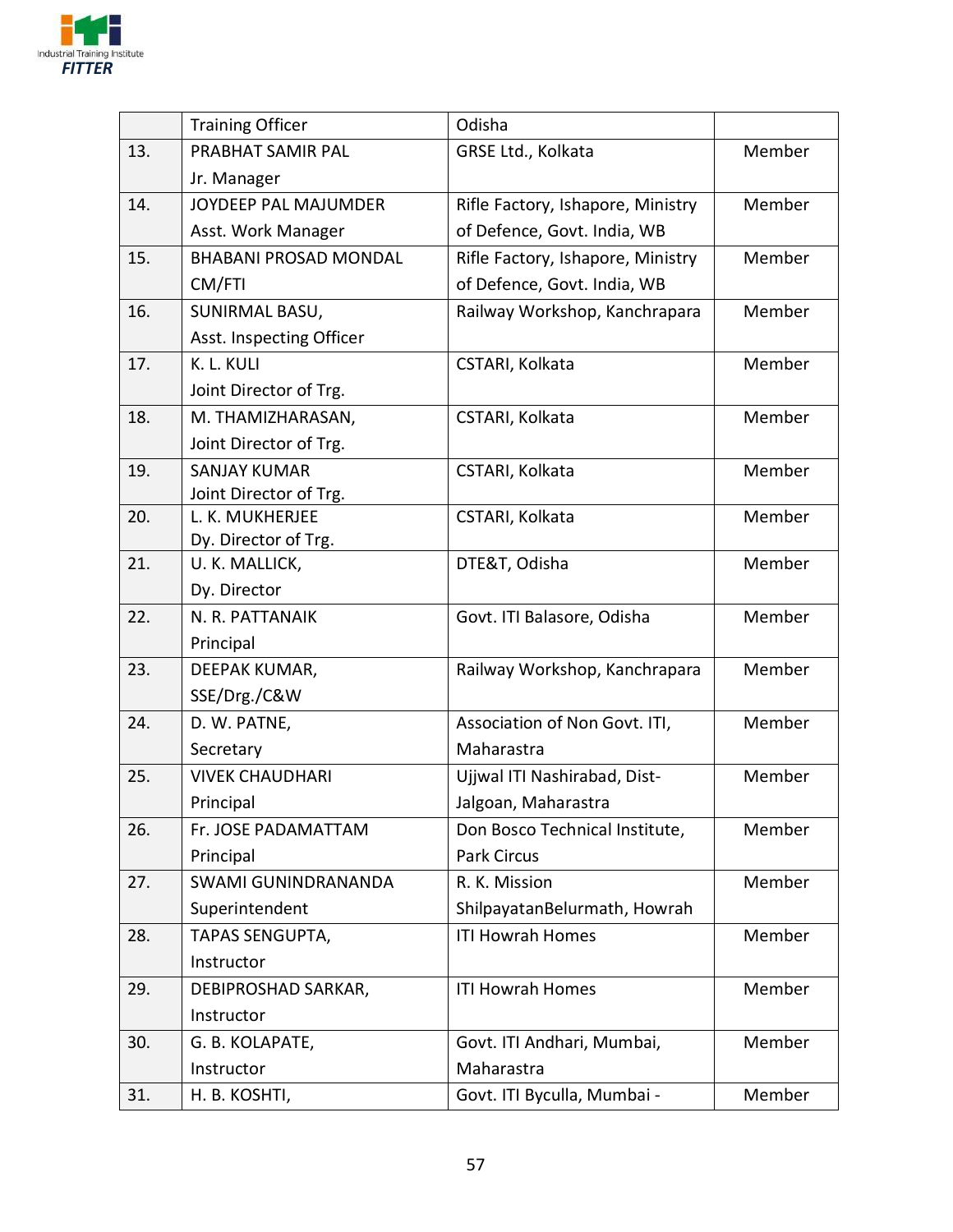|  |  |  |  |
|---|---|---|---|
|  | Training Officer | Odisha |  |
| 13. | PRABHAT SAMIR PAL<br>Jr. Manager | GRSE Ltd., Kolkata | Member |
| 14. | JOYDEEP PAL MAJUMDER<br>Asst. Work Manager | Rifle Factory, Ishapore, Ministry of Defence, Govt. India, WB | Member |
| 15. | BHABANI PROSAD MONDAL<br>CM/FTI | Rifle Factory, Ishapore, Ministry of Defence, Govt. India, WB | Member |
| 16. | SUNIRMAL BASU,<br>Asst. Inspecting Officer | Railway Workshop, Kanchrapara | Member |
| 17. | K. L. KULI<br>Joint Director of Trg. | CSTARI, Kolkata | Member |
| 18. | M. THAMIZHARASAN,<br>Joint Director of Trg. | CSTARI, Kolkata | Member |
| 19. | SANJAY KUMAR<br>Joint Director of Trg. | CSTARI, Kolkata | Member |
| 20. | L. K. MUKHERJEE<br>Dy. Director of Trg. | CSTARI, Kolkata | Member |
| 21. | U. K. MALLICK,<br>Dy. Director | DTE&T, Odisha | Member |
| 22. | N. R. PATTANAIK<br>Principal | Govt. ITI Balasore, Odisha | Member |
| 23. | DEEPAK KUMAR,<br>SSE/Drg./C&W | Railway Workshop, Kanchrapara | Member |
| 24. | D. W. PATNE,<br>Secretary | Association of Non Govt. ITI, Maharastra | Member |
| 25. | VIVEK CHAUDHARI<br>Principal | Ujjwal ITI Nashirabad, Dist-Jalgoan, Maharastra | Member |
| 26. | Fr. JOSE PADAMATTAM<br>Principal | Don Bosco Technical Institute, Park Circus | Member |
| 27. | SWAMI GUNINDRANANDA<br>Superintendent | R. K. Mission ShilpayatanBelurmath, Howrah | Member |
| 28. | TAPAS SENGUPTA,<br>Instructor | ITI Howrah Homes | Member |
| 29. | DEBIPROSHAD SARKAR,<br>Instructor | ITI Howrah Homes | Member |
| 30. | G. B. KOLAPATE,<br>Instructor | Govt. ITI Andhari, Mumbai, Maharastra | Member |
| 31. | H. B. KOSHTI, | Govt. ITI Byculla, Mumbai - | Member |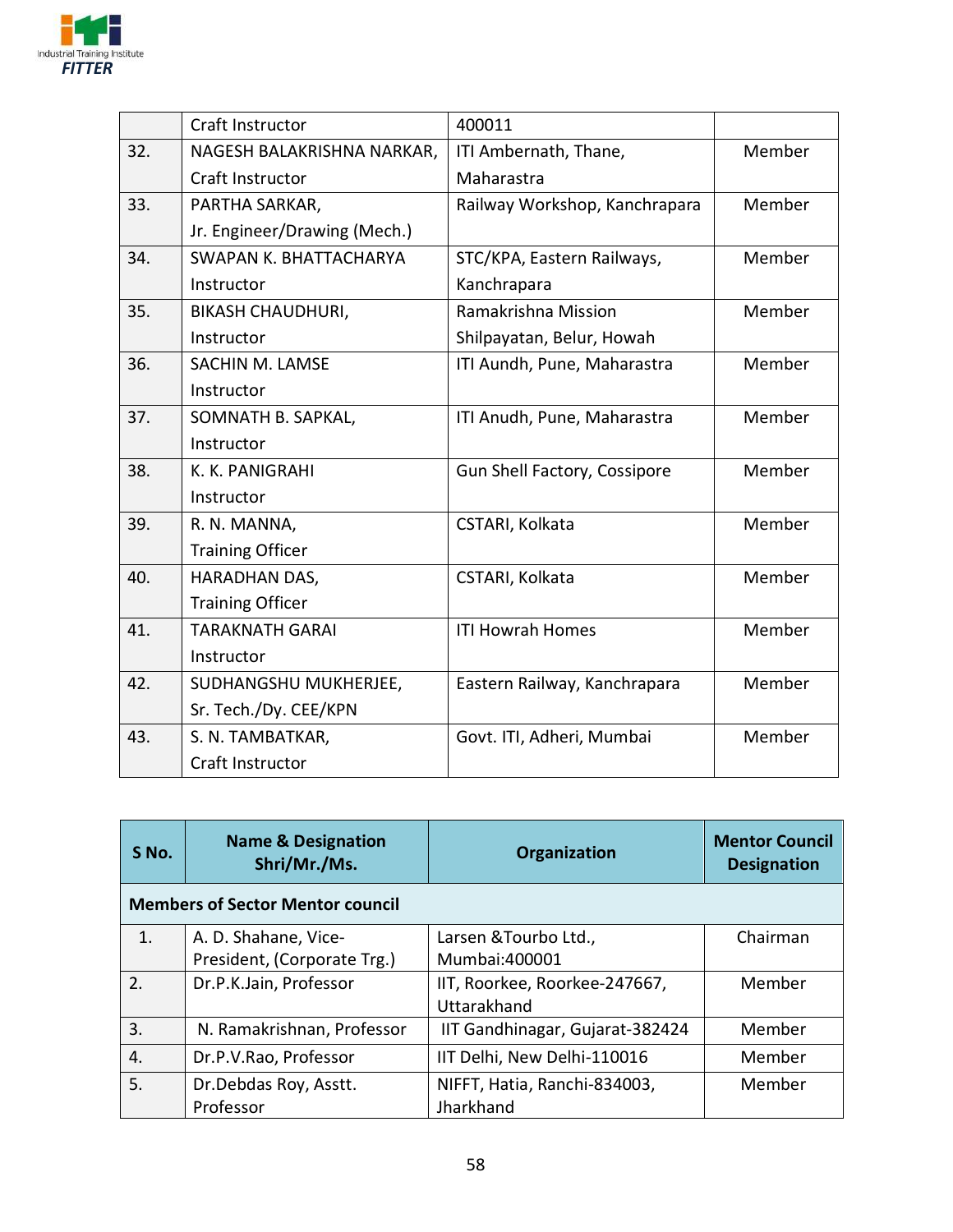| | | | |
|---|---|---|---|
| | Craft Instructor | 400011 | |
| 32. | NAGESH BALAKRISHNA NARKAR, Craft Instructor | ITI Ambernath, Thane, Maharastra | Member |
| 33. | PARTHA SARKAR, Jr. Engineer/Drawing (Mech.) | Railway Workshop, Kanchrapara | Member |
| 34. | SWAPAN K. BHATTACHARYA Instructor | STC/KPA, Eastern Railways, Kanchrapara | Member |
| 35. | BIKASH CHAUDHURI, Instructor | Ramakrishna Mission Shilpayatan, Belur, Howah | Member |
| 36. | SACHIN M. LAMSE Instructor | ITI Aundh, Pune, Maharastra | Member |
| 37. | SOMNATH B. SAPKAL, Instructor | ITI Anudh, Pune, Maharastra | Member |
| 38. | K. K. PANIGRAHI Instructor | Gun Shell Factory, Cossipore | Member |
| 39. | R. N. MANNA, Training Officer | CSTARI, Kolkata | Member |
| 40. | HARADHAN DAS, Training Officer | CSTARI, Kolkata | Member |
| 41. | TARAKNATH GARAI Instructor | ITI Howrah Homes | Member |
| 42. | SUDHANGSHU MUKHERJEE, Sr. Tech./Dy. CEE/KPN | Eastern Railway, Kanchrapara | Member |
| 43. | S. N. TAMBATKAR, Craft Instructor | Govt. ITI, Adheri, Mumbai | Member |

| S No. | Name & Designation Shri/Mr./Ms. | Organization | Mentor Council Designation |
|---|---|---|---|
| **Members of Sector Mentor council** | | | |
| 1. | A. D. Shahane, Vice-President, (Corporate Trg.) | Larsen &Tourbo Ltd., Mumbai:400001 | Chairman |
| 2. | Dr.P.K.Jain, Professor | IIT, Roorkee, Roorkee-247667, Uttarakhand | Member |
| 3. | N. Ramakrishnan, Professor | IIT Gandhinagar, Gujarat-382424 | Member |
| 4. | Dr.P.V.Rao, Professor | IIT Delhi, New Delhi-110016 | Member |
| 5. | Dr.Debdas Roy, Asstt. Professor | NIFFT, Hatia, Ranchi-834003, Jharkhand | Member |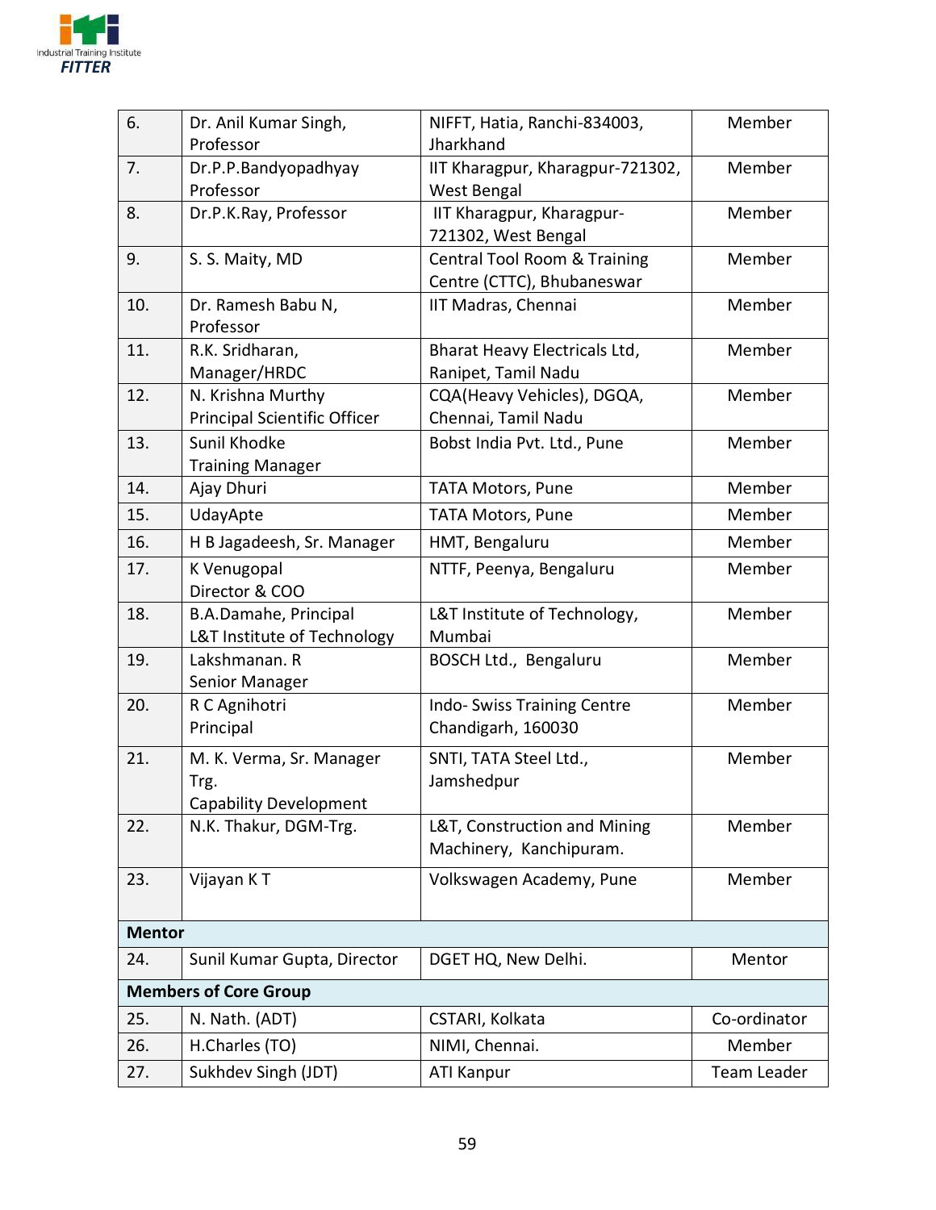| 6. | Dr. Anil Kumar Singh, Professor | NIFFT, Hatia, Ranchi-834003, Jharkhand | Member |
|---|---|---|---|
| 7. | Dr.P.P.Bandyopadhyay Professor | IIT Kharagpur, Kharagpur-721302, West Bengal | Member |
| 8. | Dr.P.K.Ray, Professor | IIT Kharagpur, Kharagpur-721302, West Bengal | Member |
| 9. | S. S. Maity, MD | Central Tool Room & Training Centre (CTTC), Bhubaneswar | Member |
| 10. | Dr. Ramesh Babu N, Professor | IIT Madras, Chennai | Member |
| 11. | R.K. Sridharan, Manager/HRDC | Bharat Heavy Electricals Ltd, Ranipet, Tamil Nadu | Member |
| 12. | N. Krishna Murthy Principal Scientific Officer | CQA(Heavy Vehicles), DGQA, Chennai, Tamil Nadu | Member |
| 13. | Sunil Khodke Training Manager | Bobst India Pvt. Ltd., Pune | Member |
| 14. | Ajay Dhuri | TATA Motors, Pune | Member |
| 15. | UdayApte | TATA Motors, Pune | Member |
| 16. | H B Jagadeesh, Sr. Manager | HMT, Bengaluru | Member |
| 17. | K Venugopal Director & COO | NTTF, Peenya, Bengaluru | Member |
| 18. | B.A.Damahe, Principal L&T Institute of Technology | L&T Institute of Technology, Mumbai | Member |
| 19. | Lakshmanan. R Senior Manager | BOSCH Ltd., Bengaluru | Member |
| 20. | R C Agnihotri Principal | Indo- Swiss Training Centre Chandigarh, 160030 | Member |
| 21. | M. K. Verma, Sr. Manager Trg. Capability Development | SNTI, TATA Steel Ltd., Jamshedpur | Member |
| 22. | N.K. Thakur, DGM-Trg. | L&T, Construction and Mining Machinery, Kanchipuram. | Member |
| 23. | Vijayan K T | Volkswagen Academy, Pune | Member |
| **Mentor** | | | |
| 24. | Sunil Kumar Gupta, Director | DGET HQ, New Delhi. | Mentor |
| **Members of Core Group** | | | |
| 25. | N. Nath. (ADT) | CSTARI, Kolkata | Co-ordinator |
| 26. | H.Charles (TO) | NIMI, Chennai. | Member |
| 27. | Sukhdev Singh (JDT) | ATI Kanpur | Team Leader |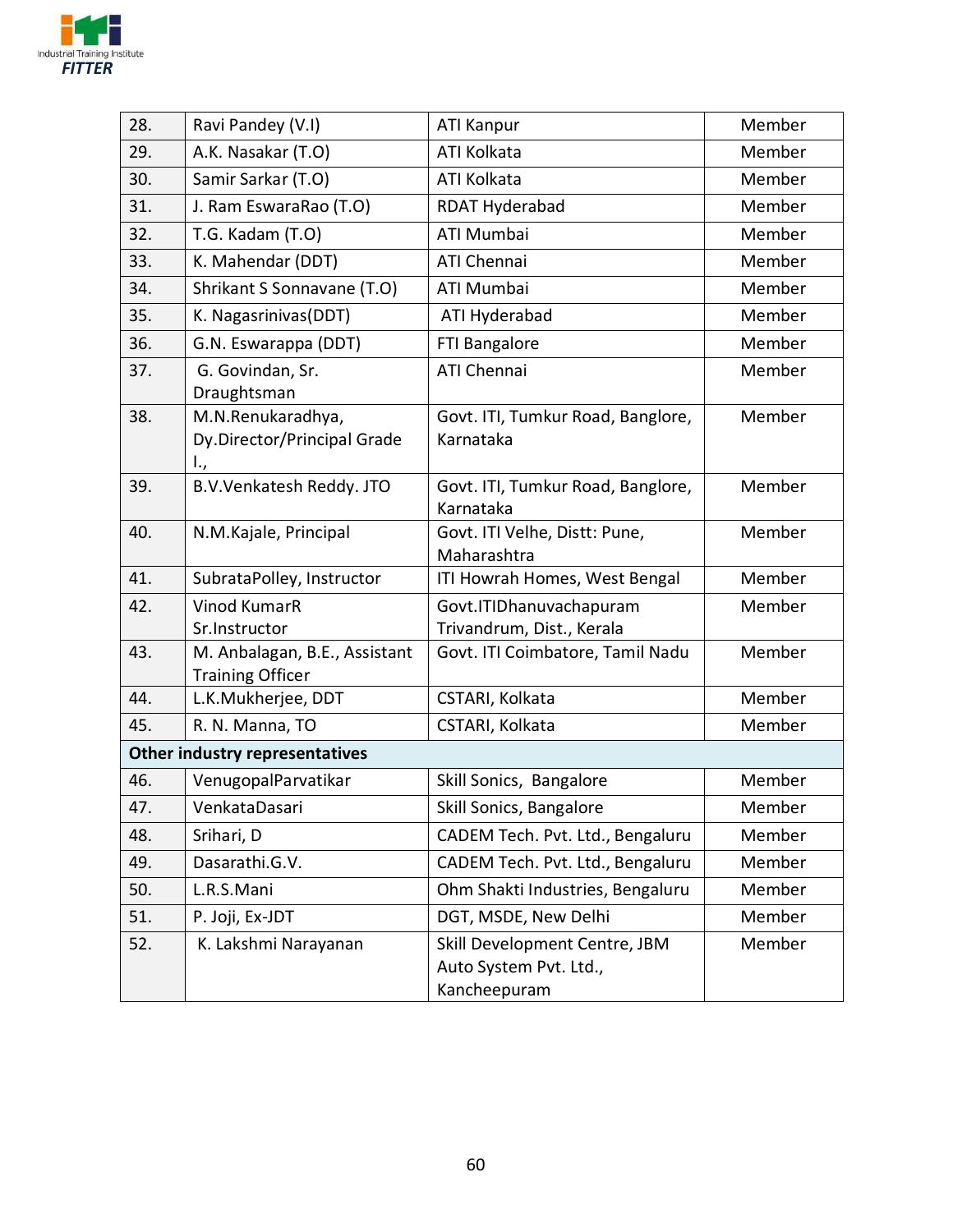| 28. | Ravi Pandey (V.I) | ATI Kanpur | Member |
|---|---|---|---|
| 29. | A.K. Nasakar (T.O) | ATI Kolkata | Member |
| 30. | Samir Sarkar (T.O) | ATI Kolkata | Member |
| 31. | J. Ram EswaraRao (T.O) | RDAT Hyderabad | Member |
| 32. | T.G. Kadam (T.O) | ATI Mumbai | Member |
| 33. | K. Mahendar (DDT) | ATI Chennai | Member |
| 34. | Shrikant S Sonnavane (T.O) | ATI Mumbai | Member |
| 35. | K. Nagasrinivas(DDT) | ATI Hyderabad | Member |
| 36. | G.N. Eswarappa (DDT) | FTI Bangalore | Member |
| 37. | G. Govindan, Sr. Draughtsman | ATI Chennai | Member |
| 38. | M.N.Renukaradhya, Dy.Director/Principal Grade I., | Govt. ITI, Tumkur Road, Banglore, Karnataka | Member |
| 39. | B.V.Venkatesh Reddy. JTO | Govt. ITI, Tumkur Road, Banglore, Karnataka | Member |
| 40. | N.M.Kajale, Principal | Govt. ITI Velhe, Distt: Pune, Maharashtra | Member |
| 41. | SubrataPolley, Instructor | ITI Howrah Homes, West Bengal | Member |
| 42. | Vinod KumarR Sr.Instructor | Govt.ITIDhanuvachapuram Trivandrum, Dist., Kerala | Member |
| 43. | M. Anbalagan, B.E., Assistant Training Officer | Govt. ITI Coimbatore, Tamil Nadu | Member |
| 44. | L.K.Mukherjee, DDT | CSTARI, Kolkata | Member |
| 45. | R. N. Manna, TO | CSTARI, Kolkata | Member |
| **Other industry representatives** | | | |
| 46. | VenugopalParvatikar | Skill Sonics, Bangalore | Member |
| 47. | VenkataDasari | Skill Sonics, Bangalore | Member |
| 48. | Srihari, D | CADEM Tech. Pvt. Ltd., Bengaluru | Member |
| 49. | Dasarathi.G.V. | CADEM Tech. Pvt. Ltd., Bengaluru | Member |
| 50. | L.R.S.Mani | Ohm Shakti Industries, Bengaluru | Member |
| 51. | P. Joji, Ex-JDT | DGT, MSDE, New Delhi | Member |
| 52. | K. Lakshmi Narayanan | Skill Development Centre, JBM Auto System Pvt. Ltd., Kancheepuram | Member |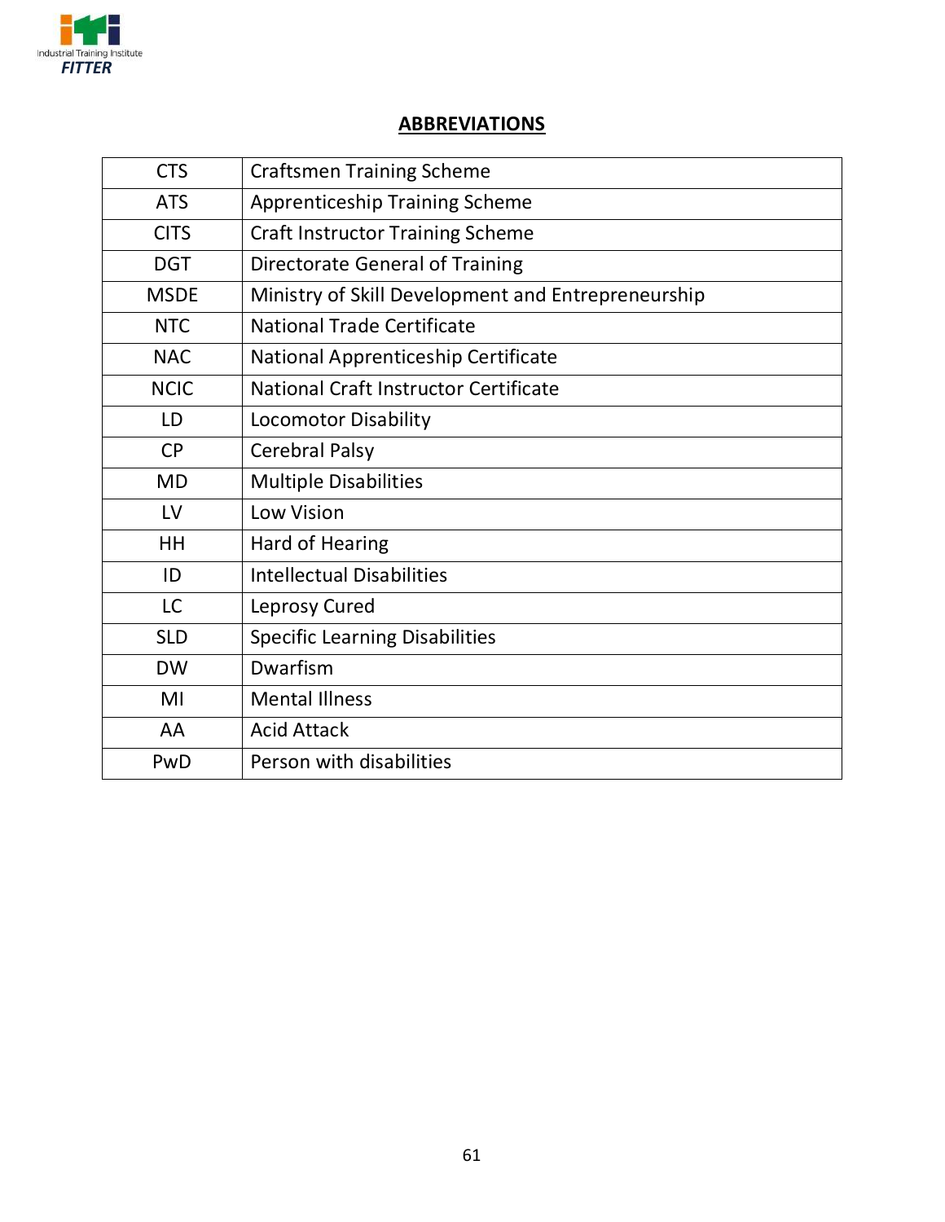## ABBREVIATIONS

| | |
|---|---|
| CTS | Craftsmen Training Scheme |
| ATS | Apprenticeship Training Scheme |
| CITS | Craft Instructor Training Scheme |
| DGT | Directorate General of Training |
| MSDE | Ministry of Skill Development and Entrepreneurship |
| NTC | National Trade Certificate |
| NAC | National Apprenticeship Certificate |
| NCIC | National Craft Instructor Certificate |
| LD | Locomotor Disability |
| CP | Cerebral Palsy |
| MD | Multiple Disabilities |
| LV | Low Vision |
| HH | Hard of Hearing |
| ID | Intellectual Disabilities |
| LC | Leprosy Cured |
| SLD | Specific Learning Disabilities |
| DW | Dwarfism |
| MI | Mental Illness |
| AA | Acid Attack |
| PwD | Person with disabilities |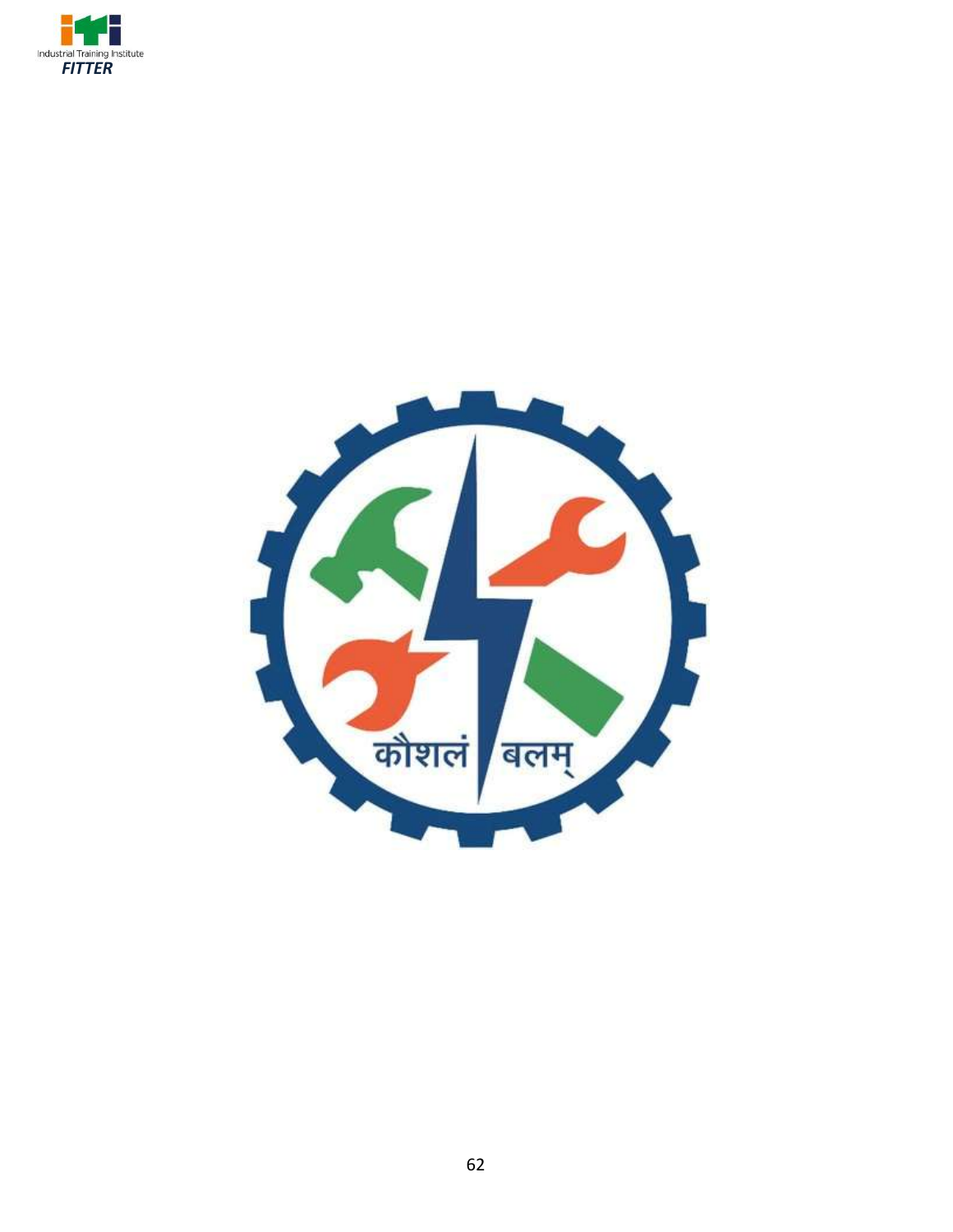कौशलं बलम्